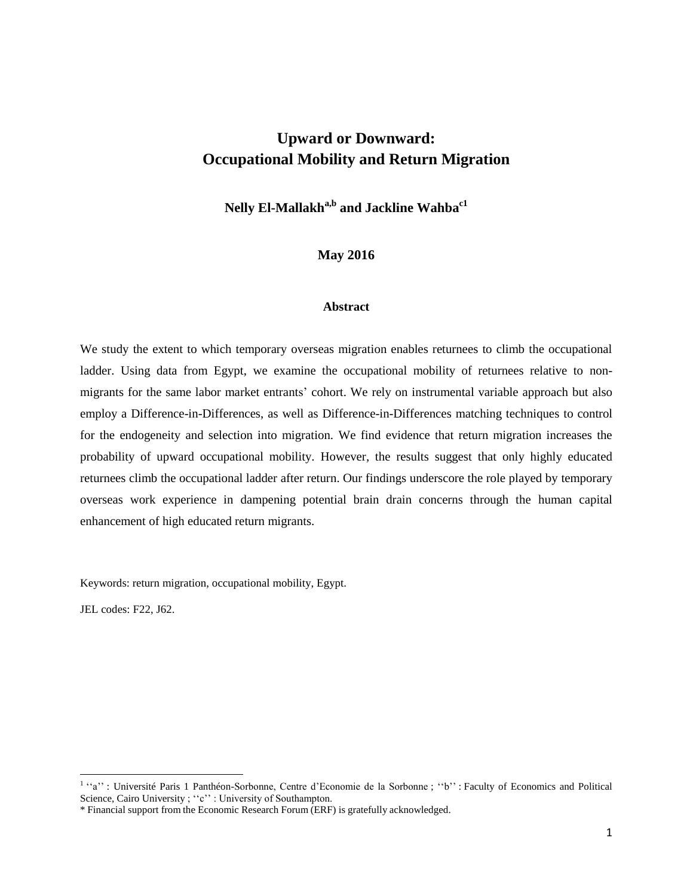# Upward or Downward:
# Occupational Mobility and Return Migration

**Nelly El-Mallakh[a,b] and Jackline Wahba[c1]**

**May 2016**

### Abstract

We study the extent to which temporary overseas migration enables returnees to climb the occupational ladder. Using data from Egypt, we examine the occupational mobility of returnees relative to non-migrants for the same labor market entrants' cohort. We rely on instrumental variable approach but also employ a Difference-in-Differences, as well as Difference-in-Differences matching techniques to control for the endogeneity and selection into migration. We find evidence that return migration increases the probability of upward occupational mobility. However, the results suggest that only highly educated returnees climb the occupational ladder after return. Our findings underscore the role played by temporary overseas work experience in dampening potential brain drain concerns through the human capital enhancement of high educated return migrants.

Keywords: return migration, occupational mobility, Egypt.

JEL codes: F22, J62.

---

[1] ''a'' : Université Paris 1 Panthéon-Sorbonne, Centre d'Economie de la Sorbonne ; ''b'' : Faculty of Economics and Political Science, Cairo University ; ''c'' : University of Southampton.

* Financial support from the Economic Research Forum (ERF) is gratefully acknowledged.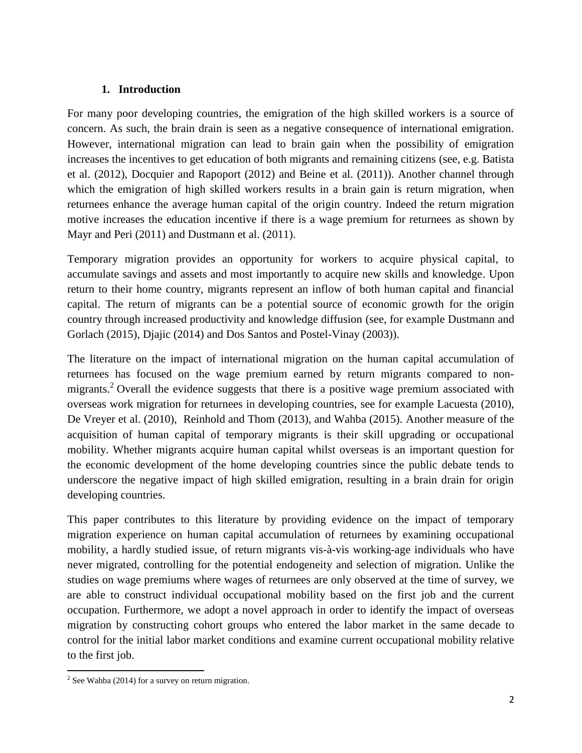## 1. Introduction

For many poor developing countries, the emigration of the high skilled workers is a source of concern. As such, the brain drain is seen as a negative consequence of international emigration. However, international migration can lead to brain gain when the possibility of emigration increases the incentives to get education of both migrants and remaining citizens (see, e.g. Batista et al. (2012), Docquier and Rapoport (2012) and Beine et al. (2011)). Another channel through which the emigration of high skilled workers results in a brain gain is return migration, when returnees enhance the average human capital of the origin country. Indeed the return migration motive increases the education incentive if there is a wage premium for returnees as shown by Mayr and Peri (2011) and Dustmann et al. (2011).

Temporary migration provides an opportunity for workers to acquire physical capital, to accumulate savings and assets and most importantly to acquire new skills and knowledge. Upon return to their home country, migrants represent an inflow of both human capital and financial capital. The return of migrants can be a potential source of economic growth for the origin country through increased productivity and knowledge diffusion (see, for example Dustmann and Gorlach (2015), Djajic (2014) and Dos Santos and Postel-Vinay (2003)).

The literature on the impact of international migration on the human capital accumulation of returnees has focused on the wage premium earned by return migrants compared to non-migrants.[2] Overall the evidence suggests that there is a positive wage premium associated with overseas work migration for returnees in developing countries, see for example Lacuesta (2010), De Vreyer et al. (2010), Reinhold and Thom (2013), and Wahba (2015). Another measure of the acquisition of human capital of temporary migrants is their skill upgrading or occupational mobility. Whether migrants acquire human capital whilst overseas is an important question for the economic development of the home developing countries since the public debate tends to underscore the negative impact of high skilled emigration, resulting in a brain drain for origin developing countries.

This paper contributes to this literature by providing evidence on the impact of temporary migration experience on human capital accumulation of returnees by examining occupational mobility, a hardly studied issue, of return migrants vis-à-vis working-age individuals who have never migrated, controlling for the potential endogeneity and selection of migration. Unlike the studies on wage premiums where wages of returnees are only observed at the time of survey, we are able to construct individual occupational mobility based on the first job and the current occupation. Furthermore, we adopt a novel approach in order to identify the impact of overseas migration by constructing cohort groups who entered the labor market in the same decade to control for the initial labor market conditions and examine current occupational mobility relative to the first job.

[2] See Wahba (2014) for a survey on return migration.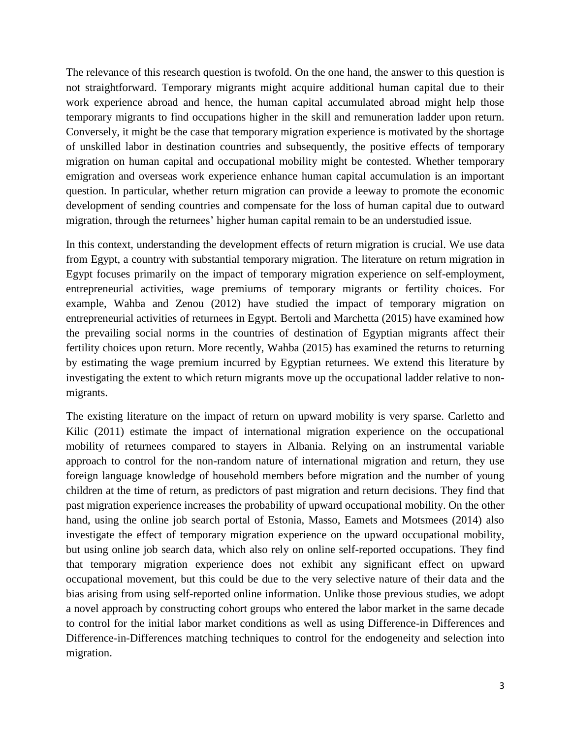The relevance of this research question is twofold. On the one hand, the answer to this question is not straightforward. Temporary migrants might acquire additional human capital due to their work experience abroad and hence, the human capital accumulated abroad might help those temporary migrants to find occupations higher in the skill and remuneration ladder upon return. Conversely, it might be the case that temporary migration experience is motivated by the shortage of unskilled labor in destination countries and subsequently, the positive effects of temporary migration on human capital and occupational mobility might be contested. Whether temporary emigration and overseas work experience enhance human capital accumulation is an important question. In particular, whether return migration can provide a leeway to promote the economic development of sending countries and compensate for the loss of human capital due to outward migration, through the returnees' higher human capital remain to be an understudied issue.

In this context, understanding the development effects of return migration is crucial. We use data from Egypt, a country with substantial temporary migration. The literature on return migration in Egypt focuses primarily on the impact of temporary migration experience on self-employment, entrepreneurial activities, wage premiums of temporary migrants or fertility choices. For example, Wahba and Zenou (2012) have studied the impact of temporary migration on entrepreneurial activities of returnees in Egypt. Bertoli and Marchetta (2015) have examined how the prevailing social norms in the countries of destination of Egyptian migrants affect their fertility choices upon return. More recently, Wahba (2015) has examined the returns to returning by estimating the wage premium incurred by Egyptian returnees. We extend this literature by investigating the extent to which return migrants move up the occupational ladder relative to non-migrants.

The existing literature on the impact of return on upward mobility is very sparse. Carletto and Kilic (2011) estimate the impact of international migration experience on the occupational mobility of returnees compared to stayers in Albania. Relying on an instrumental variable approach to control for the non-random nature of international migration and return, they use foreign language knowledge of household members before migration and the number of young children at the time of return, as predictors of past migration and return decisions. They find that past migration experience increases the probability of upward occupational mobility. On the other hand, using the online job search portal of Estonia, Masso, Eamets and Motsmees (2014) also investigate the effect of temporary migration experience on the upward occupational mobility, but using online job search data, which also rely on online self-reported occupations. They find that temporary migration experience does not exhibit any significant effect on upward occupational movement, but this could be due to the very selective nature of their data and the bias arising from using self-reported online information. Unlike those previous studies, we adopt a novel approach by constructing cohort groups who entered the labor market in the same decade to control for the initial labor market conditions as well as using Difference-in Differences and Difference-in-Differences matching techniques to control for the endogeneity and selection into migration.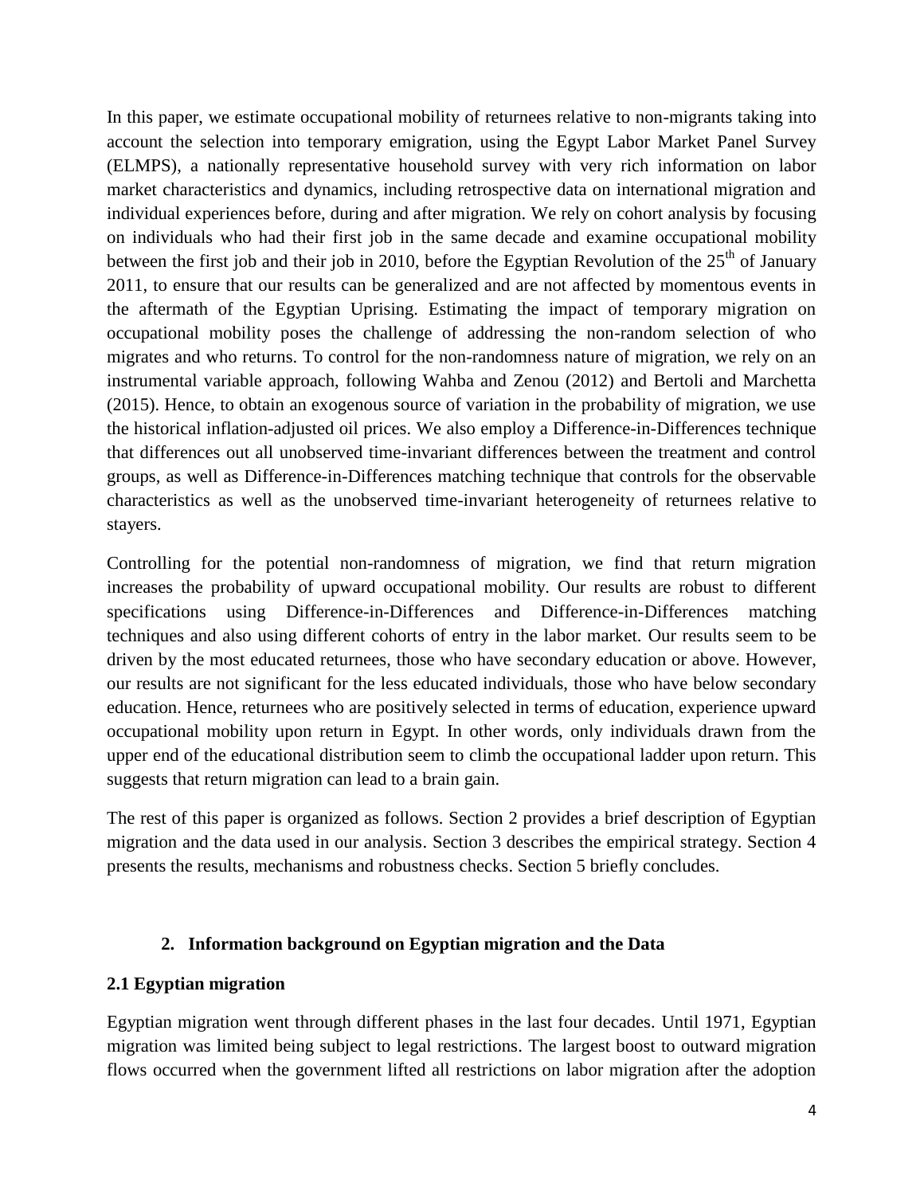In this paper, we estimate occupational mobility of returnees relative to non-migrants taking into account the selection into temporary emigration, using the Egypt Labor Market Panel Survey (ELMPS), a nationally representative household survey with very rich information on labor market characteristics and dynamics, including retrospective data on international migration and individual experiences before, during and after migration. We rely on cohort analysis by focusing on individuals who had their first job in the same decade and examine occupational mobility between the first job and their job in 2010, before the Egyptian Revolution of the 25th of January 2011, to ensure that our results can be generalized and are not affected by momentous events in the aftermath of the Egyptian Uprising. Estimating the impact of temporary migration on occupational mobility poses the challenge of addressing the non-random selection of who migrates and who returns. To control for the non-randomness nature of migration, we rely on an instrumental variable approach, following Wahba and Zenou (2012) and Bertoli and Marchetta (2015). Hence, to obtain an exogenous source of variation in the probability of migration, we use the historical inflation-adjusted oil prices. We also employ a Difference-in-Differences technique that differences out all unobserved time-invariant differences between the treatment and control groups, as well as Difference-in-Differences matching technique that controls for the observable characteristics as well as the unobserved time-invariant heterogeneity of returnees relative to stayers.

Controlling for the potential non-randomness of migration, we find that return migration increases the probability of upward occupational mobility. Our results are robust to different specifications using Difference-in-Differences and Difference-in-Differences matching techniques and also using different cohorts of entry in the labor market. Our results seem to be driven by the most educated returnees, those who have secondary education or above. However, our results are not significant for the less educated individuals, those who have below secondary education. Hence, returnees who are positively selected in terms of education, experience upward occupational mobility upon return in Egypt. In other words, only individuals drawn from the upper end of the educational distribution seem to climb the occupational ladder upon return. This suggests that return migration can lead to a brain gain.

The rest of this paper is organized as follows. Section 2 provides a brief description of Egyptian migration and the data used in our analysis. Section 3 describes the empirical strategy. Section 4 presents the results, mechanisms and robustness checks. Section 5 briefly concludes.

## 2. Information background on Egyptian migration and the Data

### 2.1 Egyptian migration

Egyptian migration went through different phases in the last four decades. Until 1971, Egyptian migration was limited being subject to legal restrictions. The largest boost to outward migration flows occurred when the government lifted all restrictions on labor migration after the adoption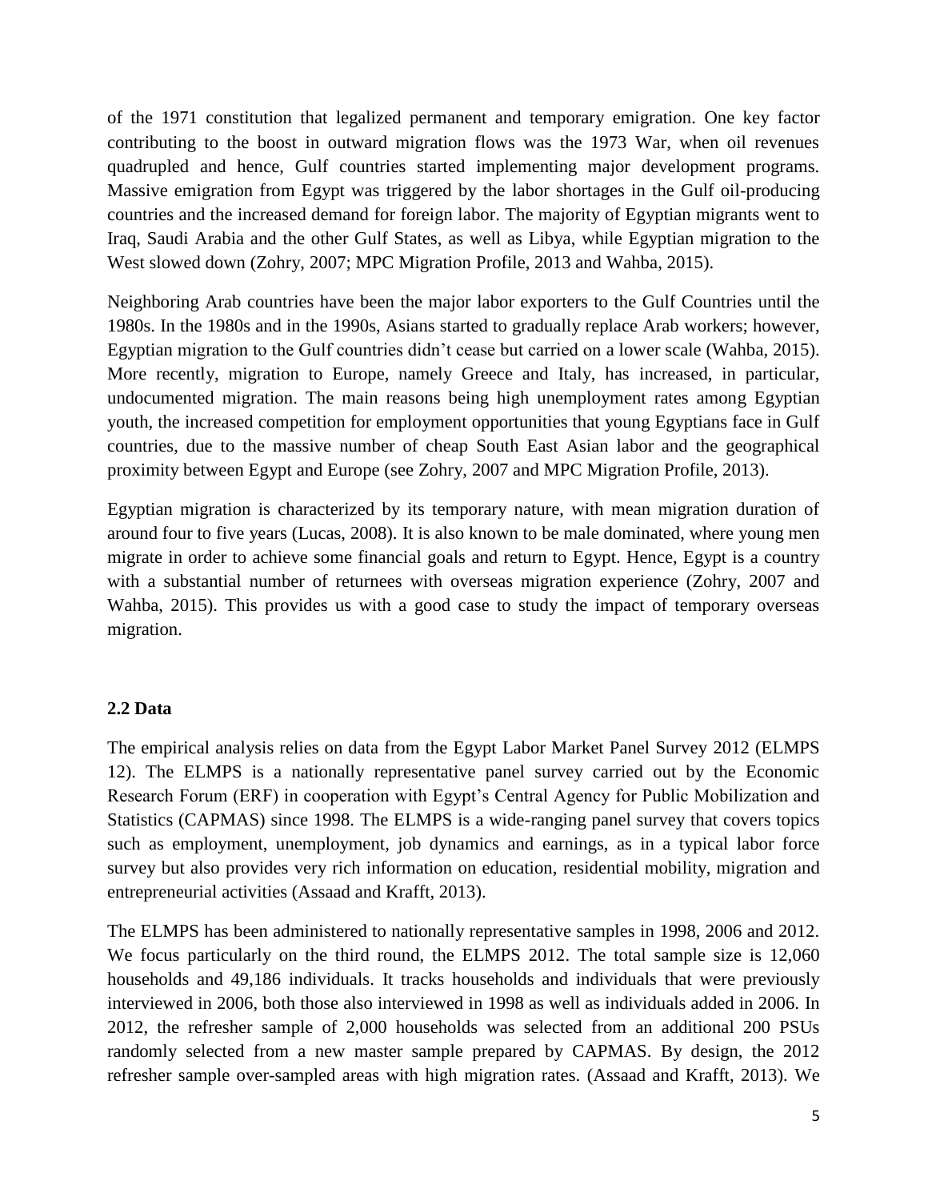of the 1971 constitution that legalized permanent and temporary emigration. One key factor contributing to the boost in outward migration flows was the 1973 War, when oil revenues quadrupled and hence, Gulf countries started implementing major development programs. Massive emigration from Egypt was triggered by the labor shortages in the Gulf oil-producing countries and the increased demand for foreign labor. The majority of Egyptian migrants went to Iraq, Saudi Arabia and the other Gulf States, as well as Libya, while Egyptian migration to the West slowed down (Zohry, 2007; MPC Migration Profile, 2013 and Wahba, 2015).

Neighboring Arab countries have been the major labor exporters to the Gulf Countries until the 1980s. In the 1980s and in the 1990s, Asians started to gradually replace Arab workers; however, Egyptian migration to the Gulf countries didn't cease but carried on a lower scale (Wahba, 2015). More recently, migration to Europe, namely Greece and Italy, has increased, in particular, undocumented migration. The main reasons being high unemployment rates among Egyptian youth, the increased competition for employment opportunities that young Egyptians face in Gulf countries, due to the massive number of cheap South East Asian labor and the geographical proximity between Egypt and Europe (see Zohry, 2007 and MPC Migration Profile, 2013).

Egyptian migration is characterized by its temporary nature, with mean migration duration of around four to five years (Lucas, 2008). It is also known to be male dominated, where young men migrate in order to achieve some financial goals and return to Egypt. Hence, Egypt is a country with a substantial number of returnees with overseas migration experience (Zohry, 2007 and Wahba, 2015). This provides us with a good case to study the impact of temporary overseas migration.

## 2.2 Data

The empirical analysis relies on data from the Egypt Labor Market Panel Survey 2012 (ELMPS 12). The ELMPS is a nationally representative panel survey carried out by the Economic Research Forum (ERF) in cooperation with Egypt's Central Agency for Public Mobilization and Statistics (CAPMAS) since 1998. The ELMPS is a wide-ranging panel survey that covers topics such as employment, unemployment, job dynamics and earnings, as in a typical labor force survey but also provides very rich information on education, residential mobility, migration and entrepreneurial activities (Assaad and Krafft, 2013).

The ELMPS has been administered to nationally representative samples in 1998, 2006 and 2012. We focus particularly on the third round, the ELMPS 2012. The total sample size is 12,060 households and 49,186 individuals. It tracks households and individuals that were previously interviewed in 2006, both those also interviewed in 1998 as well as individuals added in 2006. In 2012, the refresher sample of 2,000 households was selected from an additional 200 PSUs randomly selected from a new master sample prepared by CAPMAS. By design, the 2012 refresher sample over-sampled areas with high migration rates. (Assaad and Krafft, 2013). We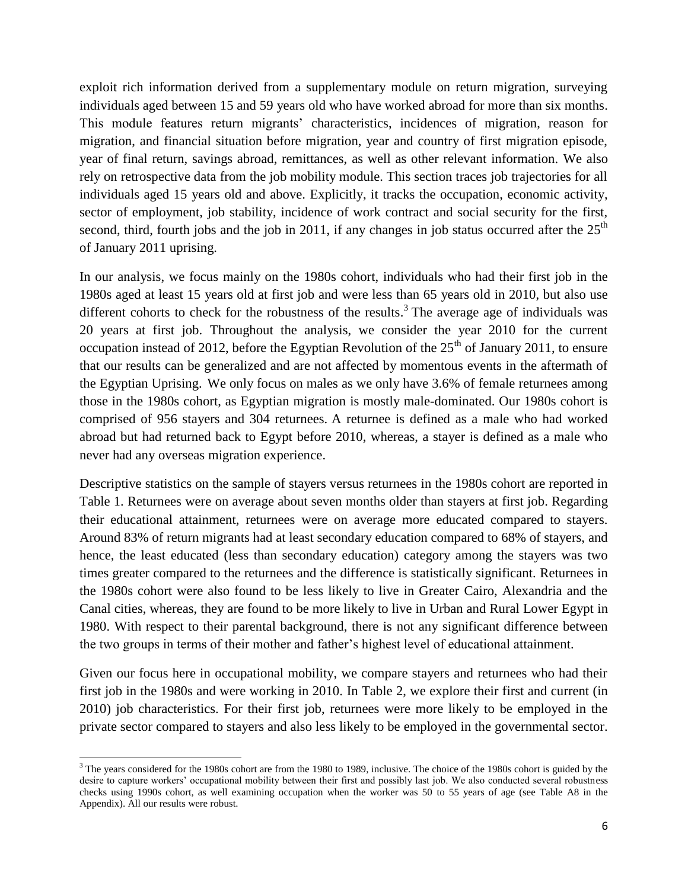exploit rich information derived from a supplementary module on return migration, surveying individuals aged between 15 and 59 years old who have worked abroad for more than six months. This module features return migrants' characteristics, incidences of migration, reason for migration, and financial situation before migration, year and country of first migration episode, year of final return, savings abroad, remittances, as well as other relevant information. We also rely on retrospective data from the job mobility module. This section traces job trajectories for all individuals aged 15 years old and above. Explicitly, it tracks the occupation, economic activity, sector of employment, job stability, incidence of work contract and social security for the first, second, third, fourth jobs and the job in 2011, if any changes in job status occurred after the 25th of January 2011 uprising.

In our analysis, we focus mainly on the 1980s cohort, individuals who had their first job in the 1980s aged at least 15 years old at first job and were less than 65 years old in 2010, but also use different cohorts to check for the robustness of the results.[3] The average age of individuals was 20 years at first job. Throughout the analysis, we consider the year 2010 for the current occupation instead of 2012, before the Egyptian Revolution of the 25th of January 2011, to ensure that our results can be generalized and are not affected by momentous events in the aftermath of the Egyptian Uprising. We only focus on males as we only have 3.6% of female returnees among those in the 1980s cohort, as Egyptian migration is mostly male-dominated. Our 1980s cohort is comprised of 956 stayers and 304 returnees. A returnee is defined as a male who had worked abroad but had returned back to Egypt before 2010, whereas, a stayer is defined as a male who never had any overseas migration experience.

Descriptive statistics on the sample of stayers versus returnees in the 1980s cohort are reported in Table 1. Returnees were on average about seven months older than stayers at first job. Regarding their educational attainment, returnees were on average more educated compared to stayers. Around 83% of return migrants had at least secondary education compared to 68% of stayers, and hence, the least educated (less than secondary education) category among the stayers was two times greater compared to the returnees and the difference is statistically significant. Returnees in the 1980s cohort were also found to be less likely to live in Greater Cairo, Alexandria and the Canal cities, whereas, they are found to be more likely to live in Urban and Rural Lower Egypt in 1980. With respect to their parental background, there is not any significant difference between the two groups in terms of their mother and father's highest level of educational attainment.

Given our focus here in occupational mobility, we compare stayers and returnees who had their first job in the 1980s and were working in 2010. In Table 2, we explore their first and current (in 2010) job characteristics. For their first job, returnees were more likely to be employed in the private sector compared to stayers and also less likely to be employed in the governmental sector.

---

[3] The years considered for the 1980s cohort are from the 1980 to 1989, inclusive. The choice of the 1980s cohort is guided by the desire to capture workers' occupational mobility between their first and possibly last job. We also conducted several robustness checks using 1990s cohort, as well examining occupation when the worker was 50 to 55 years of age (see Table A8 in the Appendix). All our results were robust.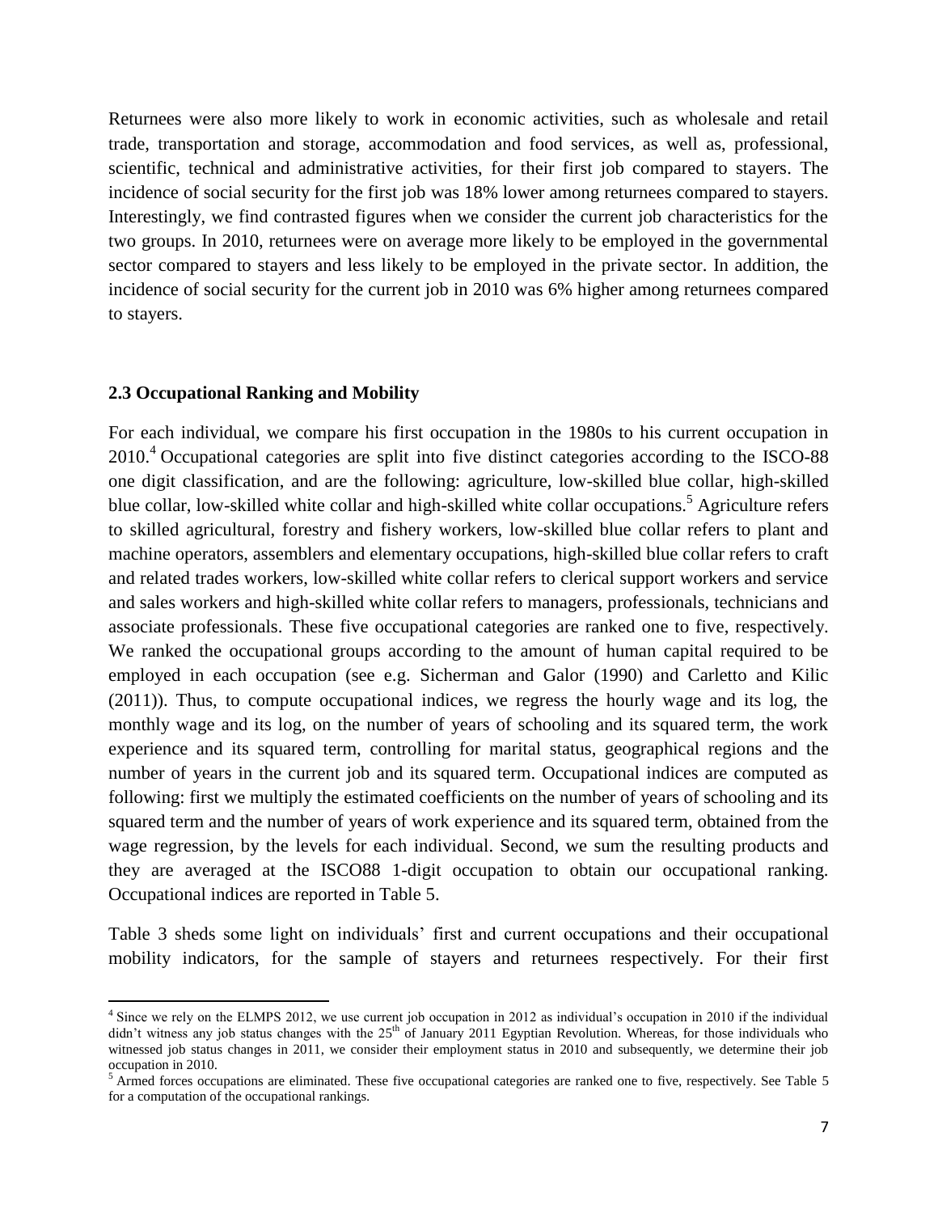Returnees were also more likely to work in economic activities, such as wholesale and retail trade, transportation and storage, accommodation and food services, as well as, professional, scientific, technical and administrative activities, for their first job compared to stayers. The incidence of social security for the first job was 18% lower among returnees compared to stayers. Interestingly, we find contrasted figures when we consider the current job characteristics for the two groups. In 2010, returnees were on average more likely to be employed in the governmental sector compared to stayers and less likely to be employed in the private sector. In addition, the incidence of social security for the current job in 2010 was 6% higher among returnees compared to stayers.

### 2.3 Occupational Ranking and Mobility

For each individual, we compare his first occupation in the 1980s to his current occupation in 2010.[4] Occupational categories are split into five distinct categories according to the ISCO-88 one digit classification, and are the following: agriculture, low-skilled blue collar, high-skilled blue collar, low-skilled white collar and high-skilled white collar occupations.[5] Agriculture refers to skilled agricultural, forestry and fishery workers, low-skilled blue collar refers to plant and machine operators, assemblers and elementary occupations, high-skilled blue collar refers to craft and related trades workers, low-skilled white collar refers to clerical support workers and service and sales workers and high-skilled white collar refers to managers, professionals, technicians and associate professionals. These five occupational categories are ranked one to five, respectively. We ranked the occupational groups according to the amount of human capital required to be employed in each occupation (see e.g. Sicherman and Galor (1990) and Carletto and Kilic (2011)). Thus, to compute occupational indices, we regress the hourly wage and its log, the monthly wage and its log, on the number of years of schooling and its squared term, the work experience and its squared term, controlling for marital status, geographical regions and the number of years in the current job and its squared term. Occupational indices are computed as following: first we multiply the estimated coefficients on the number of years of schooling and its squared term and the number of years of work experience and its squared term, obtained from the wage regression, by the levels for each individual. Second, we sum the resulting products and they are averaged at the ISCO88 1-digit occupation to obtain our occupational ranking. Occupational indices are reported in Table 5.

Table 3 sheds some light on individuals' first and current occupations and their occupational mobility indicators, for the sample of stayers and returnees respectively. For their first

---

[4] Since we rely on the ELMPS 2012, we use current job occupation in 2012 as individual's occupation in 2010 if the individual didn't witness any job status changes with the 25th of January 2011 Egyptian Revolution. Whereas, for those individuals who witnessed job status changes in 2011, we consider their employment status in 2010 and subsequently, we determine their job occupation in 2010.

[5] Armed forces occupations are eliminated. These five occupational categories are ranked one to five, respectively. See Table 5 for a computation of the occupational rankings.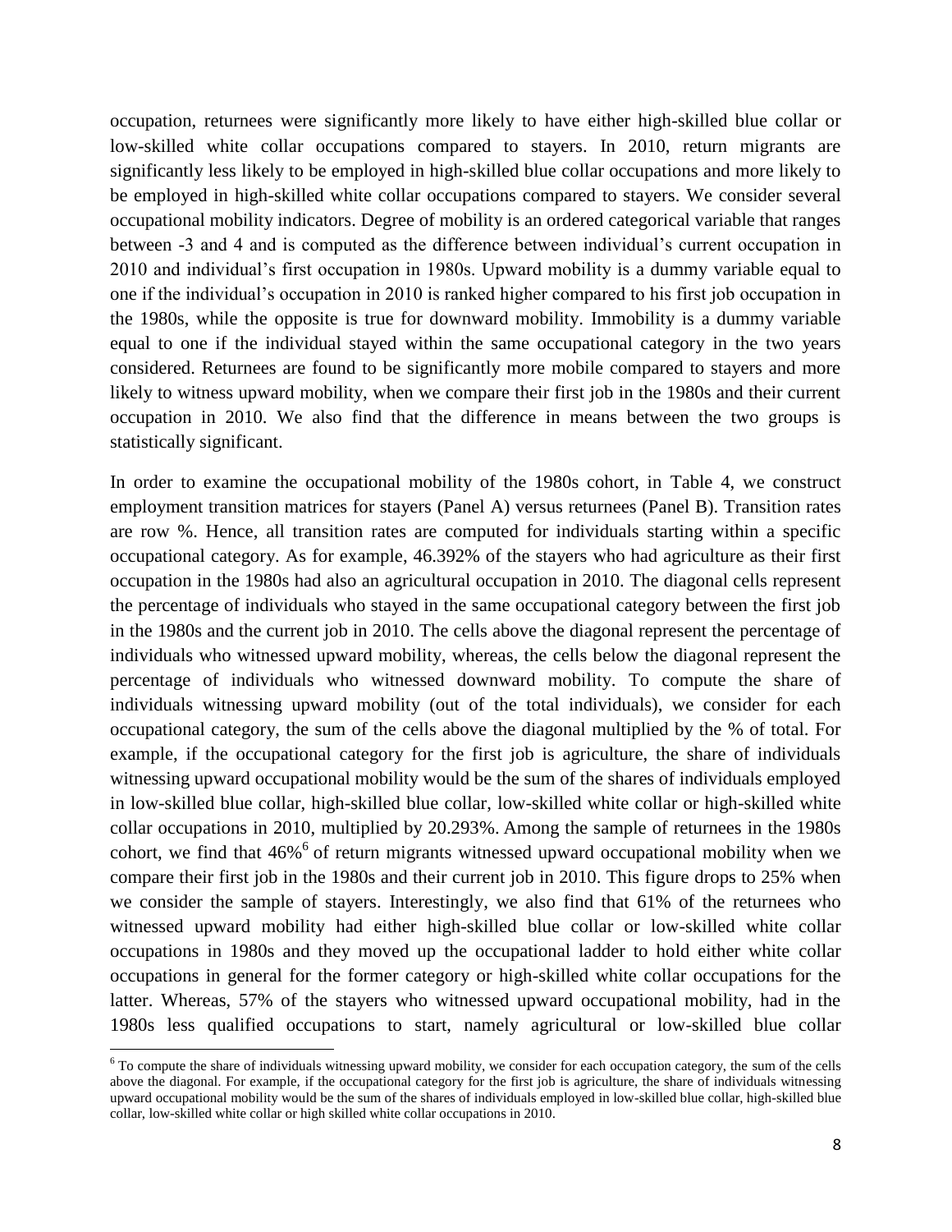occupation, returnees were significantly more likely to have either high-skilled blue collar or low-skilled white collar occupations compared to stayers. In 2010, return migrants are significantly less likely to be employed in high-skilled blue collar occupations and more likely to be employed in high-skilled white collar occupations compared to stayers. We consider several occupational mobility indicators. Degree of mobility is an ordered categorical variable that ranges between -3 and 4 and is computed as the difference between individual's current occupation in 2010 and individual's first occupation in 1980s. Upward mobility is a dummy variable equal to one if the individual's occupation in 2010 is ranked higher compared to his first job occupation in the 1980s, while the opposite is true for downward mobility. Immobility is a dummy variable equal to one if the individual stayed within the same occupational category in the two years considered. Returnees are found to be significantly more mobile compared to stayers and more likely to witness upward mobility, when we compare their first job in the 1980s and their current occupation in 2010. We also find that the difference in means between the two groups is statistically significant.

In order to examine the occupational mobility of the 1980s cohort, in Table 4, we construct employment transition matrices for stayers (Panel A) versus returnees (Panel B). Transition rates are row %. Hence, all transition rates are computed for individuals starting within a specific occupational category. As for example, 46.392% of the stayers who had agriculture as their first occupation in the 1980s had also an agricultural occupation in 2010. The diagonal cells represent the percentage of individuals who stayed in the same occupational category between the first job in the 1980s and the current job in 2010. The cells above the diagonal represent the percentage of individuals who witnessed upward mobility, whereas, the cells below the diagonal represent the percentage of individuals who witnessed downward mobility. To compute the share of individuals witnessing upward mobility (out of the total individuals), we consider for each occupational category, the sum of the cells above the diagonal multiplied by the % of total. For example, if the occupational category for the first job is agriculture, the share of individuals witnessing upward occupational mobility would be the sum of the shares of individuals employed in low-skilled blue collar, high-skilled blue collar, low-skilled white collar or high-skilled white collar occupations in 2010, multiplied by 20.293%. Among the sample of returnees in the 1980s cohort, we find that 46%[6] of return migrants witnessed upward occupational mobility when we compare their first job in the 1980s and their current job in 2010. This figure drops to 25% when we consider the sample of stayers. Interestingly, we also find that 61% of the returnees who witnessed upward mobility had either high-skilled blue collar or low-skilled white collar occupations in 1980s and they moved up the occupational ladder to hold either white collar occupations in general for the former category or high-skilled white collar occupations for the latter. Whereas, 57% of the stayers who witnessed upward occupational mobility, had in the 1980s less qualified occupations to start, namely agricultural or low-skilled blue collar

[6] To compute the share of individuals witnessing upward mobility, we consider for each occupation category, the sum of the cells above the diagonal. For example, if the occupational category for the first job is agriculture, the share of individuals witnessing upward occupational mobility would be the sum of the shares of individuals employed in low-skilled blue collar, high-skilled blue collar, low-skilled white collar or high skilled white collar occupations in 2010.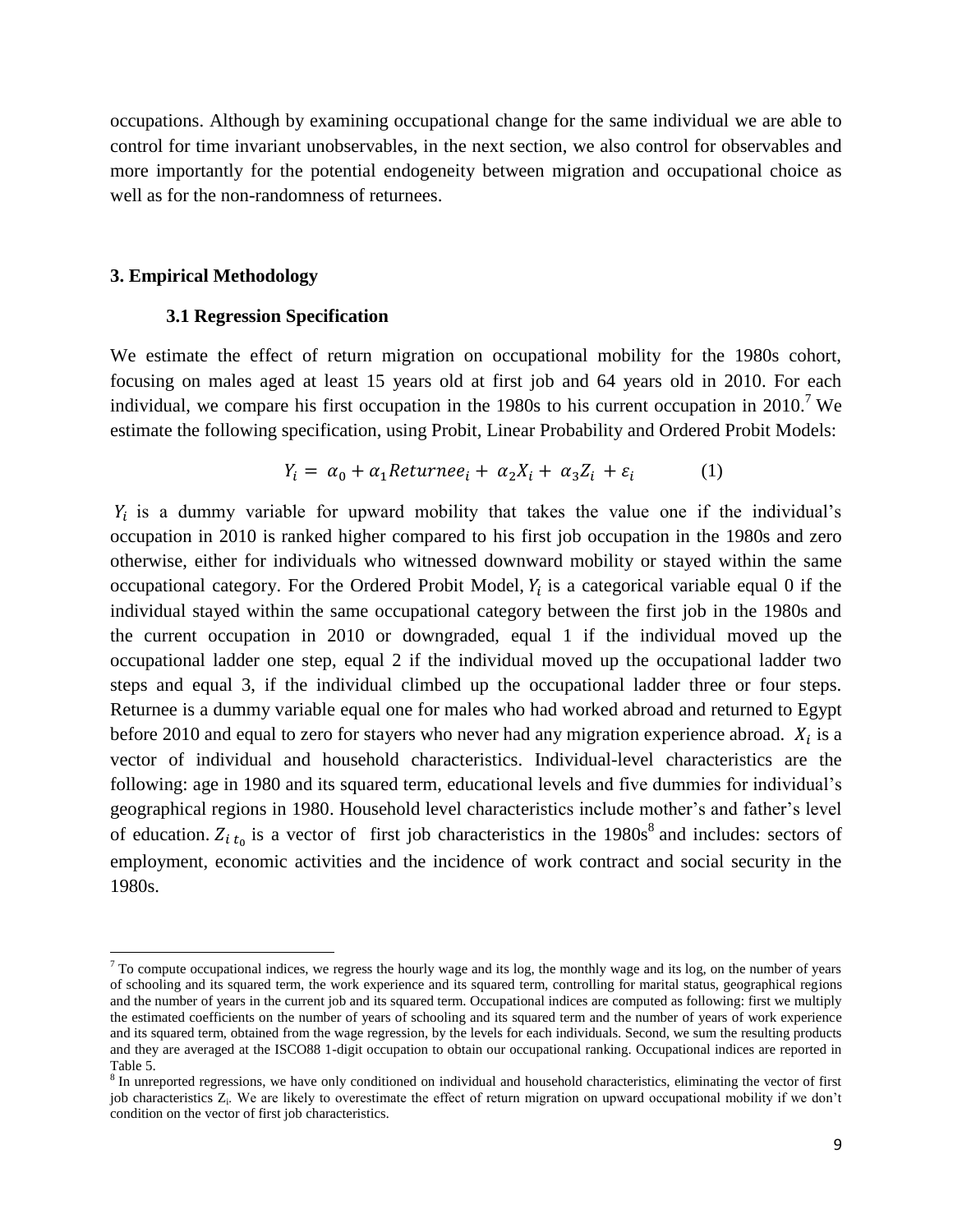occupations. Although by examining occupational change for the same individual we are able to control for time invariant unobservables, in the next section, we also control for observables and more importantly for the potential endogeneity between migration and occupational choice as well as for the non-randomness of returnees.

## 3. Empirical Methodology

### 3.1 Regression Specification

We estimate the effect of return migration on occupational mobility for the 1980s cohort, focusing on males aged at least 15 years old at first job and 64 years old in 2010. For each individual, we compare his first occupation in the 1980s to his current occupation in 2010.[7] We estimate the following specification, using Probit, Linear Probability and Ordered Probit Models:

$$Y_i = \alpha_0 + \alpha_1 Returnee_i + \alpha_2 X_i + \alpha_3 Z_i + \varepsilon_i \qquad (1)$$

$Y_i$ is a dummy variable for upward mobility that takes the value one if the individual's occupation in 2010 is ranked higher compared to his first job occupation in the 1980s and zero otherwise, either for individuals who witnessed downward mobility or stayed within the same occupational category. For the Ordered Probit Model, $Y_i$ is a categorical variable equal 0 if the individual stayed within the same occupational category between the first job in the 1980s and the current occupation in 2010 or downgraded, equal 1 if the individual moved up the occupational ladder one step, equal 2 if the individual moved up the occupational ladder two steps and equal 3, if the individual climbed up the occupational ladder three or four steps. Returnee is a dummy variable equal one for males who had worked abroad and returned to Egypt before 2010 and equal to zero for stayers who never had any migration experience abroad. $X_i$ is a vector of individual and household characteristics. Individual-level characteristics are the following: age in 1980 and its squared term, educational levels and five dummies for individual's geographical regions in 1980. Household level characteristics include mother's and father's level of education. $Z_{i\,t_0}$ is a vector of first job characteristics in the 1980s[8] and includes: sectors of employment, economic activities and the incidence of work contract and social security in the 1980s.

---

[7] To compute occupational indices, we regress the hourly wage and its log, the monthly wage and its log, on the number of years of schooling and its squared term, the work experience and its squared term, controlling for marital status, geographical regions and the number of years in the current job and its squared term. Occupational indices are computed as following: first we multiply the estimated coefficients on the number of years of schooling and its squared term and the number of years of work experience and its squared term, obtained from the wage regression, by the levels for each individuals. Second, we sum the resulting products and they are averaged at the ISCO88 1-digit occupation to obtain our occupational ranking. Occupational indices are reported in Table 5.

[8] In unreported regressions, we have only conditioned on individual and household characteristics, eliminating the vector of first job characteristics $Z_i$. We are likely to overestimate the effect of return migration on upward occupational mobility if we don't condition on the vector of first job characteristics.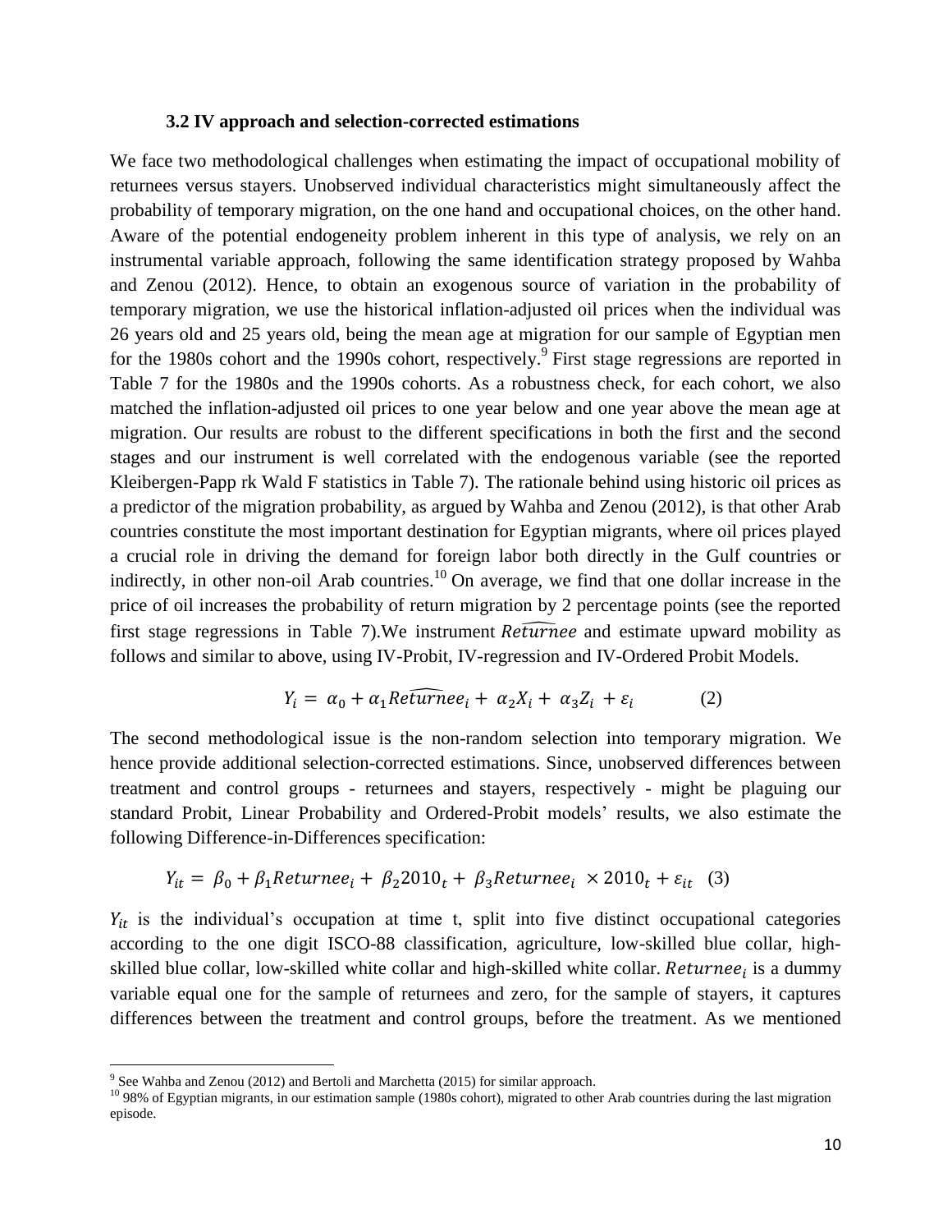### 3.2 IV approach and selection-corrected estimations

We face two methodological challenges when estimating the impact of occupational mobility of returnees versus stayers. Unobserved individual characteristics might simultaneously affect the probability of temporary migration, on the one hand and occupational choices, on the other hand. Aware of the potential endogeneity problem inherent in this type of analysis, we rely on an instrumental variable approach, following the same identification strategy proposed by Wahba and Zenou (2012). Hence, to obtain an exogenous source of variation in the probability of temporary migration, we use the historical inflation-adjusted oil prices when the individual was 26 years old and 25 years old, being the mean age at migration for our sample of Egyptian men for the 1980s cohort and the 1990s cohort, respectively.[9] First stage regressions are reported in Table 7 for the 1980s and the 1990s cohorts. As a robustness check, for each cohort, we also matched the inflation-adjusted oil prices to one year below and one year above the mean age at migration. Our results are robust to the different specifications in both the first and the second stages and our instrument is well correlated with the endogenous variable (see the reported Kleibergen-Papp rk Wald F statistics in Table 7). The rationale behind using historic oil prices as a predictor of the migration probability, as argued by Wahba and Zenou (2012), is that other Arab countries constitute the most important destination for Egyptian migrants, where oil prices played a crucial role in driving the demand for foreign labor both directly in the Gulf countries or indirectly, in other non-oil Arab countries.[10] On average, we find that one dollar increase in the price of oil increases the probability of return migration by 2 percentage points (see the reported first stage regressions in Table 7).We instrument $\widehat{Returnee}$ and estimate upward mobility as follows and similar to above, using IV-Probit, IV-regression and IV-Ordered Probit Models.

$$Y_i = \alpha_0 + \alpha_1 \widehat{Returnee}_i + \alpha_2 X_i + \alpha_3 Z_i + \varepsilon_i \qquad (2)$$

The second methodological issue is the non-random selection into temporary migration. We hence provide additional selection-corrected estimations. Since, unobserved differences between treatment and control groups - returnees and stayers, respectively - might be plaguing our standard Probit, Linear Probability and Ordered-Probit models' results, we also estimate the following Difference-in-Differences specification:

$$Y_{it} = \beta_0 + \beta_1 Returnee_i + \beta_2 2010_t + \beta_3 Returnee_i \times 2010_t + \varepsilon_{it} \quad (3)$$

$Y_{it}$ is the individual's occupation at time t, split into five distinct occupational categories according to the one digit ISCO-88 classification, agriculture, low-skilled blue collar, high-skilled blue collar, low-skilled white collar and high-skilled white collar. $Returnee_i$ is a dummy variable equal one for the sample of returnees and zero, for the sample of stayers, it captures differences between the treatment and control groups, before the treatment. As we mentioned

[9] See Wahba and Zenou (2012) and Bertoli and Marchetta (2015) for similar approach.

[10] 98% of Egyptian migrants, in our estimation sample (1980s cohort), migrated to other Arab countries during the last migration episode.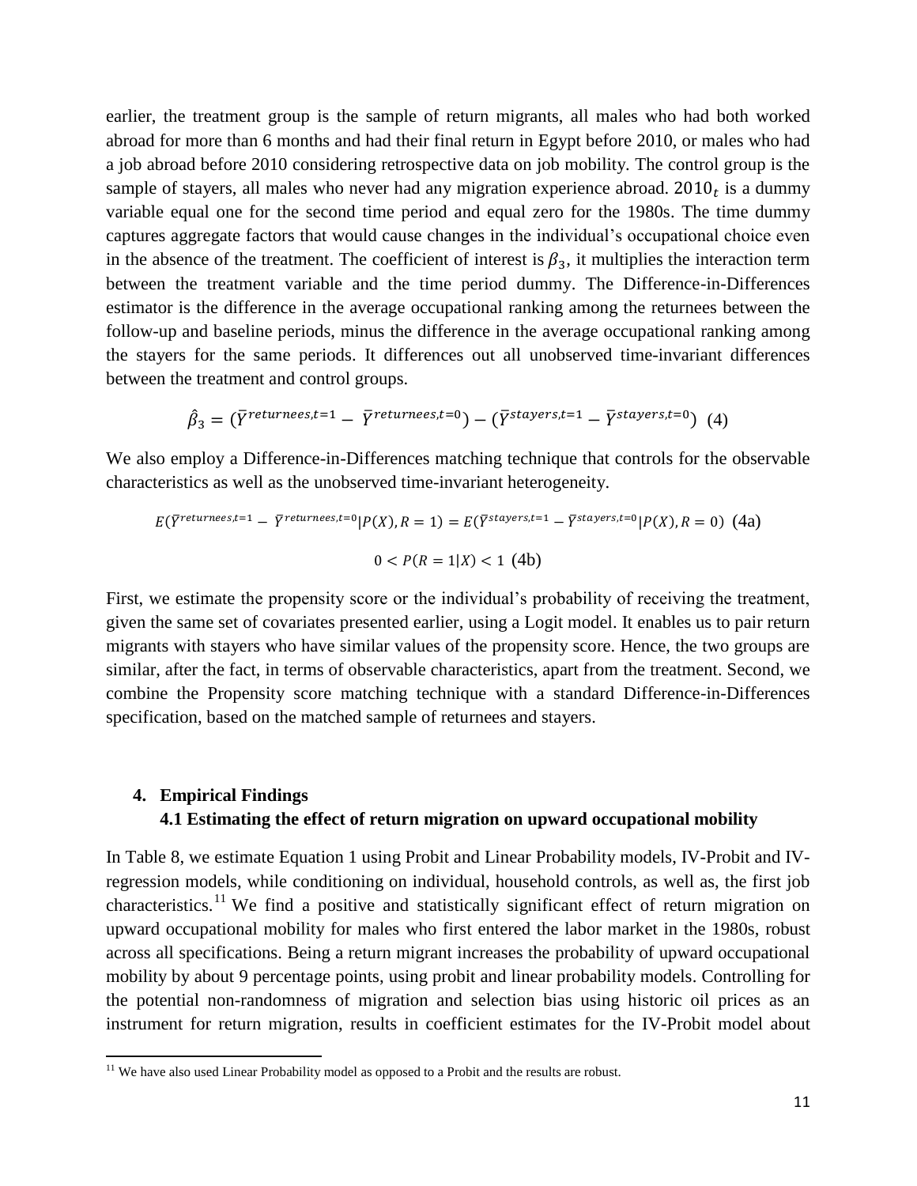earlier, the treatment group is the sample of return migrants, all males who had both worked abroad for more than 6 months and had their final return in Egypt before 2010, or males who had a job abroad before 2010 considering retrospective data on job mobility. The control group is the sample of stayers, all males who never had any migration experience abroad. $2010_t$ is a dummy variable equal one for the second time period and equal zero for the 1980s. The time dummy captures aggregate factors that would cause changes in the individual's occupational choice even in the absence of the treatment. The coefficient of interest is $\beta_3$, it multiplies the interaction term between the treatment variable and the time period dummy. The Difference-in-Differences estimator is the difference in the average occupational ranking among the returnees between the follow-up and baseline periods, minus the difference in the average occupational ranking among the stayers for the same periods. It differences out all unobserved time-invariant differences between the treatment and control groups.

$$\hat{\beta}_3 = (\bar{Y}^{returnees,t=1} - \bar{Y}^{returnees,t=0}) - (\bar{Y}^{stayers,t=1} - \bar{Y}^{stayers,t=0}) \quad (4)$$

We also employ a Difference-in-Differences matching technique that controls for the observable characteristics as well as the unobserved time-invariant heterogeneity.

$$E(\bar{Y}^{returnees,t=1} - \bar{Y}^{returnees,t=0} | P(X), R = 1) = E(\bar{Y}^{stayers,t=1} - \bar{Y}^{stayers,t=0} | P(X), R = 0) \quad (4a)$$

$$0 < P(R = 1|X) < 1 \quad (4b)$$

First, we estimate the propensity score or the individual's probability of receiving the treatment, given the same set of covariates presented earlier, using a Logit model. It enables us to pair return migrants with stayers who have similar values of the propensity score. Hence, the two groups are similar, after the fact, in terms of observable characteristics, apart from the treatment. Second, we combine the Propensity score matching technique with a standard Difference-in-Differences specification, based on the matched sample of returnees and stayers.

## 4. Empirical Findings

### 4.1 Estimating the effect of return migration on upward occupational mobility

In Table 8, we estimate Equation 1 using Probit and Linear Probability models, IV-Probit and IV-regression models, while conditioning on individual, household controls, as well as, the first job characteristics.[11] We find a positive and statistically significant effect of return migration on upward occupational mobility for males who first entered the labor market in the 1980s, robust across all specifications. Being a return migrant increases the probability of upward occupational mobility by about 9 percentage points, using probit and linear probability models. Controlling for the potential non-randomness of migration and selection bias using historic oil prices as an instrument for return migration, results in coefficient estimates for the IV-Probit model about

[11] We have also used Linear Probability model as opposed to a Probit and the results are robust.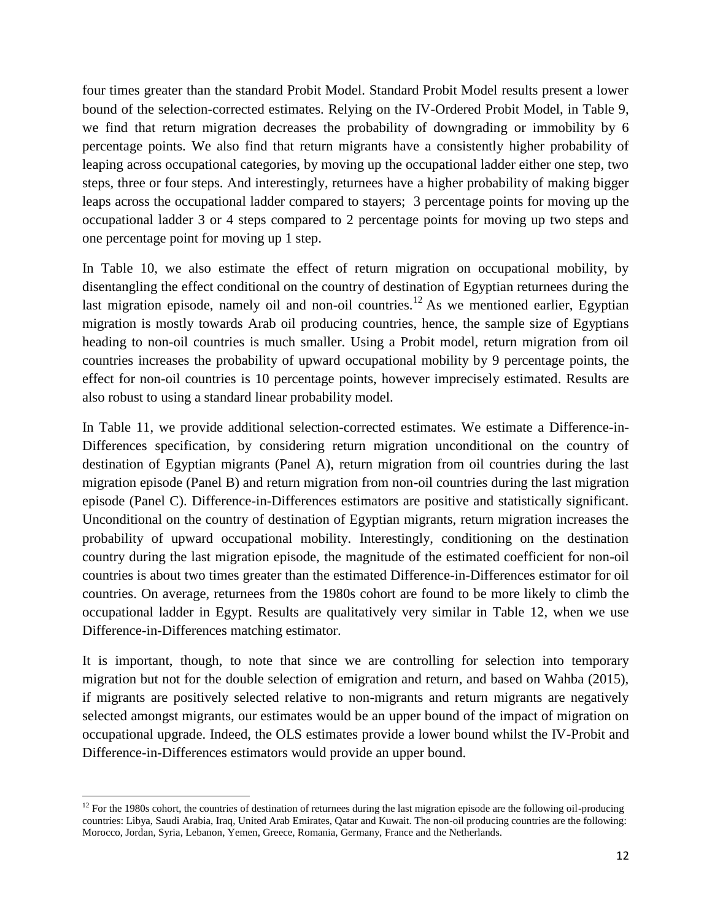four times greater than the standard Probit Model. Standard Probit Model results present a lower bound of the selection-corrected estimates. Relying on the IV-Ordered Probit Model, in Table 9, we find that return migration decreases the probability of downgrading or immobility by 6 percentage points. We also find that return migrants have a consistently higher probability of leaping across occupational categories, by moving up the occupational ladder either one step, two steps, three or four steps. And interestingly, returnees have a higher probability of making bigger leaps across the occupational ladder compared to stayers; 3 percentage points for moving up the occupational ladder 3 or 4 steps compared to 2 percentage points for moving up two steps and one percentage point for moving up 1 step.

In Table 10, we also estimate the effect of return migration on occupational mobility, by disentangling the effect conditional on the country of destination of Egyptian returnees during the last migration episode, namely oil and non-oil countries.[12] As we mentioned earlier, Egyptian migration is mostly towards Arab oil producing countries, hence, the sample size of Egyptians heading to non-oil countries is much smaller. Using a Probit model, return migration from oil countries increases the probability of upward occupational mobility by 9 percentage points, the effect for non-oil countries is 10 percentage points, however imprecisely estimated. Results are also robust to using a standard linear probability model.

In Table 11, we provide additional selection-corrected estimates. We estimate a Difference-in-Differences specification, by considering return migration unconditional on the country of destination of Egyptian migrants (Panel A), return migration from oil countries during the last migration episode (Panel B) and return migration from non-oil countries during the last migration episode (Panel C). Difference-in-Differences estimators are positive and statistically significant. Unconditional on the country of destination of Egyptian migrants, return migration increases the probability of upward occupational mobility. Interestingly, conditioning on the destination country during the last migration episode, the magnitude of the estimated coefficient for non-oil countries is about two times greater than the estimated Difference-in-Differences estimator for oil countries. On average, returnees from the 1980s cohort are found to be more likely to climb the occupational ladder in Egypt. Results are qualitatively very similar in Table 12, when we use Difference-in-Differences matching estimator.

It is important, though, to note that since we are controlling for selection into temporary migration but not for the double selection of emigration and return, and based on Wahba (2015), if migrants are positively selected relative to non-migrants and return migrants are negatively selected amongst migrants, our estimates would be an upper bound of the impact of migration on occupational upgrade. Indeed, the OLS estimates provide a lower bound whilst the IV-Probit and Difference-in-Differences estimators would provide an upper bound.

[12] For the 1980s cohort, the countries of destination of returnees during the last migration episode are the following oil-producing countries: Libya, Saudi Arabia, Iraq, United Arab Emirates, Qatar and Kuwait. The non-oil producing countries are the following: Morocco, Jordan, Syria, Lebanon, Yemen, Greece, Romania, Germany, France and the Netherlands.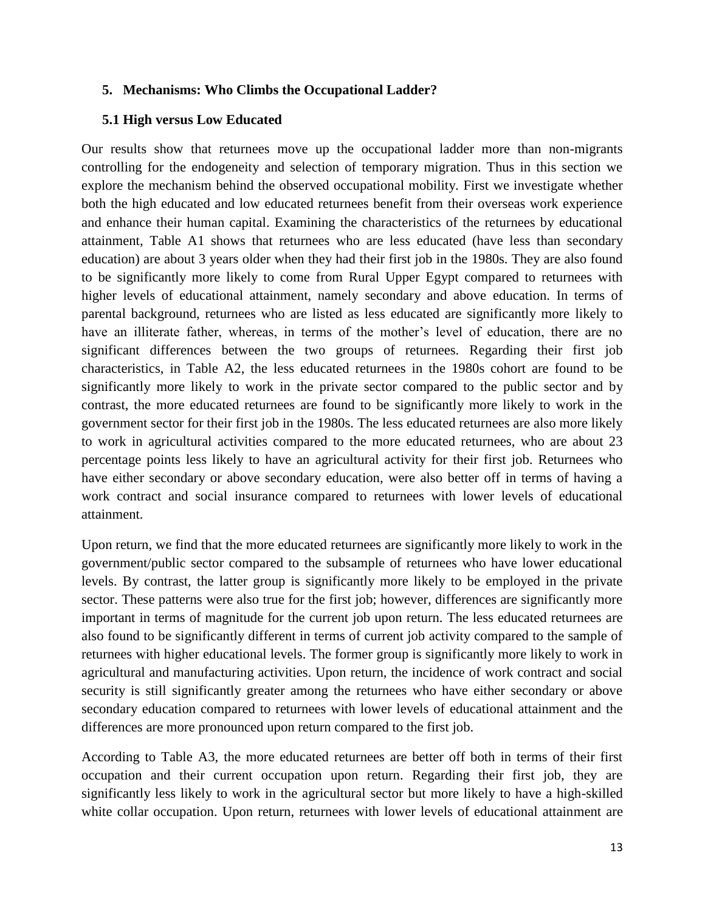## 5. Mechanisms: Who Climbs the Occupational Ladder?

### 5.1 High versus Low Educated

Our results show that returnees move up the occupational ladder more than non-migrants controlling for the endogeneity and selection of temporary migration. Thus in this section we explore the mechanism behind the observed occupational mobility. First we investigate whether both the high educated and low educated returnees benefit from their overseas work experience and enhance their human capital. Examining the characteristics of the returnees by educational attainment, Table A1 shows that returnees who are less educated (have less than secondary education) are about 3 years older when they had their first job in the 1980s. They are also found to be significantly more likely to come from Rural Upper Egypt compared to returnees with higher levels of educational attainment, namely secondary and above education. In terms of parental background, returnees who are listed as less educated are significantly more likely to have an illiterate father, whereas, in terms of the mother's level of education, there are no significant differences between the two groups of returnees. Regarding their first job characteristics, in Table A2, the less educated returnees in the 1980s cohort are found to be significantly more likely to work in the private sector compared to the public sector and by contrast, the more educated returnees are found to be significantly more likely to work in the government sector for their first job in the 1980s. The less educated returnees are also more likely to work in agricultural activities compared to the more educated returnees, who are about 23 percentage points less likely to have an agricultural activity for their first job. Returnees who have either secondary or above secondary education, were also better off in terms of having a work contract and social insurance compared to returnees with lower levels of educational attainment.

Upon return, we find that the more educated returnees are significantly more likely to work in the government/public sector compared to the subsample of returnees who have lower educational levels. By contrast, the latter group is significantly more likely to be employed in the private sector. These patterns were also true for the first job; however, differences are significantly more important in terms of magnitude for the current job upon return. The less educated returnees are also found to be significantly different in terms of current job activity compared to the sample of returnees with higher educational levels. The former group is significantly more likely to work in agricultural and manufacturing activities. Upon return, the incidence of work contract and social security is still significantly greater among the returnees who have either secondary or above secondary education compared to returnees with lower levels of educational attainment and the differences are more pronounced upon return compared to the first job.

According to Table A3, the more educated returnees are better off both in terms of their first occupation and their current occupation upon return. Regarding their first job, they are significantly less likely to work in the agricultural sector but more likely to have a high-skilled white collar occupation. Upon return, returnees with lower levels of educational attainment are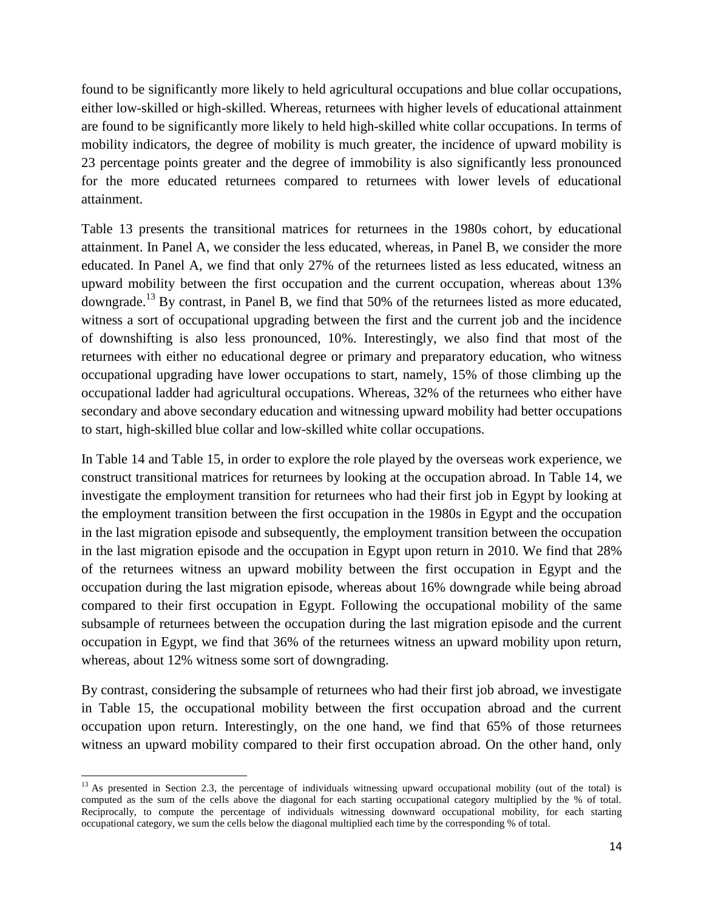found to be significantly more likely to held agricultural occupations and blue collar occupations, either low-skilled or high-skilled. Whereas, returnees with higher levels of educational attainment are found to be significantly more likely to held high-skilled white collar occupations. In terms of mobility indicators, the degree of mobility is much greater, the incidence of upward mobility is 23 percentage points greater and the degree of immobility is also significantly less pronounced for the more educated returnees compared to returnees with lower levels of educational attainment.

Table 13 presents the transitional matrices for returnees in the 1980s cohort, by educational attainment. In Panel A, we consider the less educated, whereas, in Panel B, we consider the more educated. In Panel A, we find that only 27% of the returnees listed as less educated, witness an upward mobility between the first occupation and the current occupation, whereas about 13% downgrade.[13] By contrast, in Panel B, we find that 50% of the returnees listed as more educated, witness a sort of occupational upgrading between the first and the current job and the incidence of downshifting is also less pronounced, 10%. Interestingly, we also find that most of the returnees with either no educational degree or primary and preparatory education, who witness occupational upgrading have lower occupations to start, namely, 15% of those climbing up the occupational ladder had agricultural occupations. Whereas, 32% of the returnees who either have secondary and above secondary education and witnessing upward mobility had better occupations to start, high-skilled blue collar and low-skilled white collar occupations.

In Table 14 and Table 15, in order to explore the role played by the overseas work experience, we construct transitional matrices for returnees by looking at the occupation abroad. In Table 14, we investigate the employment transition for returnees who had their first job in Egypt by looking at the employment transition between the first occupation in the 1980s in Egypt and the occupation in the last migration episode and subsequently, the employment transition between the occupation in the last migration episode and the occupation in Egypt upon return in 2010. We find that 28% of the returnees witness an upward mobility between the first occupation in Egypt and the occupation during the last migration episode, whereas about 16% downgrade while being abroad compared to their first occupation in Egypt. Following the occupational mobility of the same subsample of returnees between the occupation during the last migration episode and the current occupation in Egypt, we find that 36% of the returnees witness an upward mobility upon return, whereas, about 12% witness some sort of downgrading.

By contrast, considering the subsample of returnees who had their first job abroad, we investigate in Table 15, the occupational mobility between the first occupation abroad and the current occupation upon return. Interestingly, on the one hand, we find that 65% of those returnees witness an upward mobility compared to their first occupation abroad. On the other hand, only

[13] As presented in Section 2.3, the percentage of individuals witnessing upward occupational mobility (out of the total) is computed as the sum of the cells above the diagonal for each starting occupational category multiplied by the % of total. Reciprocally, to compute the percentage of individuals witnessing downward occupational mobility, for each starting occupational category, we sum the cells below the diagonal multiplied each time by the corresponding % of total.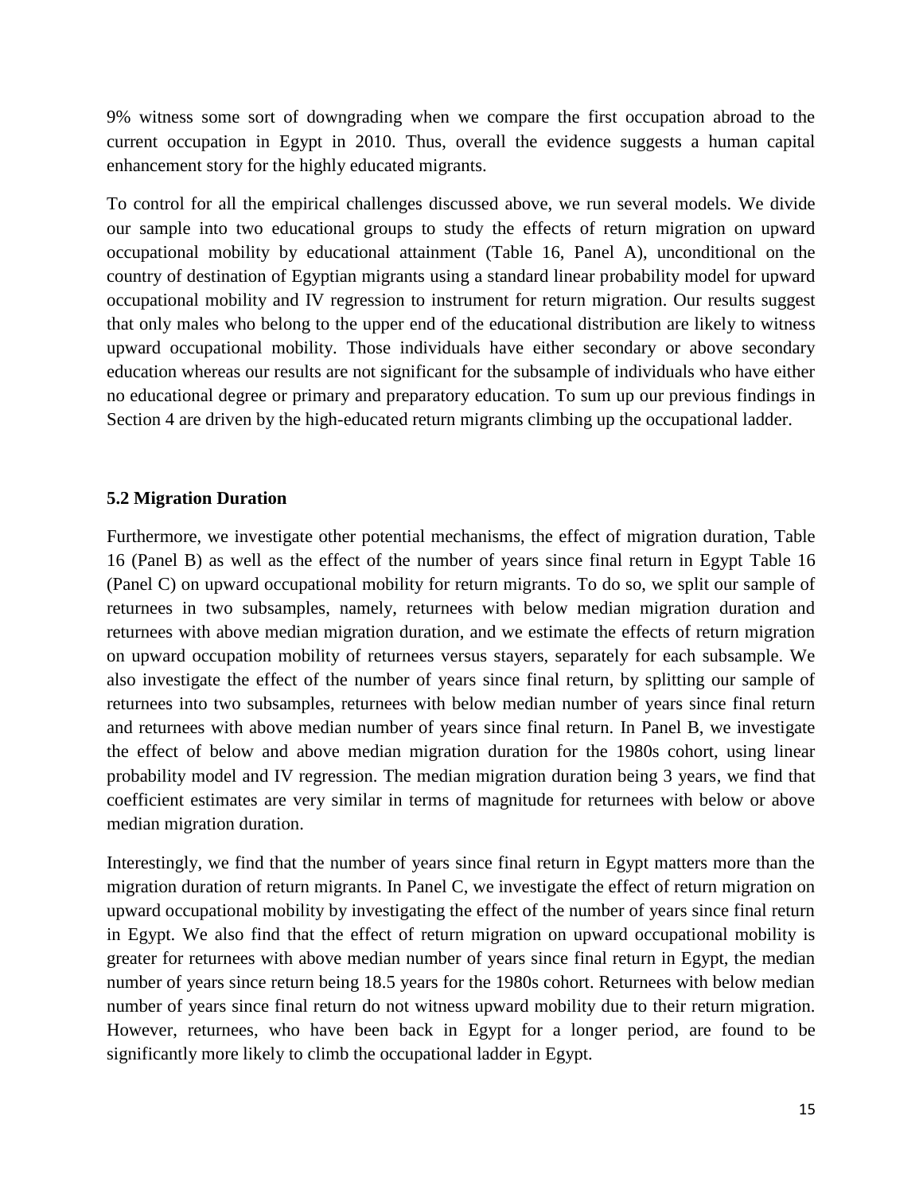9% witness some sort of downgrading when we compare the first occupation abroad to the current occupation in Egypt in 2010. Thus, overall the evidence suggests a human capital enhancement story for the highly educated migrants.

To control for all the empirical challenges discussed above, we run several models. We divide our sample into two educational groups to study the effects of return migration on upward occupational mobility by educational attainment (Table 16, Panel A), unconditional on the country of destination of Egyptian migrants using a standard linear probability model for upward occupational mobility and IV regression to instrument for return migration. Our results suggest that only males who belong to the upper end of the educational distribution are likely to witness upward occupational mobility. Those individuals have either secondary or above secondary education whereas our results are not significant for the subsample of individuals who have either no educational degree or primary and preparatory education. To sum up our previous findings in Section 4 are driven by the high-educated return migrants climbing up the occupational ladder.

### 5.2 Migration Duration

Furthermore, we investigate other potential mechanisms, the effect of migration duration, Table 16 (Panel B) as well as the effect of the number of years since final return in Egypt Table 16 (Panel C) on upward occupational mobility for return migrants. To do so, we split our sample of returnees in two subsamples, namely, returnees with below median migration duration and returnees with above median migration duration, and we estimate the effects of return migration on upward occupation mobility of returnees versus stayers, separately for each subsample. We also investigate the effect of the number of years since final return, by splitting our sample of returnees into two subsamples, returnees with below median number of years since final return and returnees with above median number of years since final return. In Panel B, we investigate the effect of below and above median migration duration for the 1980s cohort, using linear probability model and IV regression. The median migration duration being 3 years, we find that coefficient estimates are very similar in terms of magnitude for returnees with below or above median migration duration.

Interestingly, we find that the number of years since final return in Egypt matters more than the migration duration of return migrants. In Panel C, we investigate the effect of return migration on upward occupational mobility by investigating the effect of the number of years since final return in Egypt. We also find that the effect of return migration on upward occupational mobility is greater for returnees with above median number of years since final return in Egypt, the median number of years since return being 18.5 years for the 1980s cohort. Returnees with below median number of years since final return do not witness upward mobility due to their return migration. However, returnees, who have been back in Egypt for a longer period, are found to be significantly more likely to climb the occupational ladder in Egypt.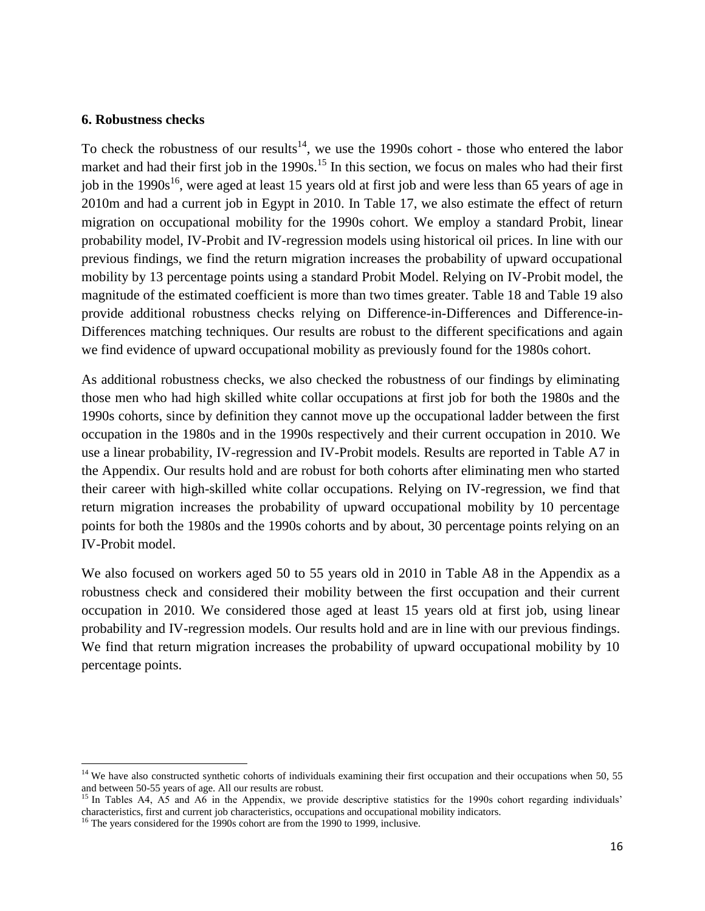### 6. Robustness checks

To check the robustness of our results[14], we use the 1990s cohort - those who entered the labor market and had their first job in the 1990s.[15] In this section, we focus on males who had their first job in the 1990s[16], were aged at least 15 years old at first job and were less than 65 years of age in 2010m and had a current job in Egypt in 2010. In Table 17, we also estimate the effect of return migration on occupational mobility for the 1990s cohort. We employ a standard Probit, linear probability model, IV-Probit and IV-regression models using historical oil prices. In line with our previous findings, we find the return migration increases the probability of upward occupational mobility by 13 percentage points using a standard Probit Model. Relying on IV-Probit model, the magnitude of the estimated coefficient is more than two times greater. Table 18 and Table 19 also provide additional robustness checks relying on Difference-in-Differences and Difference-in-Differences matching techniques. Our results are robust to the different specifications and again we find evidence of upward occupational mobility as previously found for the 1980s cohort.

As additional robustness checks, we also checked the robustness of our findings by eliminating those men who had high skilled white collar occupations at first job for both the 1980s and the 1990s cohorts, since by definition they cannot move up the occupational ladder between the first occupation in the 1980s and in the 1990s respectively and their current occupation in 2010. We use a linear probability, IV-regression and IV-Probit models. Results are reported in Table A7 in the Appendix. Our results hold and are robust for both cohorts after eliminating men who started their career with high-skilled white collar occupations. Relying on IV-regression, we find that return migration increases the probability of upward occupational mobility by 10 percentage points for both the 1980s and the 1990s cohorts and by about, 30 percentage points relying on an IV-Probit model.

We also focused on workers aged 50 to 55 years old in 2010 in Table A8 in the Appendix as a robustness check and considered their mobility between the first occupation and their current occupation in 2010. We considered those aged at least 15 years old at first job, using linear probability and IV-regression models. Our results hold and are in line with our previous findings. We find that return migration increases the probability of upward occupational mobility by 10 percentage points.

---

[14] We have also constructed synthetic cohorts of individuals examining their first occupation and their occupations when 50, 55 and between 50-55 years of age. All our results are robust.

[15] In Tables A4, A5 and A6 in the Appendix, we provide descriptive statistics for the 1990s cohort regarding individuals' characteristics, first and current job characteristics, occupations and occupational mobility indicators.

[16] The years considered for the 1990s cohort are from the 1990 to 1999, inclusive.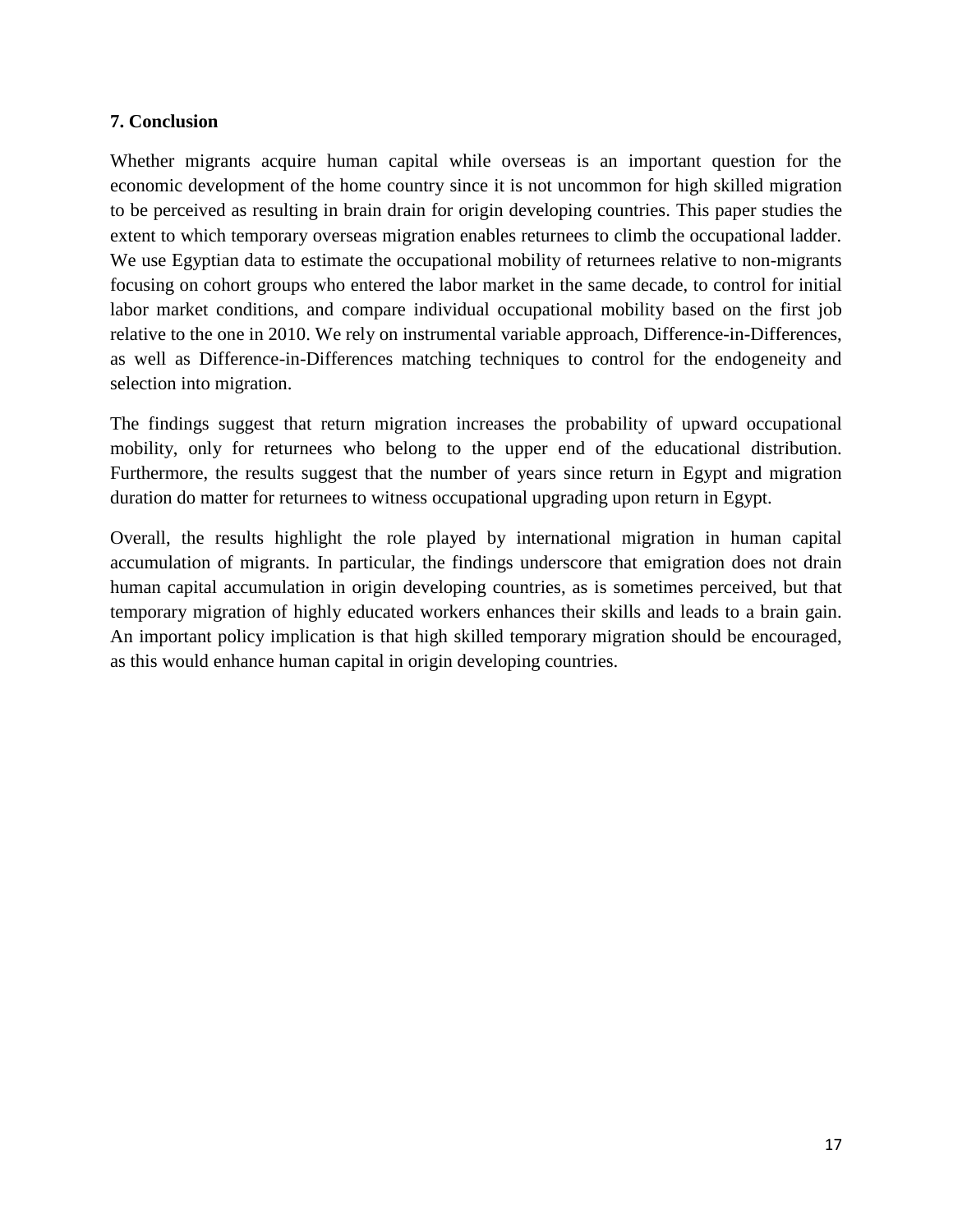## 7. Conclusion

Whether migrants acquire human capital while overseas is an important question for the economic development of the home country since it is not uncommon for high skilled migration to be perceived as resulting in brain drain for origin developing countries. This paper studies the extent to which temporary overseas migration enables returnees to climb the occupational ladder. We use Egyptian data to estimate the occupational mobility of returnees relative to non-migrants focusing on cohort groups who entered the labor market in the same decade, to control for initial labor market conditions, and compare individual occupational mobility based on the first job relative to the one in 2010. We rely on instrumental variable approach, Difference-in-Differences, as well as Difference-in-Differences matching techniques to control for the endogeneity and selection into migration.

The findings suggest that return migration increases the probability of upward occupational mobility, only for returnees who belong to the upper end of the educational distribution. Furthermore, the results suggest that the number of years since return in Egypt and migration duration do matter for returnees to witness occupational upgrading upon return in Egypt.

Overall, the results highlight the role played by international migration in human capital accumulation of migrants. In particular, the findings underscore that emigration does not drain human capital accumulation in origin developing countries, as is sometimes perceived, but that temporary migration of highly educated workers enhances their skills and leads to a brain gain. An important policy implication is that high skilled temporary migration should be encouraged, as this would enhance human capital in origin developing countries.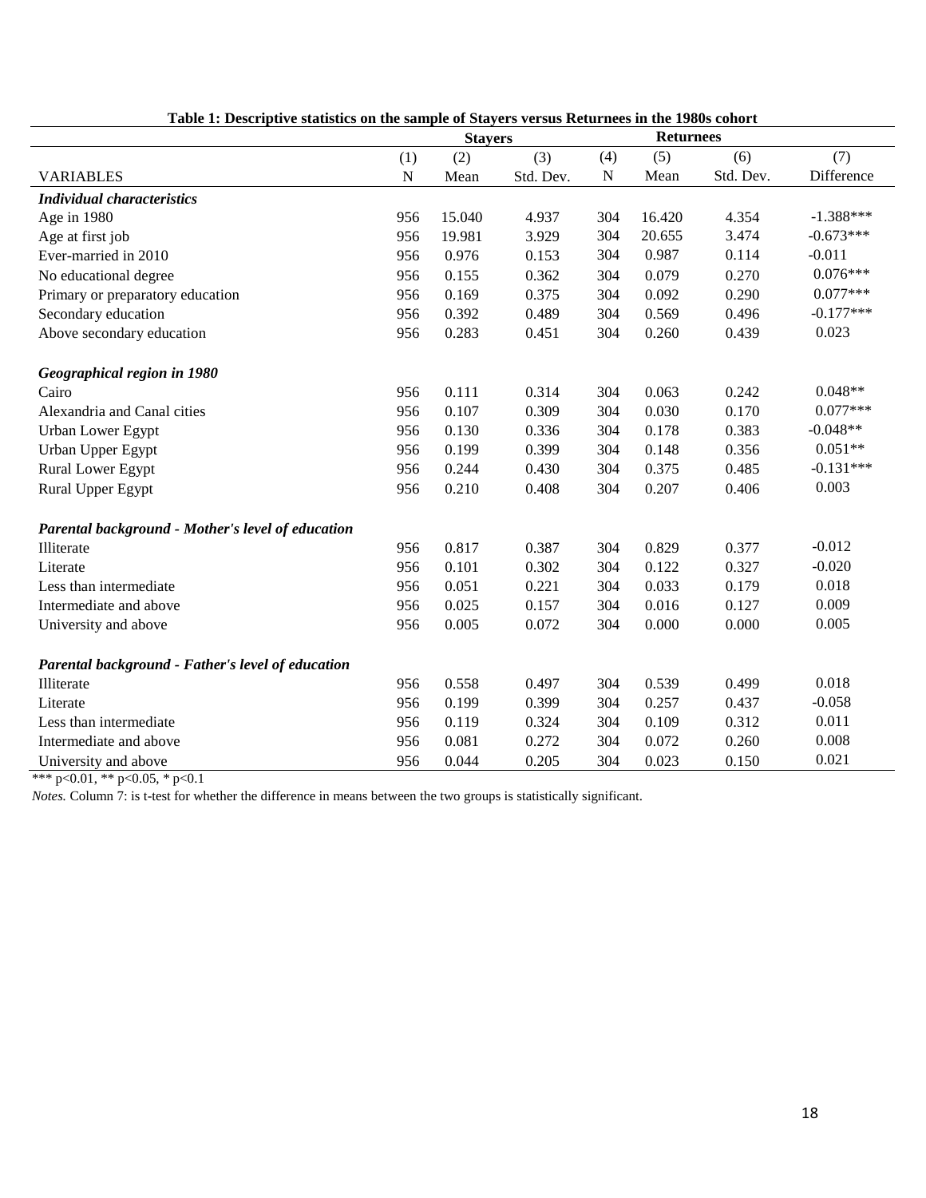**Table 1: Descriptive statistics on the sample of Stayers versus Returnees in the 1980s cohort**

| | Stayers | | | Returnees | | | |
|---|---|---|---|---|---|---|---|
| | (1) | (2) | (3) | (4) | (5) | (6) | (7) |
| VARIABLES | N | Mean | Std. Dev. | N | Mean | Std. Dev. | Difference |
| ***Individual characteristics*** | | | | | | | |
| Age in 1980 | 956 | 15.040 | 4.937 | 304 | 16.420 | 4.354 | -1.388*** |
| Age at first job | 956 | 19.981 | 3.929 | 304 | 20.655 | 3.474 | -0.673*** |
| Ever-married in 2010 | 956 | 0.976 | 0.153 | 304 | 0.987 | 0.114 | -0.011 |
| No educational degree | 956 | 0.155 | 0.362 | 304 | 0.079 | 0.270 | 0.076*** |
| Primary or preparatory education | 956 | 0.169 | 0.375 | 304 | 0.092 | 0.290 | 0.077*** |
| Secondary education | 956 | 0.392 | 0.489 | 304 | 0.569 | 0.496 | -0.177*** |
| Above secondary education | 956 | 0.283 | 0.451 | 304 | 0.260 | 0.439 | 0.023 |
| ***Geographical region in 1980*** | | | | | | | |
| Cairo | 956 | 0.111 | 0.314 | 304 | 0.063 | 0.242 | 0.048** |
| Alexandria and Canal cities | 956 | 0.107 | 0.309 | 304 | 0.030 | 0.170 | 0.077*** |
| Urban Lower Egypt | 956 | 0.130 | 0.336 | 304 | 0.178 | 0.383 | -0.048** |
| Urban Upper Egypt | 956 | 0.199 | 0.399 | 304 | 0.148 | 0.356 | 0.051** |
| Rural Lower Egypt | 956 | 0.244 | 0.430 | 304 | 0.375 | 0.485 | -0.131*** |
| Rural Upper Egypt | 956 | 0.210 | 0.408 | 304 | 0.207 | 0.406 | 0.003 |
| ***Parental background - Mother's level of education*** | | | | | | | |
| Illiterate | 956 | 0.817 | 0.387 | 304 | 0.829 | 0.377 | -0.012 |
| Literate | 956 | 0.101 | 0.302 | 304 | 0.122 | 0.327 | -0.020 |
| Less than intermediate | 956 | 0.051 | 0.221 | 304 | 0.033 | 0.179 | 0.018 |
| Intermediate and above | 956 | 0.025 | 0.157 | 304 | 0.016 | 0.127 | 0.009 |
| University and above | 956 | 0.005 | 0.072 | 304 | 0.000 | 0.000 | 0.005 |
| ***Parental background - Father's level of education*** | | | | | | | |
| Illiterate | 956 | 0.558 | 0.497 | 304 | 0.539 | 0.499 | 0.018 |
| Literate | 956 | 0.199 | 0.399 | 304 | 0.257 | 0.437 | -0.058 |
| Less than intermediate | 956 | 0.119 | 0.324 | 304 | 0.109 | 0.312 | 0.011 |
| Intermediate and above | 956 | 0.081 | 0.272 | 304 | 0.072 | 0.260 | 0.008 |
| University and above | 956 | 0.044 | 0.205 | 304 | 0.023 | 0.150 | 0.021 |

*** p<0.01, ** p<0.05, * p<0.1

*Notes.* Column 7: is t-test for whether the difference in means between the two groups is statistically significant.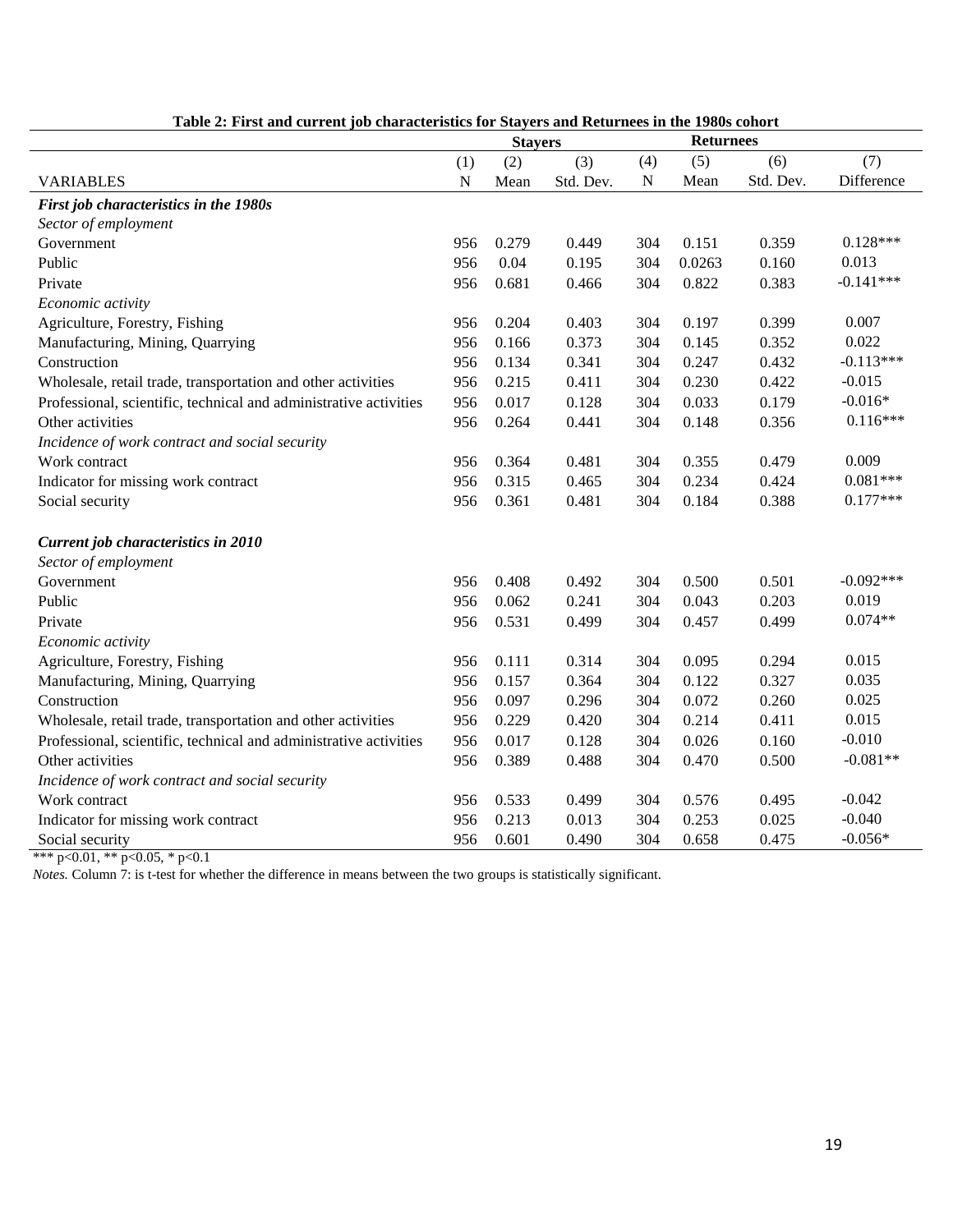**Table 2: First and current job characteristics for Stayers and Returnees in the 1980s cohort**

| | Stayers | | | Returnees | | | |
|---|---|---|---|---|---|---|---|
| | (1) | (2) | (3) | (4) | (5) | (6) | (7) |
| VARIABLES | N | Mean | Std. Dev. | N | Mean | Std. Dev. | Difference |
| ***First job characteristics in the 1980s*** | | | | | | | |
| *Sector of employment* | | | | | | | |
| Government | 956 | 0.279 | 0.449 | 304 | 0.151 | 0.359 | 0.128*** |
| Public | 956 | 0.04 | 0.195 | 304 | 0.0263 | 0.160 | 0.013 |
| Private | 956 | 0.681 | 0.466 | 304 | 0.822 | 0.383 | -0.141*** |
| *Economic activity* | | | | | | | |
| Agriculture, Forestry, Fishing | 956 | 0.204 | 0.403 | 304 | 0.197 | 0.399 | 0.007 |
| Manufacturing, Mining, Quarrying | 956 | 0.166 | 0.373 | 304 | 0.145 | 0.352 | 0.022 |
| Construction | 956 | 0.134 | 0.341 | 304 | 0.247 | 0.432 | -0.113*** |
| Wholesale, retail trade, transportation and other activities | 956 | 0.215 | 0.411 | 304 | 0.230 | 0.422 | -0.015 |
| Professional, scientific, technical and administrative activities | 956 | 0.017 | 0.128 | 304 | 0.033 | 0.179 | -0.016* |
| Other activities | 956 | 0.264 | 0.441 | 304 | 0.148 | 0.356 | 0.116*** |
| *Incidence of work contract and social security* | | | | | | | |
| Work contract | 956 | 0.364 | 0.481 | 304 | 0.355 | 0.479 | 0.009 |
| Indicator for missing work contract | 956 | 0.315 | 0.465 | 304 | 0.234 | 0.424 | 0.081*** |
| Social security | 956 | 0.361 | 0.481 | 304 | 0.184 | 0.388 | 0.177*** |
| ***Current job characteristics in 2010*** | | | | | | | |
| *Sector of employment* | | | | | | | |
| Government | 956 | 0.408 | 0.492 | 304 | 0.500 | 0.501 | -0.092*** |
| Public | 956 | 0.062 | 0.241 | 304 | 0.043 | 0.203 | 0.019 |
| Private | 956 | 0.531 | 0.499 | 304 | 0.457 | 0.499 | 0.074** |
| *Economic activity* | | | | | | | |
| Agriculture, Forestry, Fishing | 956 | 0.111 | 0.314 | 304 | 0.095 | 0.294 | 0.015 |
| Manufacturing, Mining, Quarrying | 956 | 0.157 | 0.364 | 304 | 0.122 | 0.327 | 0.035 |
| Construction | 956 | 0.097 | 0.296 | 304 | 0.072 | 0.260 | 0.025 |
| Wholesale, retail trade, transportation and other activities | 956 | 0.229 | 0.420 | 304 | 0.214 | 0.411 | 0.015 |
| Professional, scientific, technical and administrative activities | 956 | 0.017 | 0.128 | 304 | 0.026 | 0.160 | -0.010 |
| Other activities | 956 | 0.389 | 0.488 | 304 | 0.470 | 0.500 | -0.081** |
| *Incidence of work contract and social security* | | | | | | | |
| Work contract | 956 | 0.533 | 0.499 | 304 | 0.576 | 0.495 | -0.042 |
| Indicator for missing work contract | 956 | 0.213 | 0.013 | 304 | 0.253 | 0.025 | -0.040 |
| Social security | 956 | 0.601 | 0.490 | 304 | 0.658 | 0.475 | -0.056* |

*** p<0.01, ** p<0.05, * p<0.1

*Notes.* Column 7: is t-test for whether the difference in means between the two groups is statistically significant.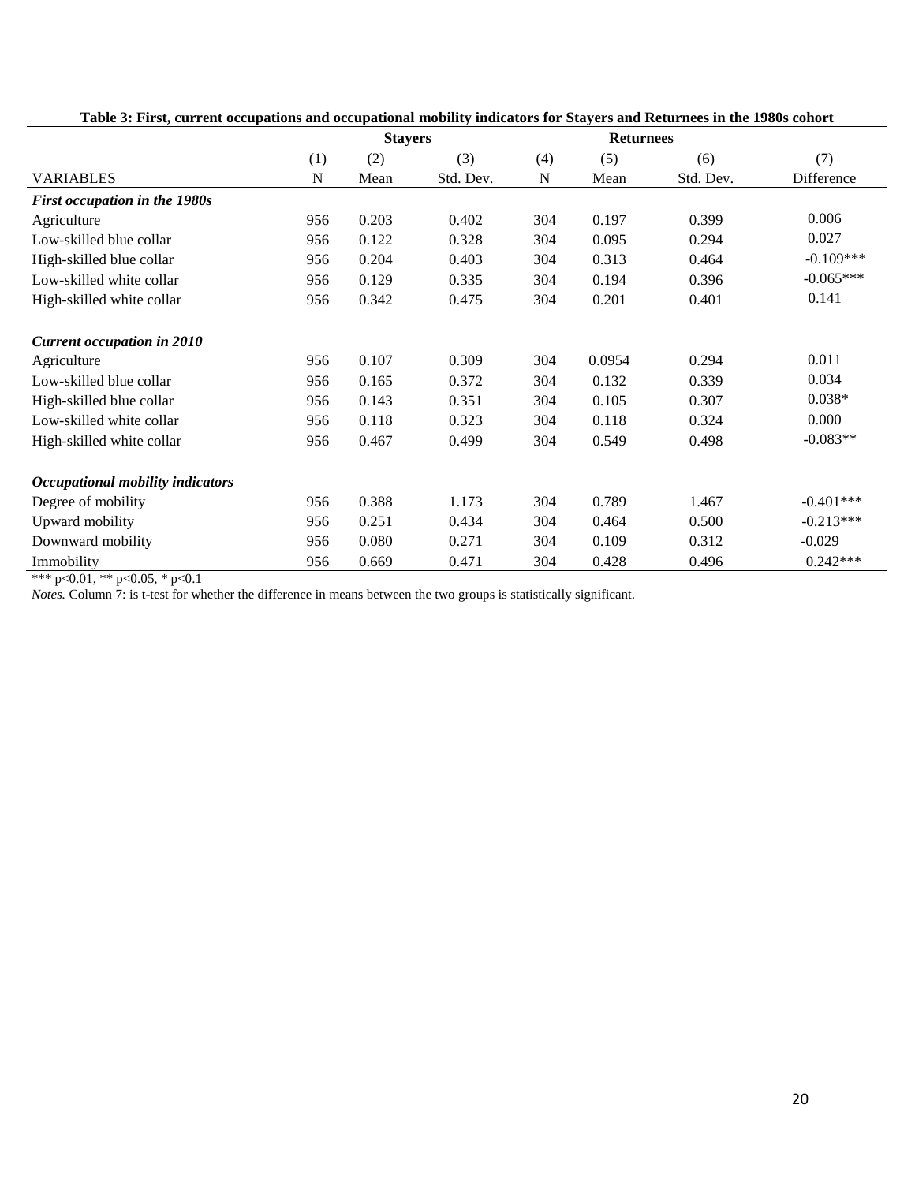**Table 3: First, current occupations and occupational mobility indicators for Stayers and Returnees in the 1980s cohort**

| | Stayers | | | Returnees | | | |
|---|---|---|---|---|---|---|---|
| | (1) | (2) | (3) | (4) | (5) | (6) | (7) |
| VARIABLES | N | Mean | Std. Dev. | N | Mean | Std. Dev. | Difference |
| ***First occupation in the 1980s*** | | | | | | | |
| Agriculture | 956 | 0.203 | 0.402 | 304 | 0.197 | 0.399 | 0.006 |
| Low-skilled blue collar | 956 | 0.122 | 0.328 | 304 | 0.095 | 0.294 | 0.027 |
| High-skilled blue collar | 956 | 0.204 | 0.403 | 304 | 0.313 | 0.464 | -0.109*** |
| Low-skilled white collar | 956 | 0.129 | 0.335 | 304 | 0.194 | 0.396 | -0.065*** |
| High-skilled white collar | 956 | 0.342 | 0.475 | 304 | 0.201 | 0.401 | 0.141 |
| ***Current occupation in 2010*** | | | | | | | |
| Agriculture | 956 | 0.107 | 0.309 | 304 | 0.0954 | 0.294 | 0.011 |
| Low-skilled blue collar | 956 | 0.165 | 0.372 | 304 | 0.132 | 0.339 | 0.034 |
| High-skilled blue collar | 956 | 0.143 | 0.351 | 304 | 0.105 | 0.307 | 0.038* |
| Low-skilled white collar | 956 | 0.118 | 0.323 | 304 | 0.118 | 0.324 | 0.000 |
| High-skilled white collar | 956 | 0.467 | 0.499 | 304 | 0.549 | 0.498 | -0.083** |
| ***Occupational mobility indicators*** | | | | | | | |
| Degree of mobility | 956 | 0.388 | 1.173 | 304 | 0.789 | 1.467 | -0.401*** |
| Upward mobility | 956 | 0.251 | 0.434 | 304 | 0.464 | 0.500 | -0.213*** |
| Downward mobility | 956 | 0.080 | 0.271 | 304 | 0.109 | 0.312 | -0.029 |
| Immobility | 956 | 0.669 | 0.471 | 304 | 0.428 | 0.496 | 0.242*** |

*** p<0.01, ** p<0.05, * p<0.1

*Notes.* Column 7: is t-test for whether the difference in means between the two groups is statistically significant.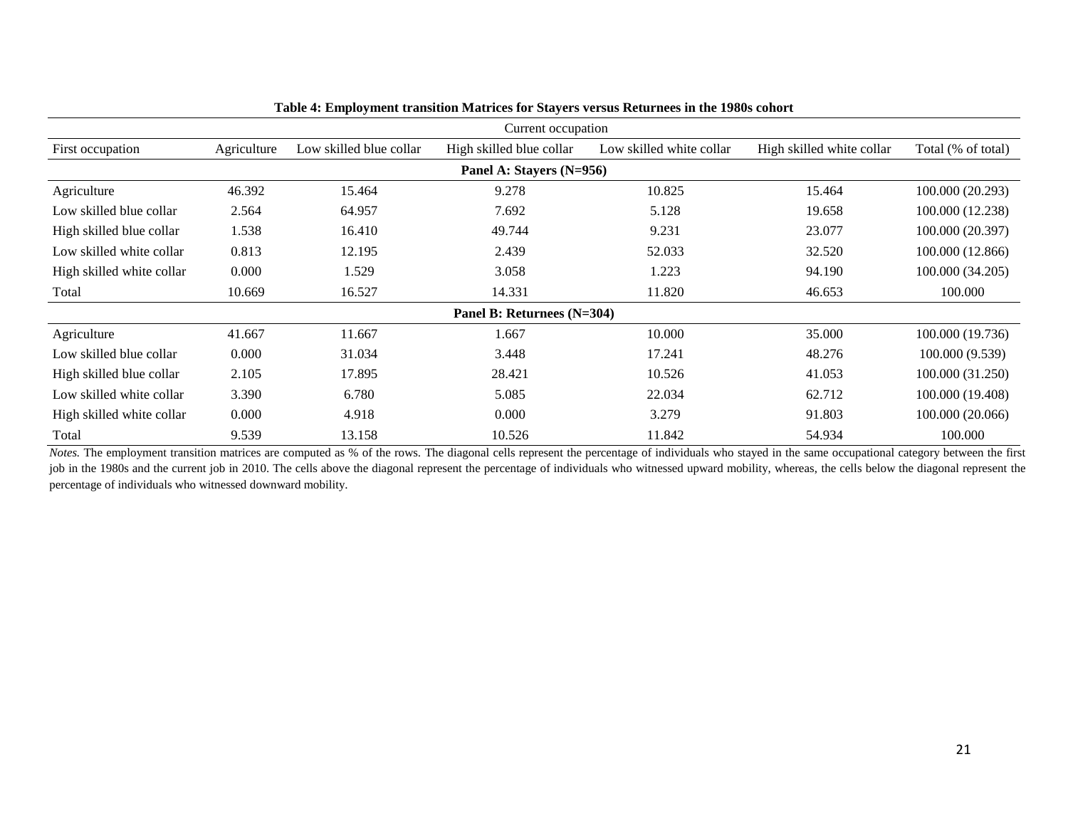**Table 4: Employment transition Matrices for Stayers versus Returnees in the 1980s cohort**

| | Current occupation | | | | | |
|---|---|---|---|---|---|---|
| First occupation | Agriculture | Low skilled blue collar | High skilled blue collar | Low skilled white collar | High skilled white collar | Total (% of total) |
| **Panel A: Stayers (N=956)** | | | | | | |
| Agriculture | 46.392 | 15.464 | 9.278 | 10.825 | 15.464 | 100.000 (20.293) |
| Low skilled blue collar | 2.564 | 64.957 | 7.692 | 5.128 | 19.658 | 100.000 (12.238) |
| High skilled blue collar | 1.538 | 16.410 | 49.744 | 9.231 | 23.077 | 100.000 (20.397) |
| Low skilled white collar | 0.813 | 12.195 | 2.439 | 52.033 | 32.520 | 100.000 (12.866) |
| High skilled white collar | 0.000 | 1.529 | 3.058 | 1.223 | 94.190 | 100.000 (34.205) |
| Total | 10.669 | 16.527 | 14.331 | 11.820 | 46.653 | 100.000 |
| **Panel B: Returnees (N=304)** | | | | | | |
| Agriculture | 41.667 | 11.667 | 1.667 | 10.000 | 35.000 | 100.000 (19.736) |
| Low skilled blue collar | 0.000 | 31.034 | 3.448 | 17.241 | 48.276 | 100.000 (9.539) |
| High skilled blue collar | 2.105 | 17.895 | 28.421 | 10.526 | 41.053 | 100.000 (31.250) |
| Low skilled white collar | 3.390 | 6.780 | 5.085 | 22.034 | 62.712 | 100.000 (19.408) |
| High skilled white collar | 0.000 | 4.918 | 0.000 | 3.279 | 91.803 | 100.000 (20.066) |
| Total | 9.539 | 13.158 | 10.526 | 11.842 | 54.934 | 100.000 |

*Notes.* The employment transition matrices are computed as % of the rows. The diagonal cells represent the percentage of individuals who stayed in the same occupational category between the first job in the 1980s and the current job in 2010. The cells above the diagonal represent the percentage of individuals who witnessed upward mobility, whereas, the cells below the diagonal represent the percentage of individuals who witnessed downward mobility.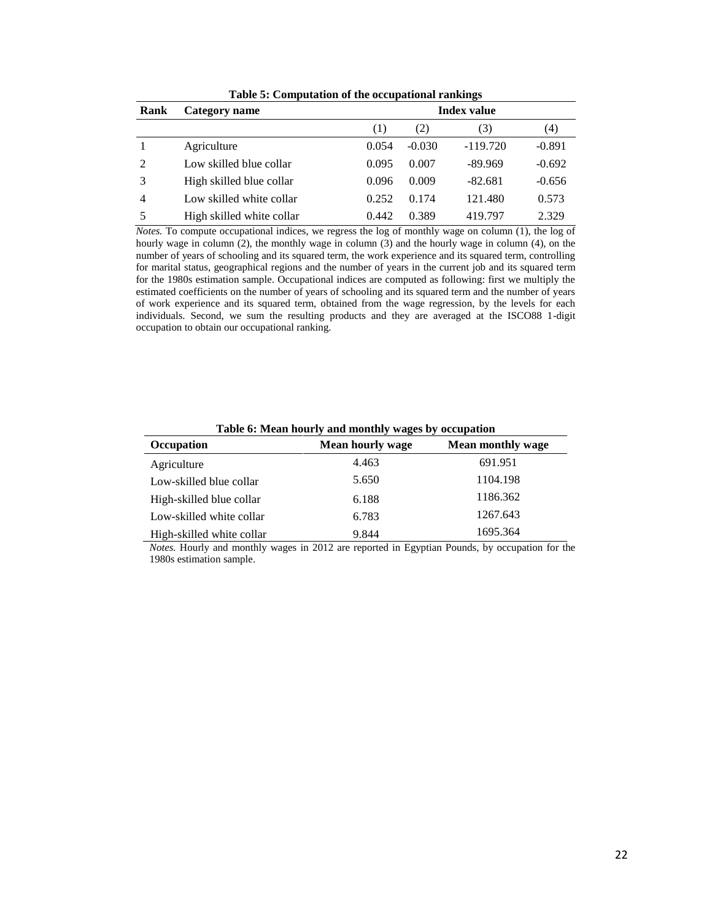**Table 5: Computation of the occupational rankings**

| Rank | Category name | Index value | | | |
|---|---|---|---|---|---|
| | | (1) | (2) | (3) | (4) |
| 1 | Agriculture | 0.054 | -0.030 | -119.720 | -0.891 |
| 2 | Low skilled blue collar | 0.095 | 0.007 | -89.969 | -0.692 |
| 3 | High skilled blue collar | 0.096 | 0.009 | -82.681 | -0.656 |
| 4 | Low skilled white collar | 0.252 | 0.174 | 121.480 | 0.573 |
| 5 | High skilled white collar | 0.442 | 0.389 | 419.797 | 2.329 |

*Notes.* To compute occupational indices, we regress the log of monthly wage on column (1), the log of hourly wage in column (2), the monthly wage in column (3) and the hourly wage in column (4), on the number of years of schooling and its squared term, the work experience and its squared term, controlling for marital status, geographical regions and the number of years in the current job and its squared term for the 1980s estimation sample. Occupational indices are computed as following: first we multiply the estimated coefficients on the number of years of schooling and its squared term and the number of years of work experience and its squared term, obtained from the wage regression, by the levels for each individuals. Second, we sum the resulting products and they are averaged at the ISCO88 1-digit occupation to obtain our occupational ranking.

**Table 6: Mean hourly and monthly wages by occupation**

| Occupation | Mean hourly wage | Mean monthly wage |
|---|---|---|
| Agriculture | 4.463 | 691.951 |
| Low-skilled blue collar | 5.650 | 1104.198 |
| High-skilled blue collar | 6.188 | 1186.362 |
| Low-skilled white collar | 6.783 | 1267.643 |
| High-skilled white collar | 9.844 | 1695.364 |

*Notes.* Hourly and monthly wages in 2012 are reported in Egyptian Pounds, by occupation for the 1980s estimation sample.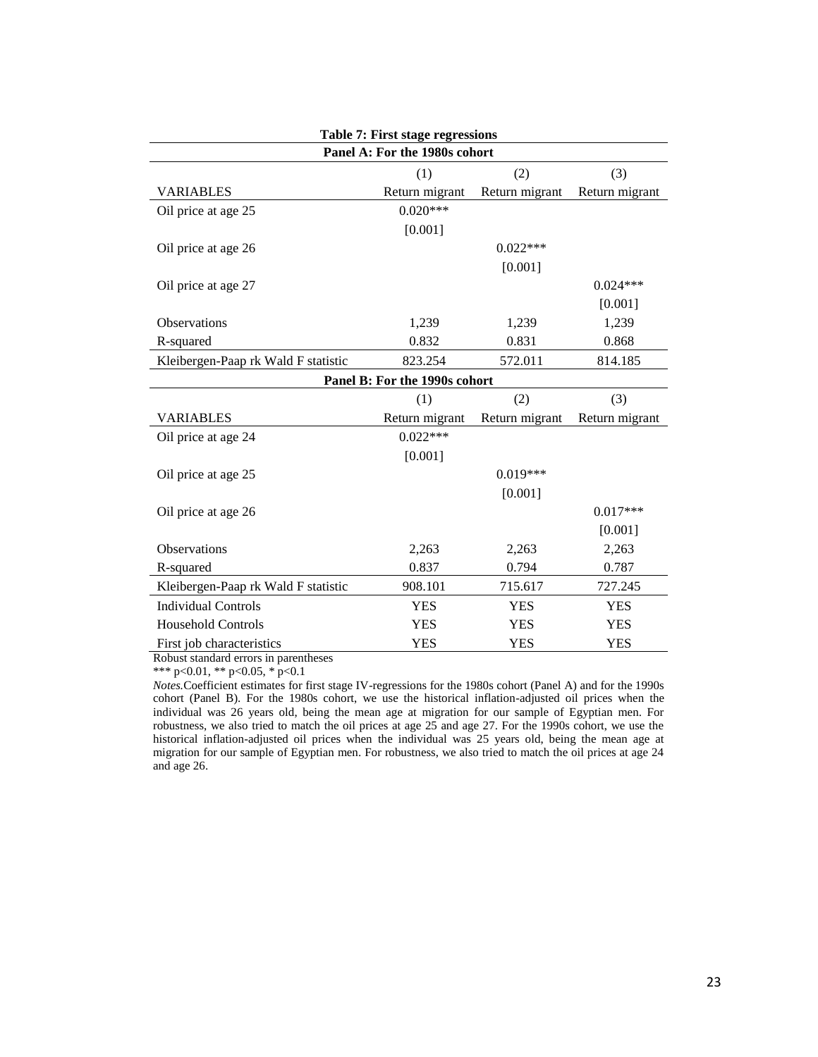**Table 7: First stage regressions**

| **Panel A: For the 1980s cohort** | | | |
|---|---|---|---|
| | (1) | (2) | (3) |
| VARIABLES | Return migrant | Return migrant | Return migrant |
| Oil price at age 25 | 0.020*** | | |
| | [0.001] | | |
| Oil price at age 26 | | 0.022*** | |
| | | [0.001] | |
| Oil price at age 27 | | | 0.024*** |
| | | | [0.001] |
| Observations | 1,239 | 1,239 | 1,239 |
| R-squared | 0.832 | 0.831 | 0.868 |
| Kleibergen-Paap rk Wald F statistic | 823.254 | 572.011 | 814.185 |
| **Panel B: For the 1990s cohort** | | | |
| | (1) | (2) | (3) |
| VARIABLES | Return migrant | Return migrant | Return migrant |
| Oil price at age 24 | 0.022*** | | |
| | [0.001] | | |
| Oil price at age 25 | | 0.019*** | |
| | | [0.001] | |
| Oil price at age 26 | | | 0.017*** |
| | | | [0.001] |
| Observations | 2,263 | 2,263 | 2,263 |
| R-squared | 0.837 | 0.794 | 0.787 |
| Kleibergen-Paap rk Wald F statistic | 908.101 | 715.617 | 727.245 |
| Individual Controls | YES | YES | YES |
| Household Controls | YES | YES | YES |
| First job characteristics | YES | YES | YES |

Robust standard errors in parentheses

*** p<0.01, ** p<0.05, * p<0.1

*Notes.*Coefficient estimates for first stage IV-regressions for the 1980s cohort (Panel A) and for the 1990s cohort (Panel B). For the 1980s cohort, we use the historical inflation-adjusted oil prices when the individual was 26 years old, being the mean age at migration for our sample of Egyptian men. For robustness, we also tried to match the oil prices at age 25 and age 27. For the 1990s cohort, we use the historical inflation-adjusted oil prices when the individual was 25 years old, being the mean age at migration for our sample of Egyptian men. For robustness, we also tried to match the oil prices at age 24 and age 26.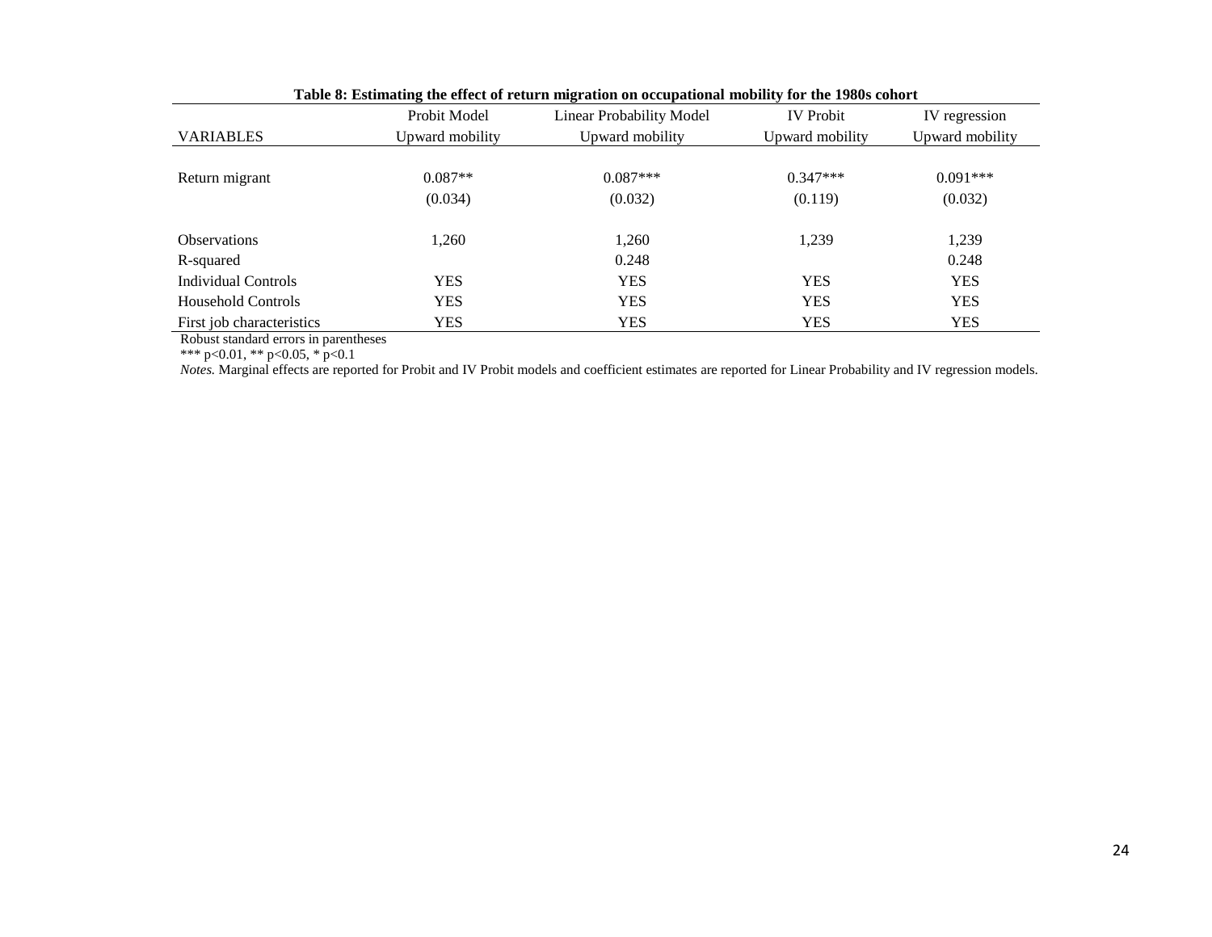**Table 8: Estimating the effect of return migration on occupational mobility for the 1980s cohort**

| | Probit Model | Linear Probability Model | IV Probit | IV regression |
|---|---|---|---|---|
| VARIABLES | Upward mobility | Upward mobility | Upward mobility | Upward mobility |
| Return migrant | 0.087** | 0.087*** | 0.347*** | 0.091*** |
| | (0.034) | (0.032) | (0.119) | (0.032) |
| Observations | 1,260 | 1,260 | 1,239 | 1,239 |
| R-squared | | 0.248 | | 0.248 |
| Individual Controls | YES | YES | YES | YES |
| Household Controls | YES | YES | YES | YES |
| First job characteristics | YES | YES | YES | YES |

Robust standard errors in parentheses

*** p<0.01, ** p<0.05, * p<0.1

*Notes.* Marginal effects are reported for Probit and IV Probit models and coefficient estimates are reported for Linear Probability and IV regression models.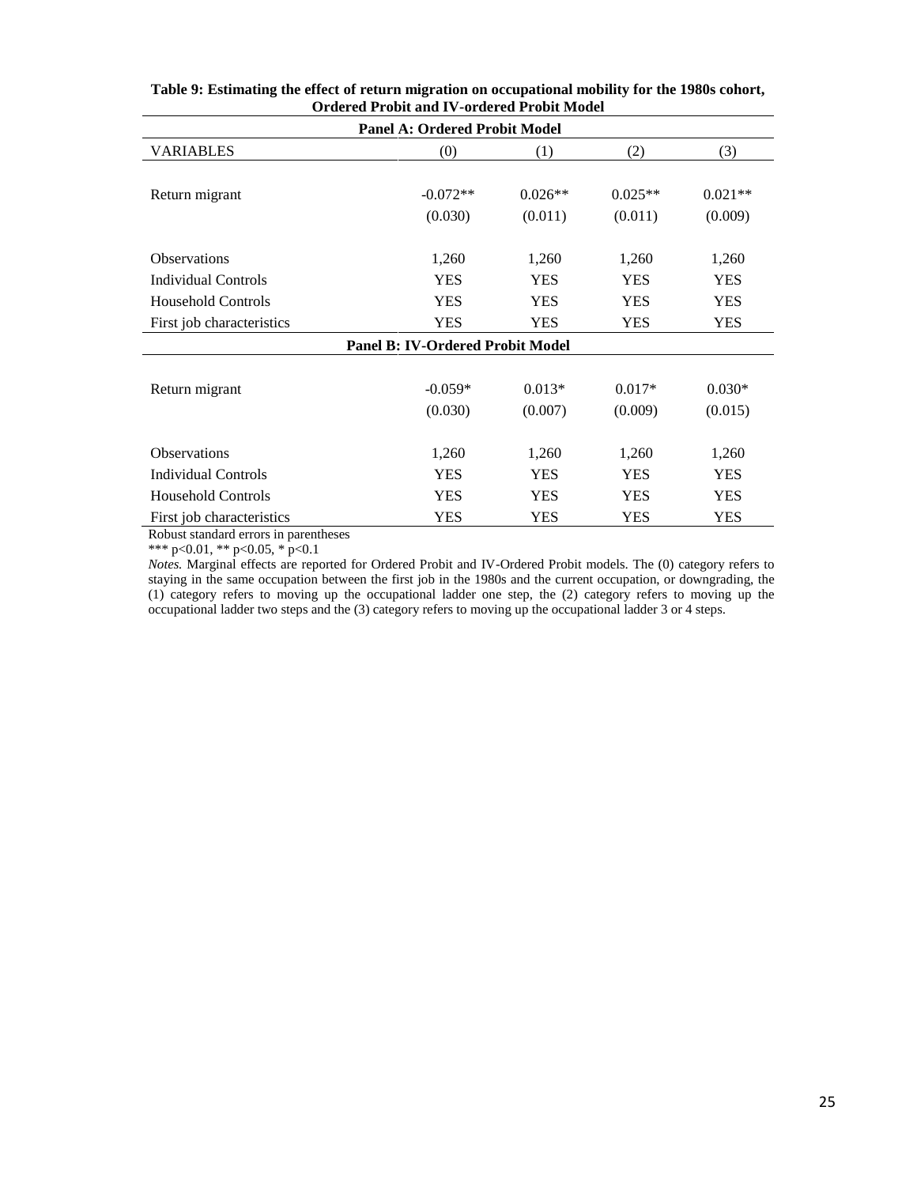**Table 9: Estimating the effect of return migration on occupational mobility for the 1980s cohort, Ordered Probit and IV-ordered Probit Model**

| **Panel A: Ordered Probit Model** | | | | |
|---|---|---|---|---|
| VARIABLES | (0) | (1) | (2) | (3) |
| Return migrant | -0.072** | 0.026** | 0.025** | 0.021** |
| | (0.030) | (0.011) | (0.011) | (0.009) |
| Observations | 1,260 | 1,260 | 1,260 | 1,260 |
| Individual Controls | YES | YES | YES | YES |
| Household Controls | YES | YES | YES | YES |
| First job characteristics | YES | YES | YES | YES |
| **Panel B: IV-Ordered Probit Model** | | | | |
| Return migrant | -0.059* | 0.013* | 0.017* | 0.030* |
| | (0.030) | (0.007) | (0.009) | (0.015) |
| Observations | 1,260 | 1,260 | 1,260 | 1,260 |
| Individual Controls | YES | YES | YES | YES |
| Household Controls | YES | YES | YES | YES |
| First job characteristics | YES | YES | YES | YES |

Robust standard errors in parentheses

*** p<0.01, ** p<0.05, * p<0.1

*Notes.* Marginal effects are reported for Ordered Probit and IV-Ordered Probit models. The (0) category refers to staying in the same occupation between the first job in the 1980s and the current occupation, or downgrading, the (1) category refers to moving up the occupational ladder one step, the (2) category refers to moving up the occupational ladder two steps and the (3) category refers to moving up the occupational ladder 3 or 4 steps.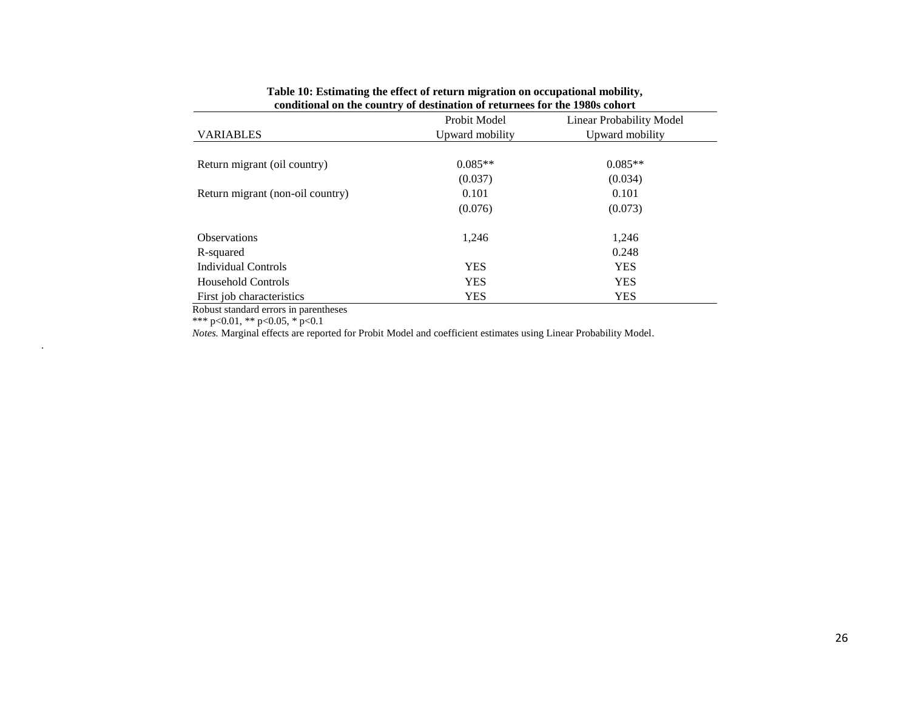**Table 10: Estimating the effect of return migration on occupational mobility, conditional on the country of destination of returnees for the 1980s cohort**

| | Probit Model | Linear Probability Model |
|---|---|---|
| VARIABLES | Upward mobility | Upward mobility |
| Return migrant (oil country) | 0.085** | 0.085** |
| | (0.037) | (0.034) |
| Return migrant (non-oil country) | 0.101 | 0.101 |
| | (0.076) | (0.073) |
| Observations | 1,246 | 1,246 |
| R-squared | | 0.248 |
| Individual Controls | YES | YES |
| Household Controls | YES | YES |
| First job characteristics | YES | YES |

Robust standard errors in parentheses

*** p<0.01, ** p<0.05, * p<0.1

*Notes.* Marginal effects are reported for Probit Model and coefficient estimates using Linear Probability Model.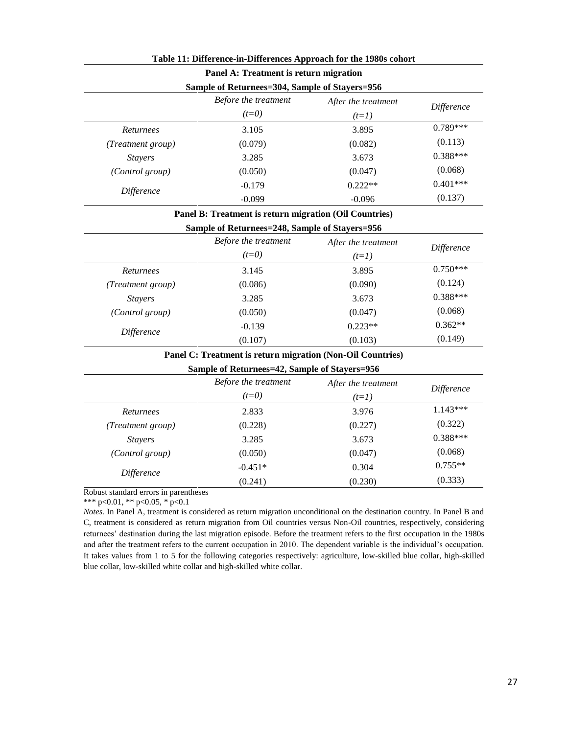**Table 11: Difference-in-Differences Approach for the 1980s cohort**

**Panel A: Treatment is return migration**

**Sample of Returnees=304, Sample of Stayers=956**

| | *Before the treatment* *(t=0)* | *After the treatment* *(t=1)* | *Difference* |
|---|---|---|---|
| *Returnees* | 3.105 | 3.895 | 0.789*** |
| *(Treatment group)* | (0.079) | (0.082) | (0.113) |
| *Stayers* | 3.285 | 3.673 | 0.388*** |
| *(Control group)* | (0.050) | (0.047) | (0.068) |
| *Difference* | -0.179 | 0.222** | 0.401*** |
| | -0.099 | -0.096 | (0.137) |

**Panel B: Treatment is return migration (Oil Countries)**

**Sample of Returnees=248, Sample of Stayers=956**

| | *Before the treatment* *(t=0)* | *After the treatment* *(t=1)* | *Difference* |
|---|---|---|---|
| *Returnees* | 3.145 | 3.895 | 0.750*** |
| *(Treatment group)* | (0.086) | (0.090) | (0.124) |
| *Stayers* | 3.285 | 3.673 | 0.388*** |
| *(Control group)* | (0.050) | (0.047) | (0.068) |
| *Difference* | -0.139 | 0.223** | 0.362** |
| | (0.107) | (0.103) | (0.149) |

**Panel C: Treatment is return migration (Non-Oil Countries)**

**Sample of Returnees=42, Sample of Stayers=956**

| | *Before the treatment* *(t=0)* | *After the treatment* *(t=1)* | *Difference* |
|---|---|---|---|
| *Returnees* | 2.833 | 3.976 | 1.143*** |
| *(Treatment group)* | (0.228) | (0.227) | (0.322) |
| *Stayers* | 3.285 | 3.673 | 0.388*** |
| *(Control group)* | (0.050) | (0.047) | (0.068) |
| *Difference* | -0.451* | 0.304 | 0.755** |
| | (0.241) | (0.230) | (0.333) |

Robust standard errors in parentheses

*** p<0.01, ** p<0.05, * p<0.1

*Notes.* In Panel A, treatment is considered as return migration unconditional on the destination country. In Panel B and C, treatment is considered as return migration from Oil countries versus Non-Oil countries, respectively, considering returnees' destination during the last migration episode. Before the treatment refers to the first occupation in the 1980s and after the treatment refers to the current occupation in 2010. The dependent variable is the individual's occupation. It takes values from 1 to 5 for the following categories respectively: agriculture, low-skilled blue collar, high-skilled blue collar, low-skilled white collar and high-skilled white collar.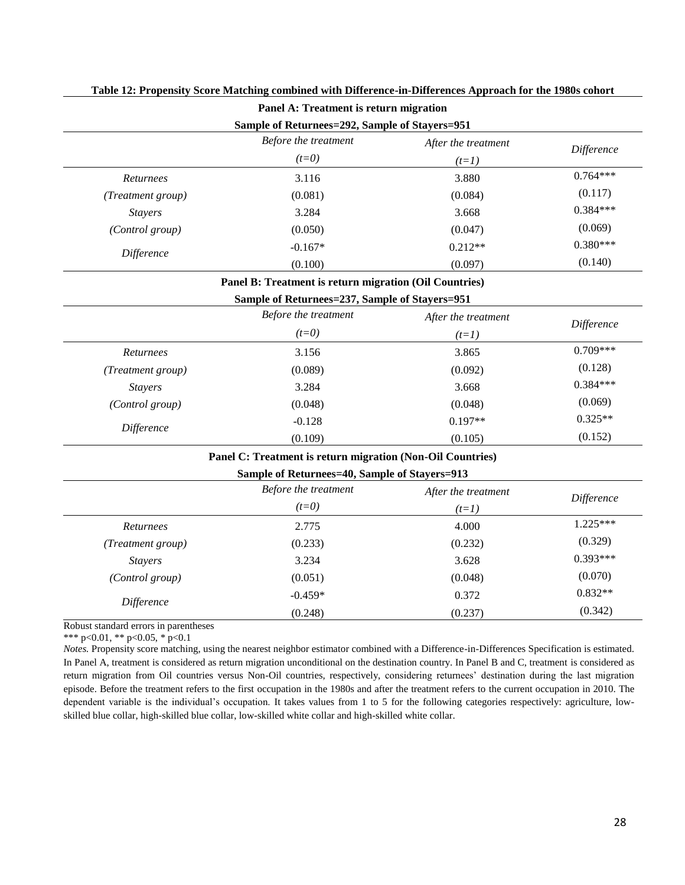**Table 12: Propensity Score Matching combined with Difference-in-Differences Approach for the 1980s cohort**

**Panel A: Treatment is return migration**

**Sample of Returnees=292, Sample of Stayers=951**

| | *Before the treatment* *(t=0)* | *After the treatment* *(t=1)* | *Difference* |
|---|---|---|---|
| *Returnees* | 3.116 | 3.880 | 0.764*** |
| *(Treatment group)* | (0.081) | (0.084) | (0.117) |
| *Stayers* | 3.284 | 3.668 | 0.384*** |
| *(Control group)* | (0.050) | (0.047) | (0.069) |
| *Difference* | -0.167* | 0.212** | 0.380*** |
| | (0.100) | (0.097) | (0.140) |

**Panel B: Treatment is return migration (Oil Countries)**

**Sample of Returnees=237, Sample of Stayers=951**

| | *Before the treatment* *(t=0)* | *After the treatment* *(t=1)* | *Difference* |
|---|---|---|---|
| *Returnees* | 3.156 | 3.865 | 0.709*** |
| *(Treatment group)* | (0.089) | (0.092) | (0.128) |
| *Stayers* | 3.284 | 3.668 | 0.384*** |
| *(Control group)* | (0.048) | (0.048) | (0.069) |
| *Difference* | -0.128 | 0.197** | 0.325** |
| | (0.109) | (0.105) | (0.152) |

**Panel C: Treatment is return migration (Non-Oil Countries)**

**Sample of Returnees=40, Sample of Stayers=913**

| | *Before the treatment* *(t=0)* | *After the treatment* *(t=1)* | *Difference* |
|---|---|---|---|
| *Returnees* | 2.775 | 4.000 | 1.225*** |
| *(Treatment group)* | (0.233) | (0.232) | (0.329) |
| *Stayers* | 3.234 | 3.628 | 0.393*** |
| *(Control group)* | (0.051) | (0.048) | (0.070) |
| *Difference* | -0.459* | 0.372 | 0.832** |
| | (0.248) | (0.237) | (0.342) |

Robust standard errors in parentheses

*** p<0.01, ** p<0.05, * p<0.1

*Notes.* Propensity score matching, using the nearest neighbor estimator combined with a Difference-in-Differences Specification is estimated. In Panel A, treatment is considered as return migration unconditional on the destination country. In Panel B and C, treatment is considered as return migration from Oil countries versus Non-Oil countries, respectively, considering returnees' destination during the last migration episode. Before the treatment refers to the first occupation in the 1980s and after the treatment refers to the current occupation in 2010. The dependent variable is the individual's occupation. It takes values from 1 to 5 for the following categories respectively: agriculture, low-skilled blue collar, high-skilled blue collar, low-skilled white collar and high-skilled white collar.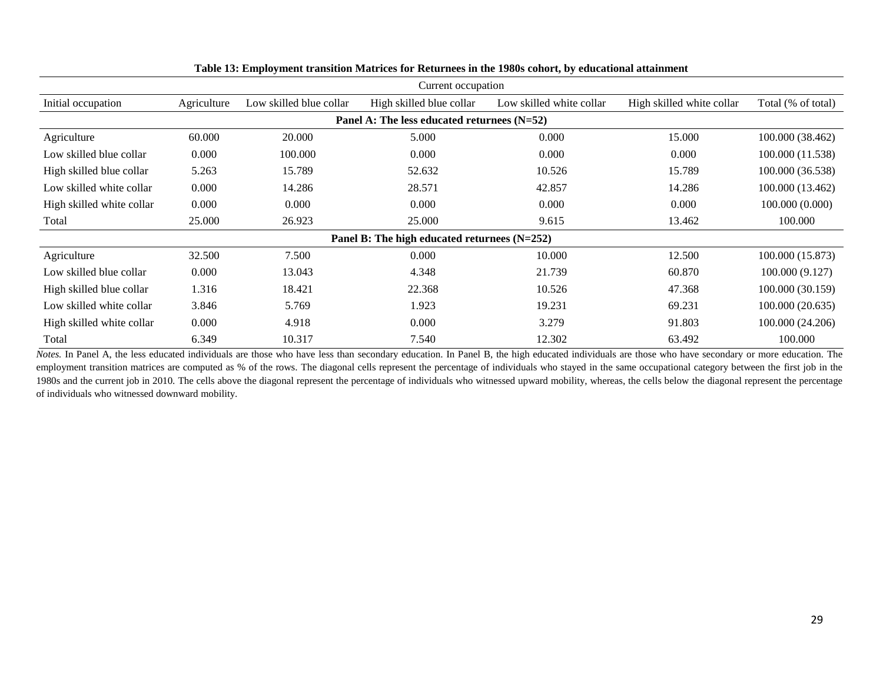**Table 13: Employment transition Matrices for Returnees in the 1980s cohort, by educational attainment**

| | Current occupation | | | | | |
|---|---|---|---|---|---|---|
| Initial occupation | Agriculture | Low skilled blue collar | High skilled blue collar | Low skilled white collar | High skilled white collar | Total (% of total) |
| **Panel A: The less educated returnees (N=52)** | | | | | | |
| Agriculture | 60.000 | 20.000 | 5.000 | 0.000 | 15.000 | 100.000 (38.462) |
| Low skilled blue collar | 0.000 | 100.000 | 0.000 | 0.000 | 0.000 | 100.000 (11.538) |
| High skilled blue collar | 5.263 | 15.789 | 52.632 | 10.526 | 15.789 | 100.000 (36.538) |
| Low skilled white collar | 0.000 | 14.286 | 28.571 | 42.857 | 14.286 | 100.000 (13.462) |
| High skilled white collar | 0.000 | 0.000 | 0.000 | 0.000 | 0.000 | 100.000 (0.000) |
| Total | 25.000 | 26.923 | 25.000 | 9.615 | 13.462 | 100.000 |
| **Panel B: The high educated returnees (N=252)** | | | | | | |
| Agriculture | 32.500 | 7.500 | 0.000 | 10.000 | 12.500 | 100.000 (15.873) |
| Low skilled blue collar | 0.000 | 13.043 | 4.348 | 21.739 | 60.870 | 100.000 (9.127) |
| High skilled blue collar | 1.316 | 18.421 | 22.368 | 10.526 | 47.368 | 100.000 (30.159) |
| Low skilled white collar | 3.846 | 5.769 | 1.923 | 19.231 | 69.231 | 100.000 (20.635) |
| High skilled white collar | 0.000 | 4.918 | 0.000 | 3.279 | 91.803 | 100.000 (24.206) |
| Total | 6.349 | 10.317 | 7.540 | 12.302 | 63.492 | 100.000 |

*Notes.* In Panel A, the less educated individuals are those who have less than secondary education. In Panel B, the high educated individuals are those who have secondary or more education. The employment transition matrices are computed as % of the rows. The diagonal cells represent the percentage of individuals who stayed in the same occupational category between the first job in the 1980s and the current job in 2010. The cells above the diagonal represent the percentage of individuals who witnessed upward mobility, whereas, the cells below the diagonal represent the percentage of individuals who witnessed downward mobility.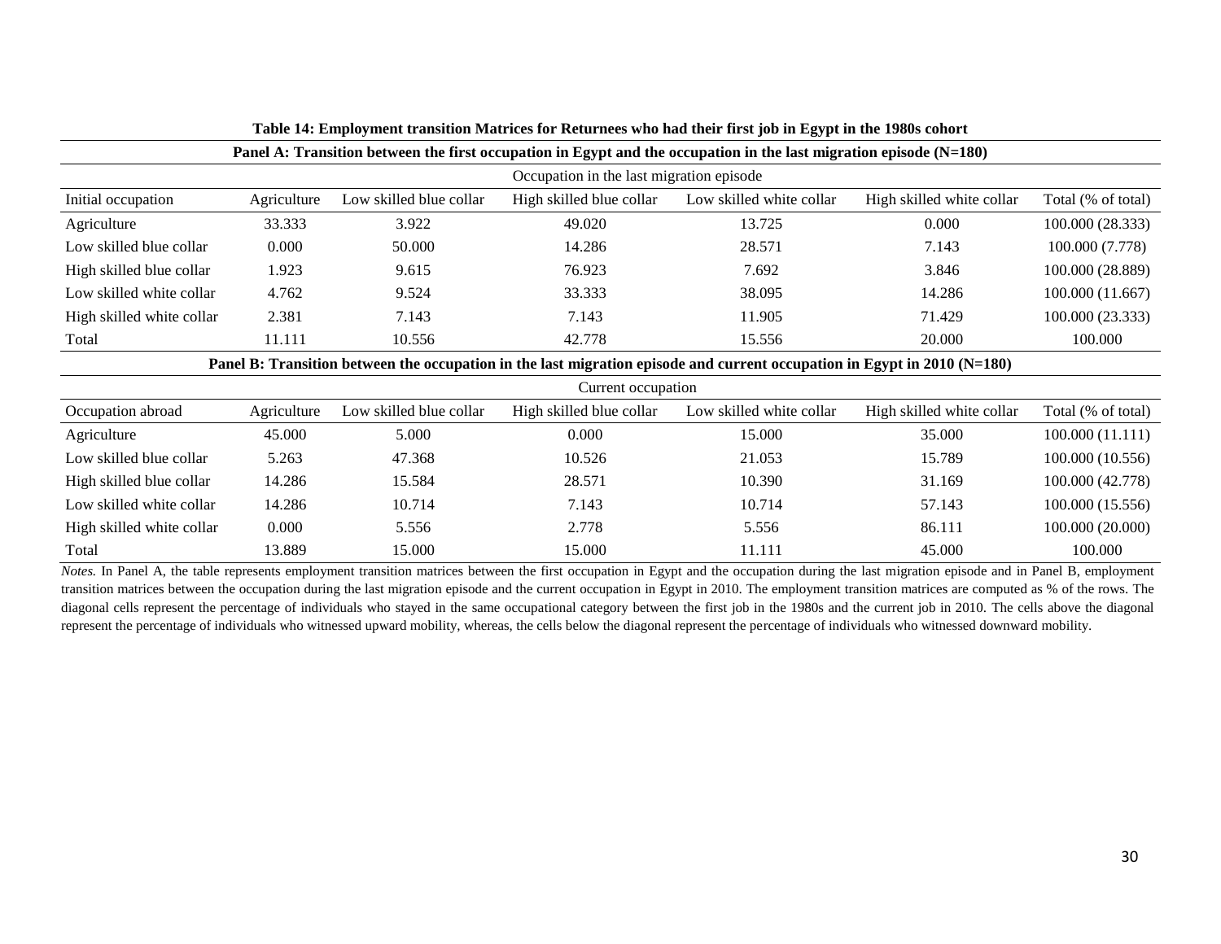**Table 14: Employment transition Matrices for Returnees who had their first job in Egypt in the 1980s cohort**

**Panel A: Transition between the first occupation in Egypt and the occupation in the last migration episode (N=180)**

| | Occupation in the last migration episode | | | | | |
|---|---|---|---|---|---|---|
| Initial occupation | Agriculture | Low skilled blue collar | High skilled blue collar | Low skilled white collar | High skilled white collar | Total (% of total) |
| Agriculture | 33.333 | 3.922 | 49.020 | 13.725 | 0.000 | 100.000 (28.333) |
| Low skilled blue collar | 0.000 | 50.000 | 14.286 | 28.571 | 7.143 | 100.000 (7.778) |
| High skilled blue collar | 1.923 | 9.615 | 76.923 | 7.692 | 3.846 | 100.000 (28.889) |
| Low skilled white collar | 4.762 | 9.524 | 33.333 | 38.095 | 14.286 | 100.000 (11.667) |
| High skilled white collar | 2.381 | 7.143 | 7.143 | 11.905 | 71.429 | 100.000 (23.333) |
| Total | 11.111 | 10.556 | 42.778 | 15.556 | 20.000 | 100.000 |

**Panel B: Transition between the occupation in the last migration episode and current occupation in Egypt in 2010 (N=180)**

| | Current occupation | | | | | |
|---|---|---|---|---|---|---|
| Occupation abroad | Agriculture | Low skilled blue collar | High skilled blue collar | Low skilled white collar | High skilled white collar | Total (% of total) |
| Agriculture | 45.000 | 5.000 | 0.000 | 15.000 | 35.000 | 100.000 (11.111) |
| Low skilled blue collar | 5.263 | 47.368 | 10.526 | 21.053 | 15.789 | 100.000 (10.556) |
| High skilled blue collar | 14.286 | 15.584 | 28.571 | 10.390 | 31.169 | 100.000 (42.778) |
| Low skilled white collar | 14.286 | 10.714 | 7.143 | 10.714 | 57.143 | 100.000 (15.556) |
| High skilled white collar | 0.000 | 5.556 | 2.778 | 5.556 | 86.111 | 100.000 (20.000) |
| Total | 13.889 | 15.000 | 15.000 | 11.111 | 45.000 | 100.000 |

*Notes.* In Panel A, the table represents employment transition matrices between the first occupation in Egypt and the occupation during the last migration episode and in Panel B, employment transition matrices between the occupation during the last migration episode and the current occupation in Egypt in 2010. The employment transition matrices are computed as % of the rows. The diagonal cells represent the percentage of individuals who stayed in the same occupational category between the first job in the 1980s and the current job in 2010. The cells above the diagonal represent the percentage of individuals who witnessed upward mobility, whereas, the cells below the diagonal represent the percentage of individuals who witnessed downward mobility.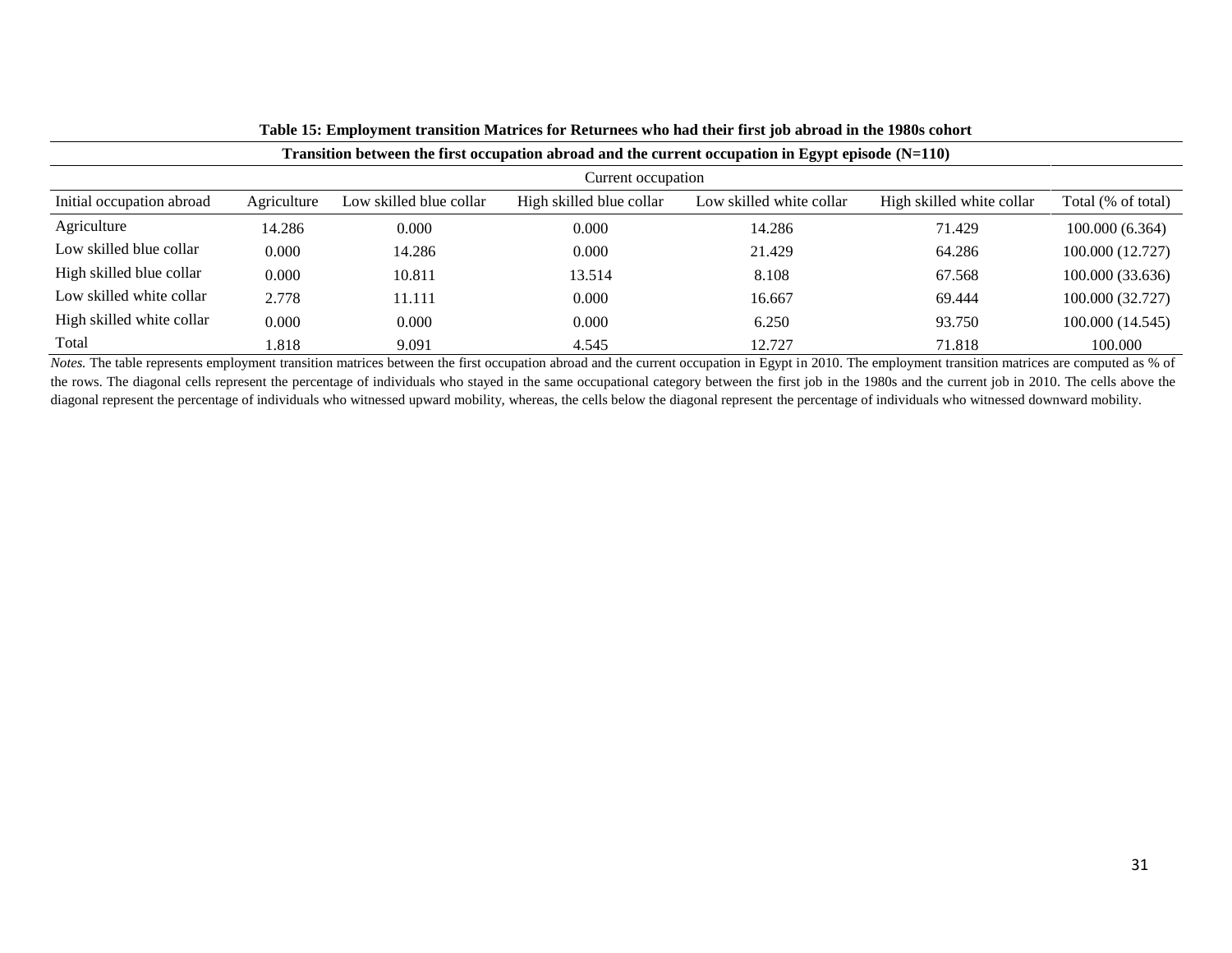**Table 15: Employment transition Matrices for Returnees who had their first job abroad in the 1980s cohort**

| Transition between the first occupation abroad and the current occupation in Egypt episode (N=110) | | | | | | |
|---|---|---|---|---|---|---|
| | Current occupation | | | | | |
| Initial occupation abroad | Agriculture | Low skilled blue collar | High skilled blue collar | Low skilled white collar | High skilled white collar | Total (% of total) |
| Agriculture | 14.286 | 0.000 | 0.000 | 14.286 | 71.429 | 100.000 (6.364) |
| Low skilled blue collar | 0.000 | 14.286 | 0.000 | 21.429 | 64.286 | 100.000 (12.727) |
| High skilled blue collar | 0.000 | 10.811 | 13.514 | 8.108 | 67.568 | 100.000 (33.636) |
| Low skilled white collar | 2.778 | 11.111 | 0.000 | 16.667 | 69.444 | 100.000 (32.727) |
| High skilled white collar | 0.000 | 0.000 | 0.000 | 6.250 | 93.750 | 100.000 (14.545) |
| Total | 1.818 | 9.091 | 4.545 | 12.727 | 71.818 | 100.000 |

*Notes.* The table represents employment transition matrices between the first occupation abroad and the current occupation in Egypt in 2010. The employment transition matrices are computed as % of the rows. The diagonal cells represent the percentage of individuals who stayed in the same occupational category between the first job in the 1980s and the current job in 2010. The cells above the diagonal represent the percentage of individuals who witnessed upward mobility, whereas, the cells below the diagonal represent the percentage of individuals who witnessed downward mobility.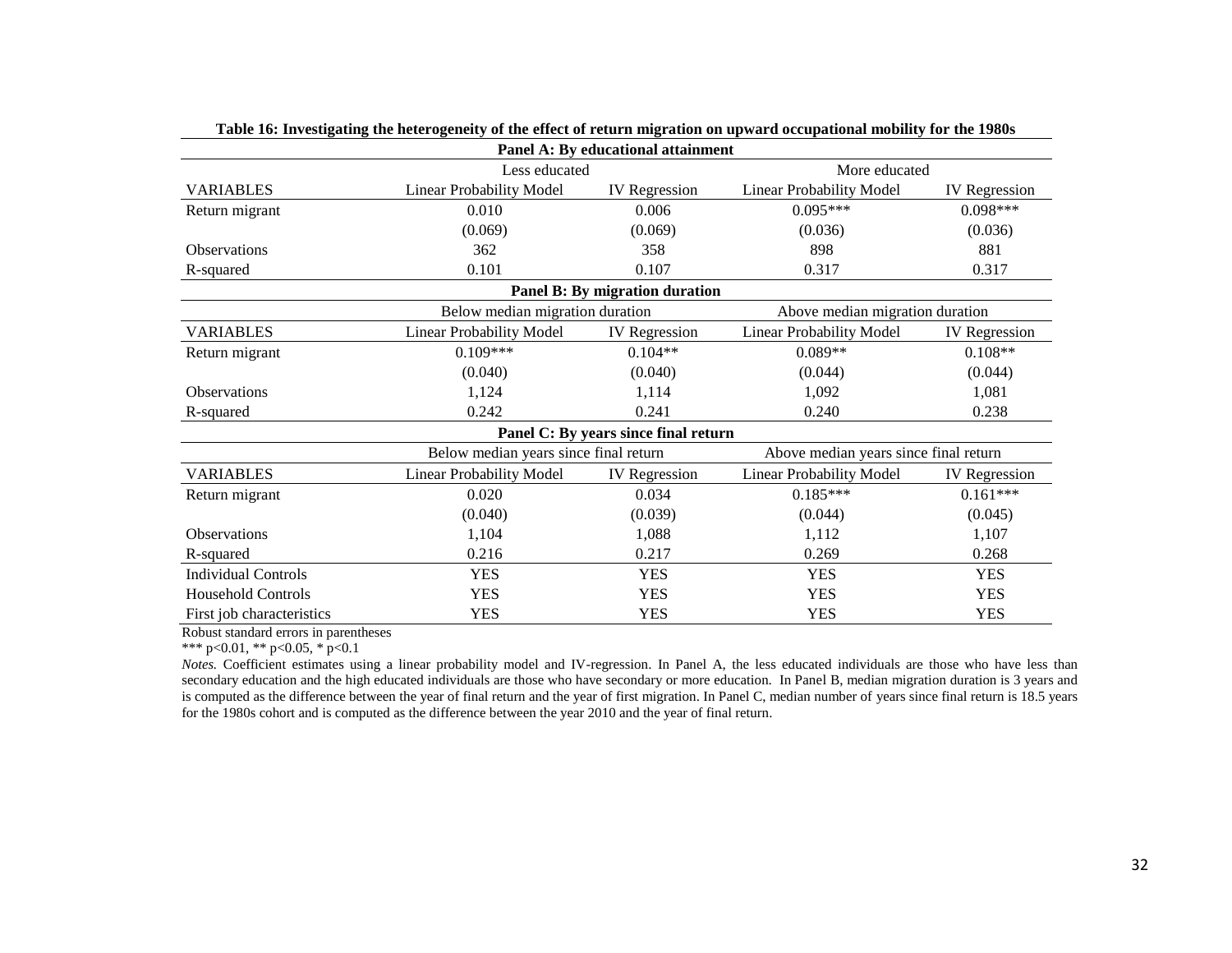**Table 16: Investigating the heterogeneity of the effect of return migration on upward occupational mobility for the 1980s**

| | | | | |
|---|---|---|---|---|
| **Panel A: By educational attainment** | | | | |
| | Less educated | | More educated | |
| VARIABLES | Linear Probability Model | IV Regression | Linear Probability Model | IV Regression |
| Return migrant | 0.010 | 0.006 | 0.095*** | 0.098*** |
| | (0.069) | (0.069) | (0.036) | (0.036) |
| Observations | 362 | 358 | 898 | 881 |
| R-squared | 0.101 | 0.107 | 0.317 | 0.317 |
| **Panel B: By migration duration** | | | | |
| | Below median migration duration | | Above median migration duration | |
| VARIABLES | Linear Probability Model | IV Regression | Linear Probability Model | IV Regression |
| Return migrant | 0.109*** | 0.104** | 0.089** | 0.108** |
| | (0.040) | (0.040) | (0.044) | (0.044) |
| Observations | 1,124 | 1,114 | 1,092 | 1,081 |
| R-squared | 0.242 | 0.241 | 0.240 | 0.238 |
| **Panel C: By years since final return** | | | | |
| | Below median years since final return | | Above median years since final return | |
| VARIABLES | Linear Probability Model | IV Regression | Linear Probability Model | IV Regression |
| Return migrant | 0.020 | 0.034 | 0.185*** | 0.161*** |
| | (0.040) | (0.039) | (0.044) | (0.045) |
| Observations | 1,104 | 1,088 | 1,112 | 1,107 |
| R-squared | 0.216 | 0.217 | 0.269 | 0.268 |
| Individual Controls | YES | YES | YES | YES |
| Household Controls | YES | YES | YES | YES |
| First job characteristics | YES | YES | YES | YES |

Robust standard errors in parentheses

*** p<0.01, ** p<0.05, * p<0.1

*Notes.* Coefficient estimates using a linear probability model and IV-regression. In Panel A, the less educated individuals are those who have less than secondary education and the high educated individuals are those who have secondary or more education. In Panel B, median migration duration is 3 years and is computed as the difference between the year of final return and the year of first migration. In Panel C, median number of years since final return is 18.5 years for the 1980s cohort and is computed as the difference between the year 2010 and the year of final return.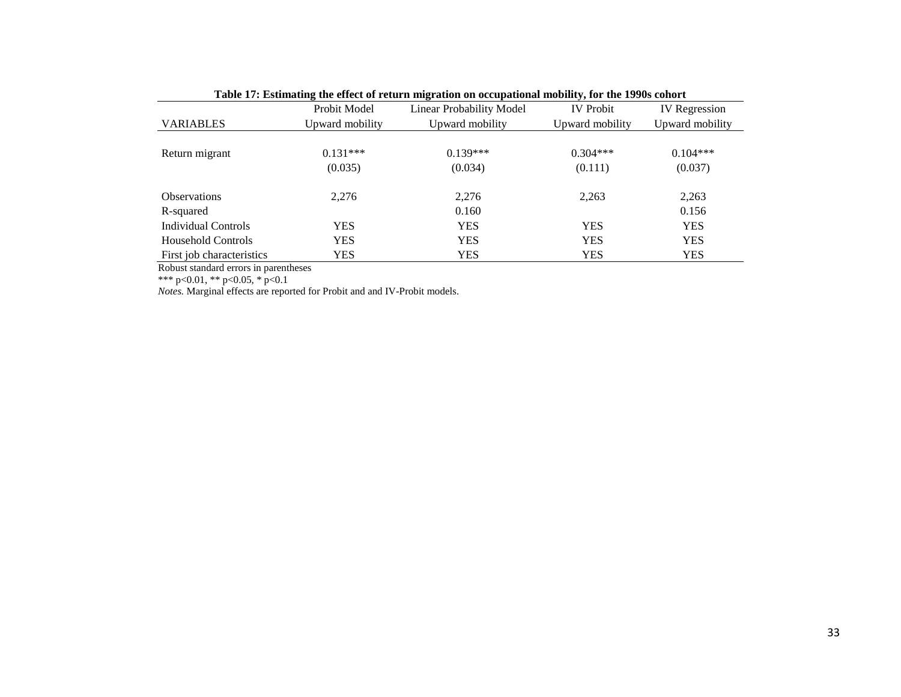**Table 17: Estimating the effect of return migration on occupational mobility, for the 1990s cohort**

| | Probit Model | Linear Probability Model | IV Probit | IV Regression |
|---|---|---|---|---|
| VARIABLES | Upward mobility | Upward mobility | Upward mobility | Upward mobility |
| Return migrant | 0.131*** | 0.139*** | 0.304*** | 0.104*** |
| | (0.035) | (0.034) | (0.111) | (0.037) |
| Observations | 2,276 | 2,276 | 2,263 | 2,263 |
| R-squared | | 0.160 | | 0.156 |
| Individual Controls | YES | YES | YES | YES |
| Household Controls | YES | YES | YES | YES |
| First job characteristics | YES | YES | YES | YES |

Robust standard errors in parentheses

*** p<0.01, ** p<0.05, * p<0.1

*Notes.* Marginal effects are reported for Probit and and IV-Probit models.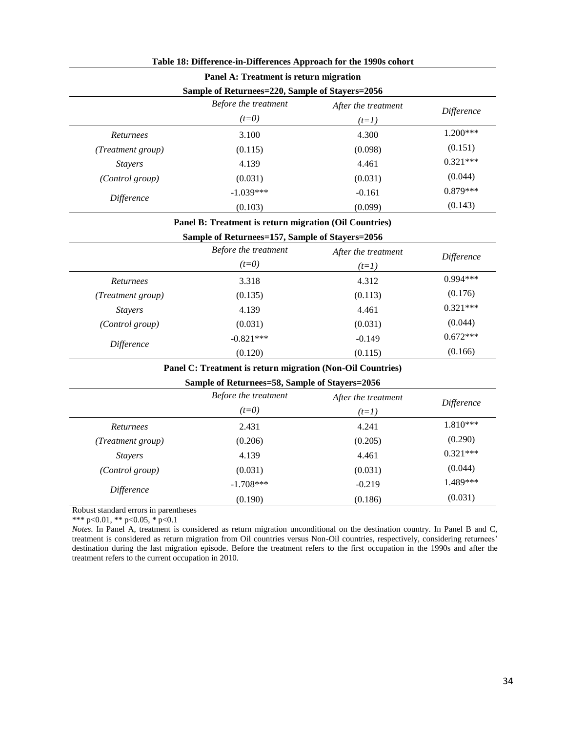**Table 18: Difference-in-Differences Approach for the 1990s cohort**

**Panel A: Treatment is return migration**

**Sample of Returnees=220, Sample of Stayers=2056**

| | *Before the treatment* *(t=0)* | *After the treatment* *(t=1)* | *Difference* |
|---|---|---|---|
| *Returnees* | 3.100 | 4.300 | 1.200*** |
| *(Treatment group)* | (0.115) | (0.098) | (0.151) |
| *Stayers* | 4.139 | 4.461 | 0.321*** |
| *(Control group)* | (0.031) | (0.031) | (0.044) |
| *Difference* | -1.039*** | -0.161 | 0.879*** |
| | (0.103) | (0.099) | (0.143) |

**Panel B: Treatment is return migration (Oil Countries)**

**Sample of Returnees=157, Sample of Stayers=2056**

| | *Before the treatment* *(t=0)* | *After the treatment* *(t=1)* | *Difference* |
|---|---|---|---|
| *Returnees* | 3.318 | 4.312 | 0.994*** |
| *(Treatment group)* | (0.135) | (0.113) | (0.176) |
| *Stayers* | 4.139 | 4.461 | 0.321*** |
| *(Control group)* | (0.031) | (0.031) | (0.044) |
| *Difference* | -0.821*** | -0.149 | 0.672*** |
| | (0.120) | (0.115) | (0.166) |

**Panel C: Treatment is return migration (Non-Oil Countries)**

**Sample of Returnees=58, Sample of Stayers=2056**

| | *Before the treatment* *(t=0)* | *After the treatment* *(t=1)* | *Difference* |
|---|---|---|---|
| *Returnees* | 2.431 | 4.241 | 1.810*** |
| *(Treatment group)* | (0.206) | (0.205) | (0.290) |
| *Stayers* | 4.139 | 4.461 | 0.321*** |
| *(Control group)* | (0.031) | (0.031) | (0.044) |
| *Difference* | -1.708*** | -0.219 | 1.489*** |
| | (0.190) | (0.186) | (0.031) |

Robust standard errors in parentheses

*** p<0.01, ** p<0.05, * p<0.1

*Notes.* In Panel A, treatment is considered as return migration unconditional on the destination country. In Panel B and C, treatment is considered as return migration from Oil countries versus Non-Oil countries, respectively, considering returnees' destination during the last migration episode. Before the treatment refers to the first occupation in the 1990s and after the treatment refers to the current occupation in 2010.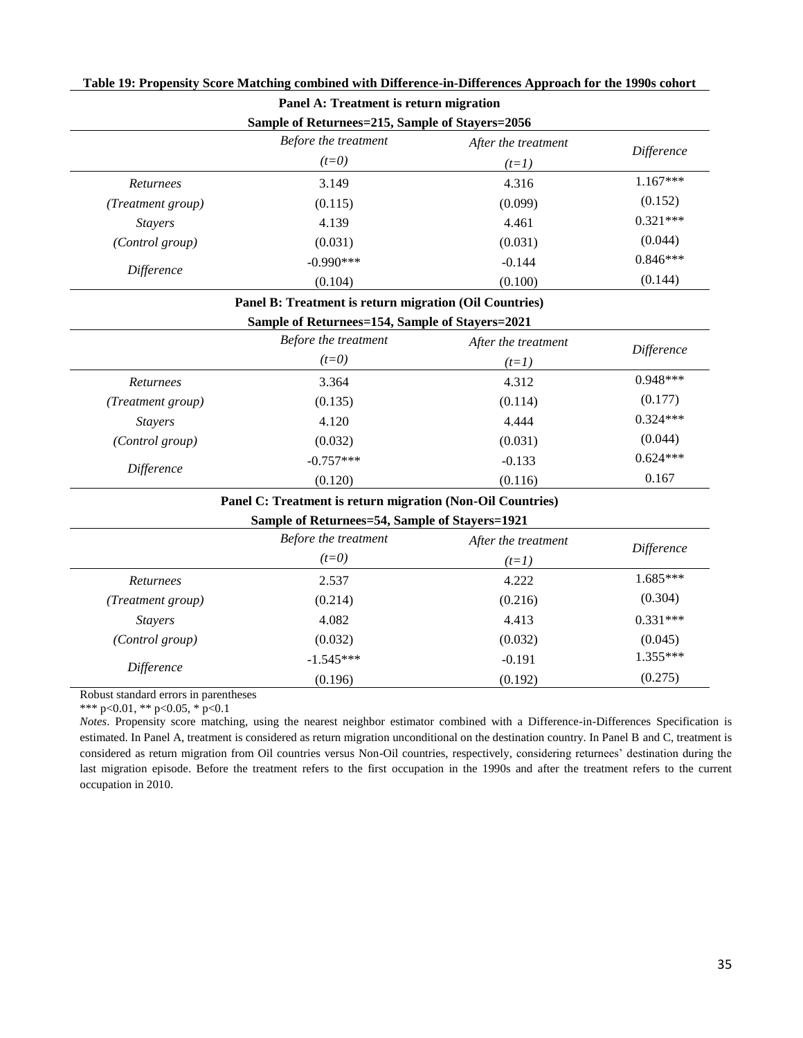**Table 19: Propensity Score Matching combined with Difference-in-Differences Approach for the 1990s cohort**

**Panel A: Treatment is return migration**

**Sample of Returnees=215, Sample of Stayers=2056**

| | *Before the treatment* *(t=0)* | *After the treatment* *(t=1)* | *Difference* |
|---|---|---|---|
| *Returnees* | 3.149 | 4.316 | 1.167*** |
| *(Treatment group)* | (0.115) | (0.099) | (0.152) |
| *Stayers* | 4.139 | 4.461 | 0.321*** |
| *(Control group)* | (0.031) | (0.031) | (0.044) |
| *Difference* | -0.990*** | -0.144 | 0.846*** |
| | (0.104) | (0.100) | (0.144) |

**Panel B: Treatment is return migration (Oil Countries)**

**Sample of Returnees=154, Sample of Stayers=2021**

| | *Before the treatment* *(t=0)* | *After the treatment* *(t=1)* | *Difference* |
|---|---|---|---|
| *Returnees* | 3.364 | 4.312 | 0.948*** |
| *(Treatment group)* | (0.135) | (0.114) | (0.177) |
| *Stayers* | 4.120 | 4.444 | 0.324*** |
| *(Control group)* | (0.032) | (0.031) | (0.044) |
| *Difference* | -0.757*** | -0.133 | 0.624*** |
| | (0.120) | (0.116) | 0.167 |

**Panel C: Treatment is return migration (Non-Oil Countries)**

**Sample of Returnees=54, Sample of Stayers=1921**

| | *Before the treatment* *(t=0)* | *After the treatment* *(t=1)* | *Difference* |
|---|---|---|---|
| *Returnees* | 2.537 | 4.222 | 1.685*** |
| *(Treatment group)* | (0.214) | (0.216) | (0.304) |
| *Stayers* | 4.082 | 4.413 | 0.331*** |
| *(Control group)* | (0.032) | (0.032) | (0.045) |
| *Difference* | -1.545*** | -0.191 | 1.355*** |
| | (0.196) | (0.192) | (0.275) |

Robust standard errors in parentheses

*** p<0.01, ** p<0.05, * p<0.1

*Notes*. Propensity score matching, using the nearest neighbor estimator combined with a Difference-in-Differences Specification is estimated. In Panel A, treatment is considered as return migration unconditional on the destination country. In Panel B and C, treatment is considered as return migration from Oil countries versus Non-Oil countries, respectively, considering returnees' destination during the last migration episode. Before the treatment refers to the first occupation in the 1990s and after the treatment refers to the current occupation in 2010.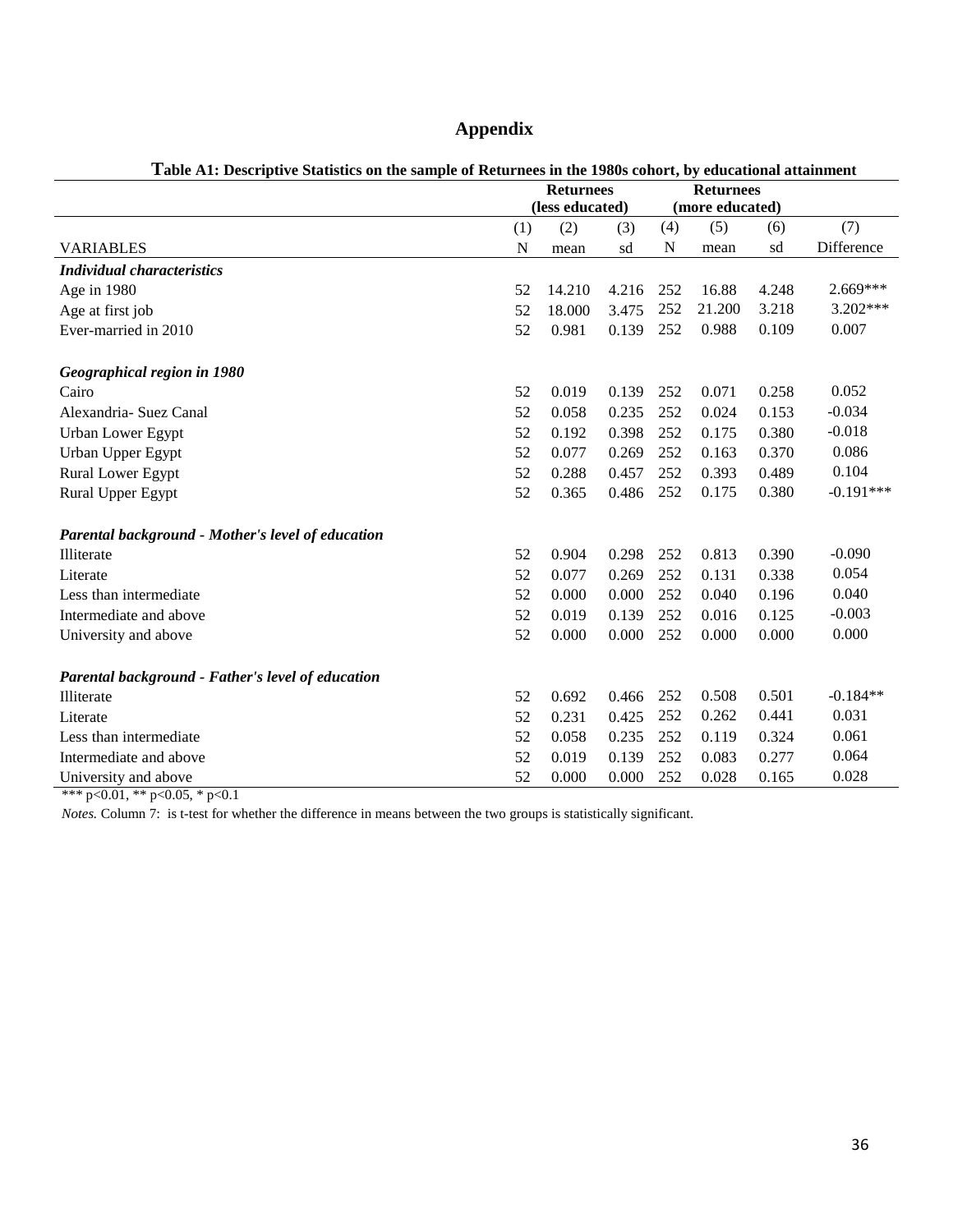# Appendix

**Table A1: Descriptive Statistics on the sample of Returnees in the 1980s cohort, by educational attainment**

| | Returnees (less educated) | | | Returnees (more educated) | | | |
|---|---|---|---|---|---|---|---|
| | (1) | (2) | (3) | (4) | (5) | (6) | (7) |
| VARIABLES | N | mean | sd | N | mean | sd | Difference |
| ***Individual characteristics*** | | | | | | | |
| Age in 1980 | 52 | 14.210 | 4.216 | 252 | 16.88 | 4.248 | 2.669*** |
| Age at first job | 52 | 18.000 | 3.475 | 252 | 21.200 | 3.218 | 3.202*** |
| Ever-married in 2010 | 52 | 0.981 | 0.139 | 252 | 0.988 | 0.109 | 0.007 |
| ***Geographical region in 1980*** | | | | | | | |
| Cairo | 52 | 0.019 | 0.139 | 252 | 0.071 | 0.258 | 0.052 |
| Alexandria- Suez Canal | 52 | 0.058 | 0.235 | 252 | 0.024 | 0.153 | -0.034 |
| Urban Lower Egypt | 52 | 0.192 | 0.398 | 252 | 0.175 | 0.380 | -0.018 |
| Urban Upper Egypt | 52 | 0.077 | 0.269 | 252 | 0.163 | 0.370 | 0.086 |
| Rural Lower Egypt | 52 | 0.288 | 0.457 | 252 | 0.393 | 0.489 | 0.104 |
| Rural Upper Egypt | 52 | 0.365 | 0.486 | 252 | 0.175 | 0.380 | -0.191*** |
| ***Parental background - Mother's level of education*** | | | | | | | |
| Illiterate | 52 | 0.904 | 0.298 | 252 | 0.813 | 0.390 | -0.090 |
| Literate | 52 | 0.077 | 0.269 | 252 | 0.131 | 0.338 | 0.054 |
| Less than intermediate | 52 | 0.000 | 0.000 | 252 | 0.040 | 0.196 | 0.040 |
| Intermediate and above | 52 | 0.019 | 0.139 | 252 | 0.016 | 0.125 | -0.003 |
| University and above | 52 | 0.000 | 0.000 | 252 | 0.000 | 0.000 | 0.000 |
| ***Parental background - Father's level of education*** | | | | | | | |
| Illiterate | 52 | 0.692 | 0.466 | 252 | 0.508 | 0.501 | -0.184** |
| Literate | 52 | 0.231 | 0.425 | 252 | 0.262 | 0.441 | 0.031 |
| Less than intermediate | 52 | 0.058 | 0.235 | 252 | 0.119 | 0.324 | 0.061 |
| Intermediate and above | 52 | 0.019 | 0.139 | 252 | 0.083 | 0.277 | 0.064 |
| University and above | 52 | 0.000 | 0.000 | 252 | 0.028 | 0.165 | 0.028 |

*** p<0.01, ** p<0.05, * p<0.1

*Notes.* Column 7: is t-test for whether the difference in means between the two groups is statistically significant.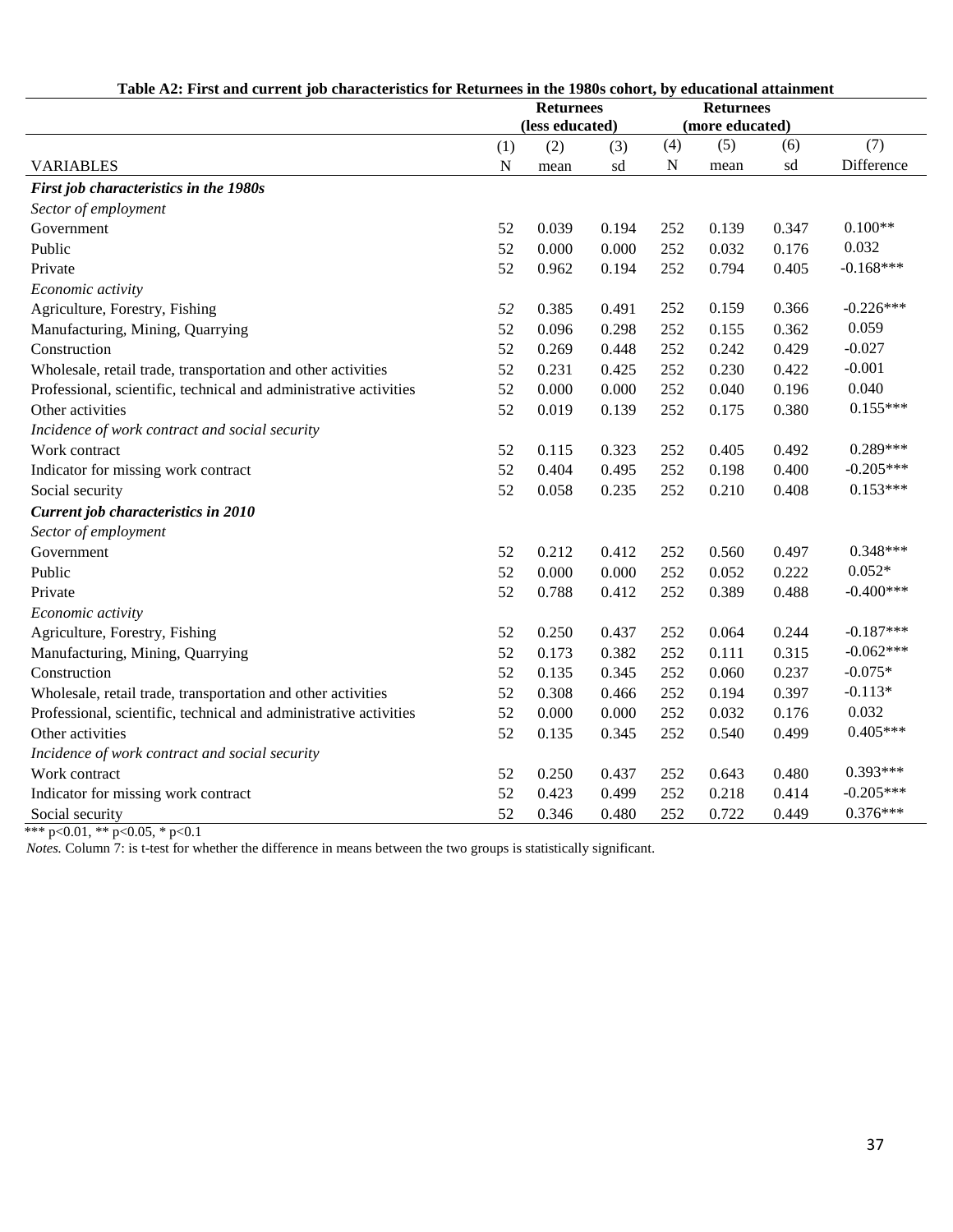**Table A2: First and current job characteristics for Returnees in the 1980s cohort, by educational attainment**

| | Returnees (less educated) | | | Returnees (more educated) | | | |
|---|---|---|---|---|---|---|---|
| | (1) | (2) | (3) | (4) | (5) | (6) | (7) |
| VARIABLES | N | mean | sd | N | mean | sd | Difference |
| ***First job characteristics in the 1980s*** | | | | | | | |
| *Sector of employment* | | | | | | | |
| Government | 52 | 0.039 | 0.194 | 252 | 0.139 | 0.347 | 0.100** |
| Public | 52 | 0.000 | 0.000 | 252 | 0.032 | 0.176 | 0.032 |
| Private | 52 | 0.962 | 0.194 | 252 | 0.794 | 0.405 | -0.168*** |
| *Economic activity* | | | | | | | |
| Agriculture, Forestry, Fishing | *52* | 0.385 | 0.491 | 252 | 0.159 | 0.366 | -0.226*** |
| Manufacturing, Mining, Quarrying | 52 | 0.096 | 0.298 | 252 | 0.155 | 0.362 | 0.059 |
| Construction | 52 | 0.269 | 0.448 | 252 | 0.242 | 0.429 | -0.027 |
| Wholesale, retail trade, transportation and other activities | 52 | 0.231 | 0.425 | 252 | 0.230 | 0.422 | -0.001 |
| Professional, scientific, technical and administrative activities | 52 | 0.000 | 0.000 | 252 | 0.040 | 0.196 | 0.040 |
| Other activities | 52 | 0.019 | 0.139 | 252 | 0.175 | 0.380 | 0.155*** |
| *Incidence of work contract and social security* | | | | | | | |
| Work contract | 52 | 0.115 | 0.323 | 252 | 0.405 | 0.492 | 0.289*** |
| Indicator for missing work contract | 52 | 0.404 | 0.495 | 252 | 0.198 | 0.400 | -0.205*** |
| Social security | 52 | 0.058 | 0.235 | 252 | 0.210 | 0.408 | 0.153*** |
| ***Current job characteristics in 2010*** | | | | | | | |
| *Sector of employment* | | | | | | | |
| Government | 52 | 0.212 | 0.412 | 252 | 0.560 | 0.497 | 0.348*** |
| Public | 52 | 0.000 | 0.000 | 252 | 0.052 | 0.222 | 0.052* |
| Private | 52 | 0.788 | 0.412 | 252 | 0.389 | 0.488 | -0.400*** |
| *Economic activity* | | | | | | | |
| Agriculture, Forestry, Fishing | 52 | 0.250 | 0.437 | 252 | 0.064 | 0.244 | -0.187*** |
| Manufacturing, Mining, Quarrying | 52 | 0.173 | 0.382 | 252 | 0.111 | 0.315 | -0.062*** |
| Construction | 52 | 0.135 | 0.345 | 252 | 0.060 | 0.237 | -0.075* |
| Wholesale, retail trade, transportation and other activities | 52 | 0.308 | 0.466 | 252 | 0.194 | 0.397 | -0.113* |
| Professional, scientific, technical and administrative activities | 52 | 0.000 | 0.000 | 252 | 0.032 | 0.176 | 0.032 |
| Other activities | 52 | 0.135 | 0.345 | 252 | 0.540 | 0.499 | 0.405*** |
| *Incidence of work contract and social security* | | | | | | | |
| Work contract | 52 | 0.250 | 0.437 | 252 | 0.643 | 0.480 | 0.393*** |
| Indicator for missing work contract | 52 | 0.423 | 0.499 | 252 | 0.218 | 0.414 | -0.205*** |
| Social security | 52 | 0.346 | 0.480 | 252 | 0.722 | 0.449 | 0.376*** |

*** p<0.01, ** p<0.05, * p<0.1

*Notes.* Column 7: is t-test for whether the difference in means between the two groups is statistically significant.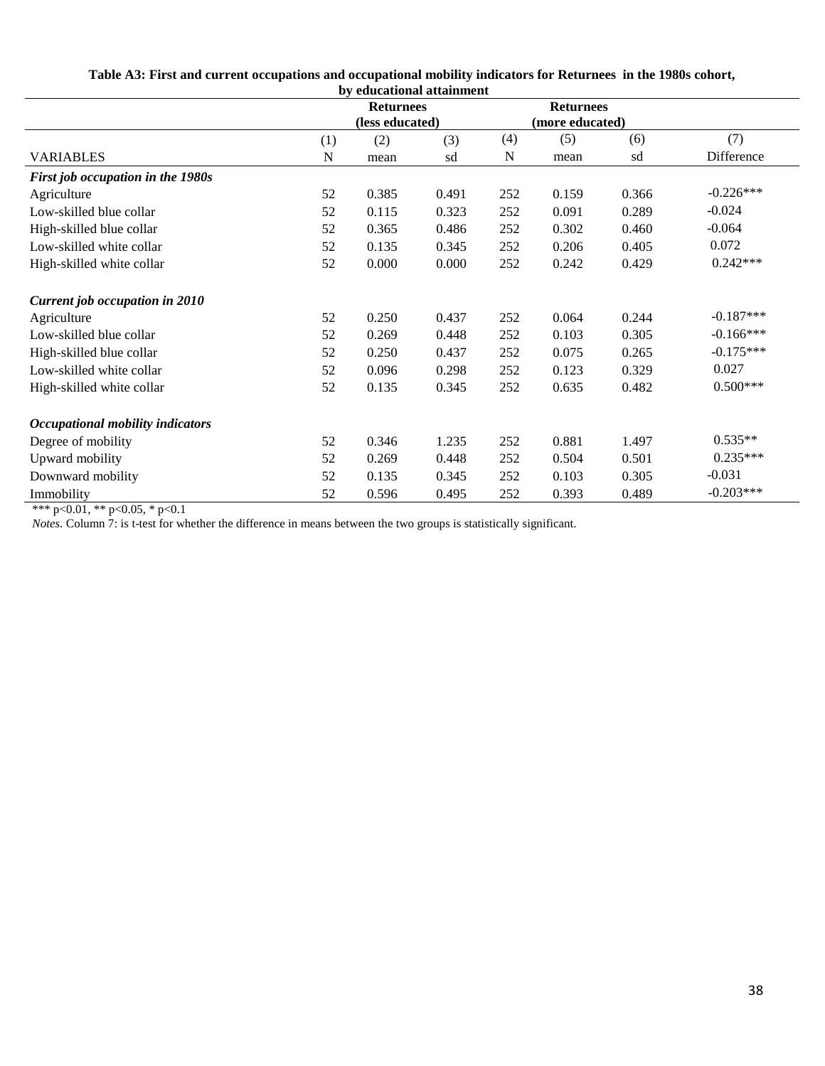**Table A3: First and current occupations and occupational mobility indicators for Returnees in the 1980s cohort, by educational attainment**

| | Returnees (less educated) | | | Returnees (more educated) | | | |
|---|---|---|---|---|---|---|---|
| | (1) | (2) | (3) | (4) | (5) | (6) | (7) |
| VARIABLES | N | mean | sd | N | mean | sd | Difference |
| ***First job occupation in the 1980s*** | | | | | | | |
| Agriculture | 52 | 0.385 | 0.491 | 252 | 0.159 | 0.366 | -0.226*** |
| Low-skilled blue collar | 52 | 0.115 | 0.323 | 252 | 0.091 | 0.289 | -0.024 |
| High-skilled blue collar | 52 | 0.365 | 0.486 | 252 | 0.302 | 0.460 | -0.064 |
| Low-skilled white collar | 52 | 0.135 | 0.345 | 252 | 0.206 | 0.405 | 0.072 |
| High-skilled white collar | 52 | 0.000 | 0.000 | 252 | 0.242 | 0.429 | 0.242*** |
| ***Current job occupation in 2010*** | | | | | | | |
| Agriculture | 52 | 0.250 | 0.437 | 252 | 0.064 | 0.244 | -0.187*** |
| Low-skilled blue collar | 52 | 0.269 | 0.448 | 252 | 0.103 | 0.305 | -0.166*** |
| High-skilled blue collar | 52 | 0.250 | 0.437 | 252 | 0.075 | 0.265 | -0.175*** |
| Low-skilled white collar | 52 | 0.096 | 0.298 | 252 | 0.123 | 0.329 | 0.027 |
| High-skilled white collar | 52 | 0.135 | 0.345 | 252 | 0.635 | 0.482 | 0.500*** |
| ***Occupational mobility indicators*** | | | | | | | |
| Degree of mobility | 52 | 0.346 | 1.235 | 252 | 0.881 | 1.497 | 0.535** |
| Upward mobility | 52 | 0.269 | 0.448 | 252 | 0.504 | 0.501 | 0.235*** |
| Downward mobility | 52 | 0.135 | 0.345 | 252 | 0.103 | 0.305 | -0.031 |
| Immobility | 52 | 0.596 | 0.495 | 252 | 0.393 | 0.489 | -0.203*** |

*** p<0.01, ** p<0.05, * p<0.1

*Notes.* Column 7: is t-test for whether the difference in means between the two groups is statistically significant.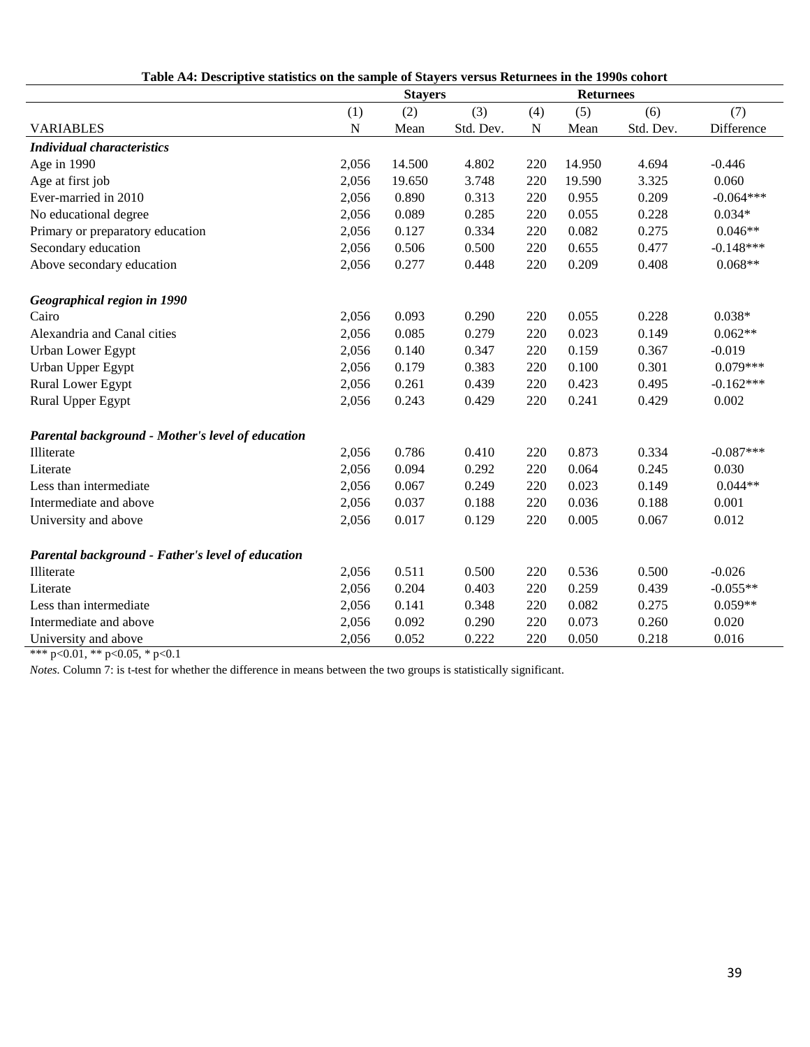**Table A4: Descriptive statistics on the sample of Stayers versus Returnees in the 1990s cohort**

| | Stayers | | | Returnees | | | |
|---|---|---|---|---|---|---|---|
| | (1) | (2) | (3) | (4) | (5) | (6) | (7) |
| VARIABLES | N | Mean | Std. Dev. | N | Mean | Std. Dev. | Difference |
| ***Individual characteristics*** | | | | | | | |
| Age in 1990 | 2,056 | 14.500 | 4.802 | 220 | 14.950 | 4.694 | -0.446 |
| Age at first job | 2,056 | 19.650 | 3.748 | 220 | 19.590 | 3.325 | 0.060 |
| Ever-married in 2010 | 2,056 | 0.890 | 0.313 | 220 | 0.955 | 0.209 | -0.064*** |
| No educational degree | 2,056 | 0.089 | 0.285 | 220 | 0.055 | 0.228 | 0.034* |
| Primary or preparatory education | 2,056 | 0.127 | 0.334 | 220 | 0.082 | 0.275 | 0.046** |
| Secondary education | 2,056 | 0.506 | 0.500 | 220 | 0.655 | 0.477 | -0.148*** |
| Above secondary education | 2,056 | 0.277 | 0.448 | 220 | 0.209 | 0.408 | 0.068** |
| ***Geographical region in 1990*** | | | | | | | |
| Cairo | 2,056 | 0.093 | 0.290 | 220 | 0.055 | 0.228 | 0.038* |
| Alexandria and Canal cities | 2,056 | 0.085 | 0.279 | 220 | 0.023 | 0.149 | 0.062** |
| Urban Lower Egypt | 2,056 | 0.140 | 0.347 | 220 | 0.159 | 0.367 | -0.019 |
| Urban Upper Egypt | 2,056 | 0.179 | 0.383 | 220 | 0.100 | 0.301 | 0.079*** |
| Rural Lower Egypt | 2,056 | 0.261 | 0.439 | 220 | 0.423 | 0.495 | -0.162*** |
| Rural Upper Egypt | 2,056 | 0.243 | 0.429 | 220 | 0.241 | 0.429 | 0.002 |
| ***Parental background - Mother's level of education*** | | | | | | | |
| Illiterate | 2,056 | 0.786 | 0.410 | 220 | 0.873 | 0.334 | -0.087*** |
| Literate | 2,056 | 0.094 | 0.292 | 220 | 0.064 | 0.245 | 0.030 |
| Less than intermediate | 2,056 | 0.067 | 0.249 | 220 | 0.023 | 0.149 | 0.044** |
| Intermediate and above | 2,056 | 0.037 | 0.188 | 220 | 0.036 | 0.188 | 0.001 |
| University and above | 2,056 | 0.017 | 0.129 | 220 | 0.005 | 0.067 | 0.012 |
| ***Parental background - Father's level of education*** | | | | | | | |
| Illiterate | 2,056 | 0.511 | 0.500 | 220 | 0.536 | 0.500 | -0.026 |
| Literate | 2,056 | 0.204 | 0.403 | 220 | 0.259 | 0.439 | -0.055** |
| Less than intermediate | 2,056 | 0.141 | 0.348 | 220 | 0.082 | 0.275 | 0.059** |
| Intermediate and above | 2,056 | 0.092 | 0.290 | 220 | 0.073 | 0.260 | 0.020 |
| University and above | 2,056 | 0.052 | 0.222 | 220 | 0.050 | 0.218 | 0.016 |

*** p<0.01, ** p<0.05, * p<0.1

*Notes.* Column 7: is t-test for whether the difference in means between the two groups is statistically significant.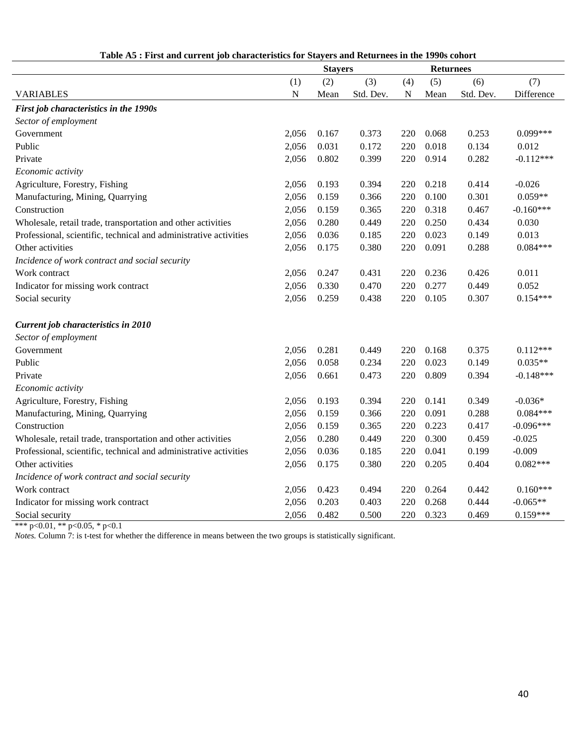**Table A5 : First and current job characteristics for Stayers and Returnees in the 1990s cohort**

| | Stayers | | | Returnees | | | |
|---|---|---|---|---|---|---|---|
| | (1) | (2) | (3) | (4) | (5) | (6) | (7) |
| VARIABLES | N | Mean | Std. Dev. | N | Mean | Std. Dev. | Difference |
| ***First job characteristics in the 1990s*** | | | | | | | |
| *Sector of employment* | | | | | | | |
| Government | 2,056 | 0.167 | 0.373 | 220 | 0.068 | 0.253 | 0.099*** |
| Public | 2,056 | 0.031 | 0.172 | 220 | 0.018 | 0.134 | 0.012 |
| Private | 2,056 | 0.802 | 0.399 | 220 | 0.914 | 0.282 | -0.112*** |
| *Economic activity* | | | | | | | |
| Agriculture, Forestry, Fishing | 2,056 | 0.193 | 0.394 | 220 | 0.218 | 0.414 | -0.026 |
| Manufacturing, Mining, Quarrying | 2,056 | 0.159 | 0.366 | 220 | 0.100 | 0.301 | 0.059** |
| Construction | 2,056 | 0.159 | 0.365 | 220 | 0.318 | 0.467 | -0.160*** |
| Wholesale, retail trade, transportation and other activities | 2,056 | 0.280 | 0.449 | 220 | 0.250 | 0.434 | 0.030 |
| Professional, scientific, technical and administrative activities | 2,056 | 0.036 | 0.185 | 220 | 0.023 | 0.149 | 0.013 |
| Other activities | 2,056 | 0.175 | 0.380 | 220 | 0.091 | 0.288 | 0.084*** |
| *Incidence of work contract and social security* | | | | | | | |
| Work contract | 2,056 | 0.247 | 0.431 | 220 | 0.236 | 0.426 | 0.011 |
| Indicator for missing work contract | 2,056 | 0.330 | 0.470 | 220 | 0.277 | 0.449 | 0.052 |
| Social security | 2,056 | 0.259 | 0.438 | 220 | 0.105 | 0.307 | 0.154*** |
| ***Current job characteristics in 2010*** | | | | | | | |
| *Sector of employment* | | | | | | | |
| Government | 2,056 | 0.281 | 0.449 | 220 | 0.168 | 0.375 | 0.112*** |
| Public | 2,056 | 0.058 | 0.234 | 220 | 0.023 | 0.149 | 0.035** |
| Private | 2,056 | 0.661 | 0.473 | 220 | 0.809 | 0.394 | -0.148*** |
| *Economic activity* | | | | | | | |
| Agriculture, Forestry, Fishing | 2,056 | 0.193 | 0.394 | 220 | 0.141 | 0.349 | -0.036* |
| Manufacturing, Mining, Quarrying | 2,056 | 0.159 | 0.366 | 220 | 0.091 | 0.288 | 0.084*** |
| Construction | 2,056 | 0.159 | 0.365 | 220 | 0.223 | 0.417 | -0.096*** |
| Wholesale, retail trade, transportation and other activities | 2,056 | 0.280 | 0.449 | 220 | 0.300 | 0.459 | -0.025 |
| Professional, scientific, technical and administrative activities | 2,056 | 0.036 | 0.185 | 220 | 0.041 | 0.199 | -0.009 |
| Other activities | 2,056 | 0.175 | 0.380 | 220 | 0.205 | 0.404 | 0.082*** |
| *Incidence of work contract and social security* | | | | | | | |
| Work contract | 2,056 | 0.423 | 0.494 | 220 | 0.264 | 0.442 | 0.160*** |
| Indicator for missing work contract | 2,056 | 0.203 | 0.403 | 220 | 0.268 | 0.444 | -0.065** |
| Social security | 2,056 | 0.482 | 0.500 | 220 | 0.323 | 0.469 | 0.159*** |

*** p<0.01, ** p<0.05, * p<0.1

*Notes.* Column 7: is t-test for whether the difference in means between the two groups is statistically significant.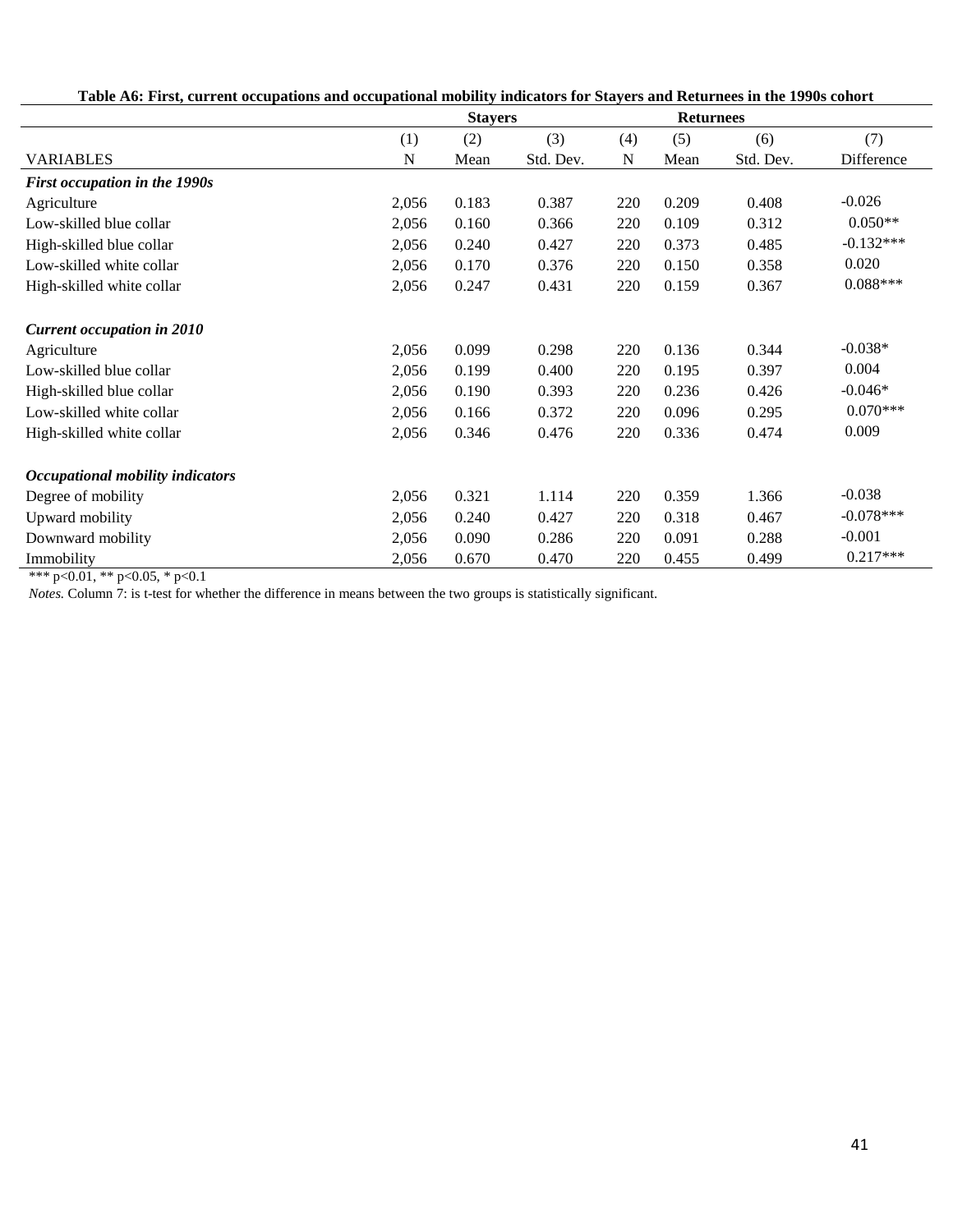**Table A6: First, current occupations and occupational mobility indicators for Stayers and Returnees in the 1990s cohort**

| | Stayers | | | Returnees | | | |
|---|---|---|---|---|---|---|---|
| | (1) | (2) | (3) | (4) | (5) | (6) | (7) |
| VARIABLES | N | Mean | Std. Dev. | N | Mean | Std. Dev. | Difference |
| ***First occupation in the 1990s*** | | | | | | | |
| Agriculture | 2,056 | 0.183 | 0.387 | 220 | 0.209 | 0.408 | -0.026 |
| Low-skilled blue collar | 2,056 | 0.160 | 0.366 | 220 | 0.109 | 0.312 | 0.050** |
| High-skilled blue collar | 2,056 | 0.240 | 0.427 | 220 | 0.373 | 0.485 | -0.132*** |
| Low-skilled white collar | 2,056 | 0.170 | 0.376 | 220 | 0.150 | 0.358 | 0.020 |
| High-skilled white collar | 2,056 | 0.247 | 0.431 | 220 | 0.159 | 0.367 | 0.088*** |
| ***Current occupation in 2010*** | | | | | | | |
| Agriculture | 2,056 | 0.099 | 0.298 | 220 | 0.136 | 0.344 | -0.038* |
| Low-skilled blue collar | 2,056 | 0.199 | 0.400 | 220 | 0.195 | 0.397 | 0.004 |
| High-skilled blue collar | 2,056 | 0.190 | 0.393 | 220 | 0.236 | 0.426 | -0.046* |
| Low-skilled white collar | 2,056 | 0.166 | 0.372 | 220 | 0.096 | 0.295 | 0.070*** |
| High-skilled white collar | 2,056 | 0.346 | 0.476 | 220 | 0.336 | 0.474 | 0.009 |
| ***Occupational mobility indicators*** | | | | | | | |
| Degree of mobility | 2,056 | 0.321 | 1.114 | 220 | 0.359 | 1.366 | -0.038 |
| Upward mobility | 2,056 | 0.240 | 0.427 | 220 | 0.318 | 0.467 | -0.078*** |
| Downward mobility | 2,056 | 0.090 | 0.286 | 220 | 0.091 | 0.288 | -0.001 |
| Immobility | 2,056 | 0.670 | 0.470 | 220 | 0.455 | 0.499 | 0.217*** |

*** p<0.01, ** p<0.05, * p<0.1

*Notes.* Column 7: is t-test for whether the difference in means between the two groups is statistically significant.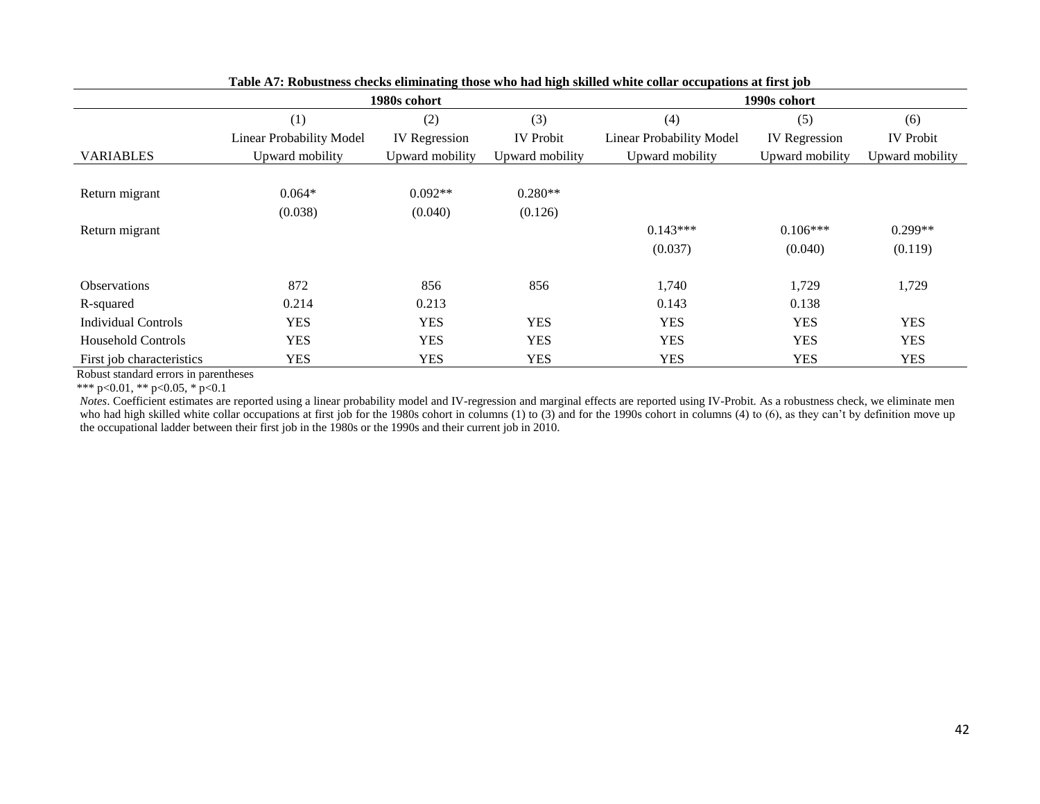**Table A7: Robustness checks eliminating those who had high skilled white collar occupations at first job**

| | 1980s cohort | | | 1990s cohort | | |
|---|---|---|---|---|---|---|
| | (1) | (2) | (3) | (4) | (5) | (6) |
| | Linear Probability Model | IV Regression | IV Probit | Linear Probability Model | IV Regression | IV Probit |
| VARIABLES | Upward mobility | Upward mobility | Upward mobility | Upward mobility | Upward mobility | Upward mobility |
| Return migrant | 0.064* | 0.092** | 0.280** | | | |
| | (0.038) | (0.040) | (0.126) | | | |
| Return migrant | | | | 0.143*** | 0.106*** | 0.299** |
| | | | | (0.037) | (0.040) | (0.119) |
| Observations | 872 | 856 | 856 | 1,740 | 1,729 | 1,729 |
| R-squared | 0.214 | 0.213 | | 0.143 | 0.138 | |
| Individual Controls | YES | YES | YES | YES | YES | YES |
| Household Controls | YES | YES | YES | YES | YES | YES |
| First job characteristics | YES | YES | YES | YES | YES | YES |

Robust standard errors in parentheses

*** p<0.01, ** p<0.05, * p<0.1

*Notes*. Coefficient estimates are reported using a linear probability model and IV-regression and marginal effects are reported using IV-Probit. As a robustness check, we eliminate men who had high skilled white collar occupations at first job for the 1980s cohort in columns (1) to (3) and for the 1990s cohort in columns (4) to (6), as they can't by definition move up the occupational ladder between their first job in the 1980s or the 1990s and their current job in 2010.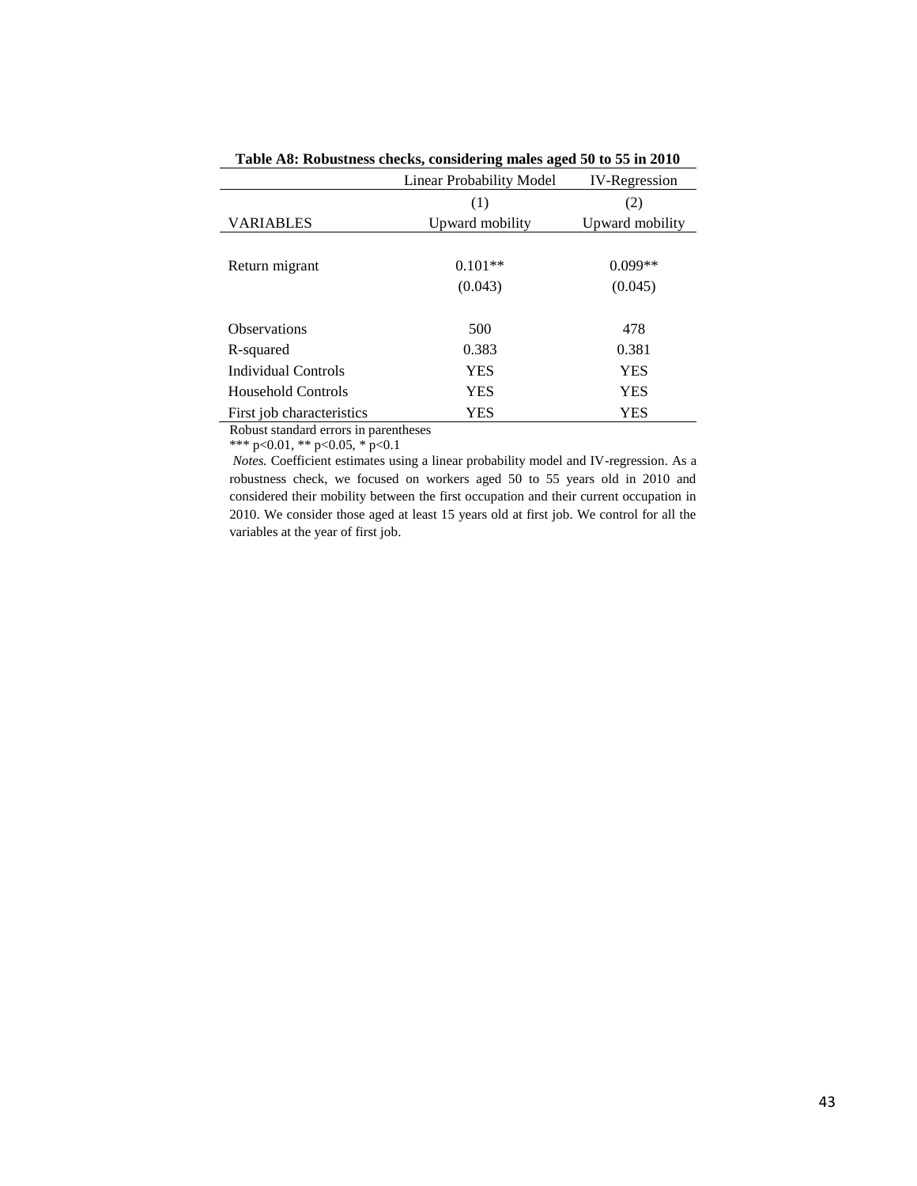**Table A8: Robustness checks, considering males aged 50 to 55 in 2010**

| | Linear Probability Model | IV-Regression |
|---|---|---|
| | (1) | (2) |
| VARIABLES | Upward mobility | Upward mobility |
| Return migrant | 0.101** | 0.099** |
| | (0.043) | (0.045) |
| Observations | 500 | 478 |
| R-squared | 0.383 | 0.381 |
| Individual Controls | YES | YES |
| Household Controls | YES | YES |
| First job characteristics | YES | YES |

Robust standard errors in parentheses
*** p<0.01, ** p<0.05, * p<0.1

*Notes.* Coefficient estimates using a linear probability model and IV-regression. As a robustness check, we focused on workers aged 50 to 55 years old in 2010 and considered their mobility between the first occupation and their current occupation in 2010. We consider those aged at least 15 years old at first job. We control for all the variables at the year of first job.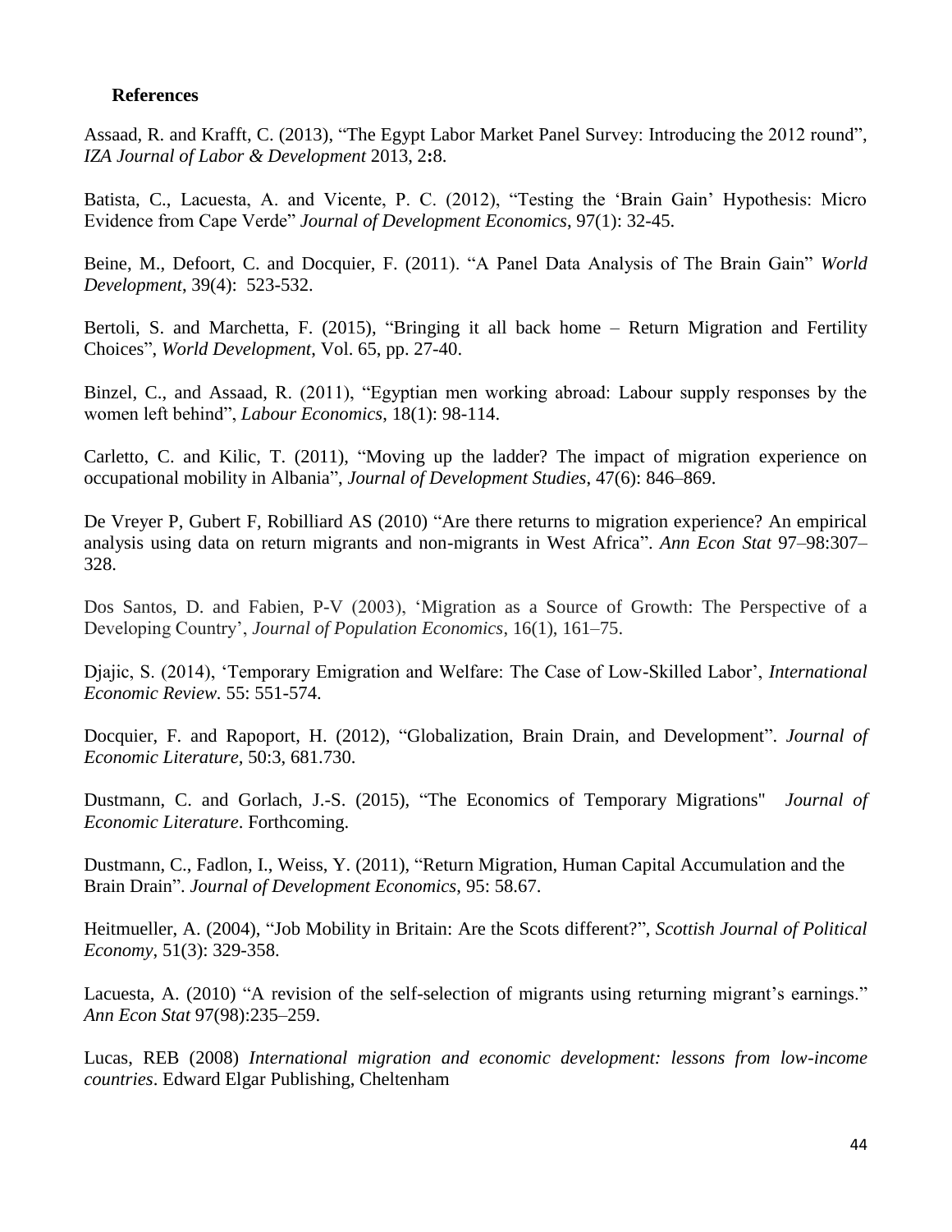**References**

Assaad, R. and Krafft, C. (2013), "The Egypt Labor Market Panel Survey: Introducing the 2012 round", *IZA Journal of Labor & Development* 2013, 2**:**8.

Batista, C., Lacuesta, A. and Vicente, P. C. (2012), "Testing the 'Brain Gain' Hypothesis: Micro Evidence from Cape Verde" *Journal of Development Economics*, 97(1): 32-45.

Beine, M., Defoort, C. and Docquier, F. (2011). "A Panel Data Analysis of The Brain Gain" *World Development*, 39(4): 523-532.

Bertoli, S. and Marchetta, F. (2015), "Bringing it all back home – Return Migration and Fertility Choices", *World Development*, Vol. 65, pp. 27-40.

Binzel, C., and Assaad, R. (2011), "Egyptian men working abroad: Labour supply responses by the women left behind", *Labour Economics*, 18(1): 98-114.

Carletto, C. and Kilic, T. (2011), "Moving up the ladder? The impact of migration experience on occupational mobility in Albania", *Journal of Development Studies*, 47(6): 846–869.

De Vreyer P, Gubert F, Robilliard AS (2010) "Are there returns to migration experience? An empirical analysis using data on return migrants and non-migrants in West Africa". *Ann Econ Stat* 97–98:307–328.

Dos Santos, D. and Fabien, P-V (2003), 'Migration as a Source of Growth: The Perspective of a Developing Country', *Journal of Population Economics*, 16(1), 161–75.

Djajic, S. (2014), 'Temporary Emigration and Welfare: The Case of Low-Skilled Labor', *International Economic Review*. 55: 551-574.

Docquier, F. and Rapoport, H. (2012), "Globalization, Brain Drain, and Development". *Journal of Economic Literature,* 50:3, 681.730.

Dustmann, C. and Gorlach, J.-S. (2015), "The Economics of Temporary Migrations" *Journal of Economic Literature*. Forthcoming.

Dustmann, C., Fadlon, I., Weiss, Y. (2011), "Return Migration, Human Capital Accumulation and the Brain Drain". *Journal of Development Economics*, 95: 58.67.

Heitmueller, A. (2004), "Job Mobility in Britain: Are the Scots different?", *Scottish Journal of Political Economy*, 51(3): 329-358.

Lacuesta, A. (2010) "A revision of the self-selection of migrants using returning migrant's earnings." *Ann Econ Stat* 97(98):235–259.

Lucas, REB (2008) *International migration and economic development: lessons from low-income countries*. Edward Elgar Publishing, Cheltenham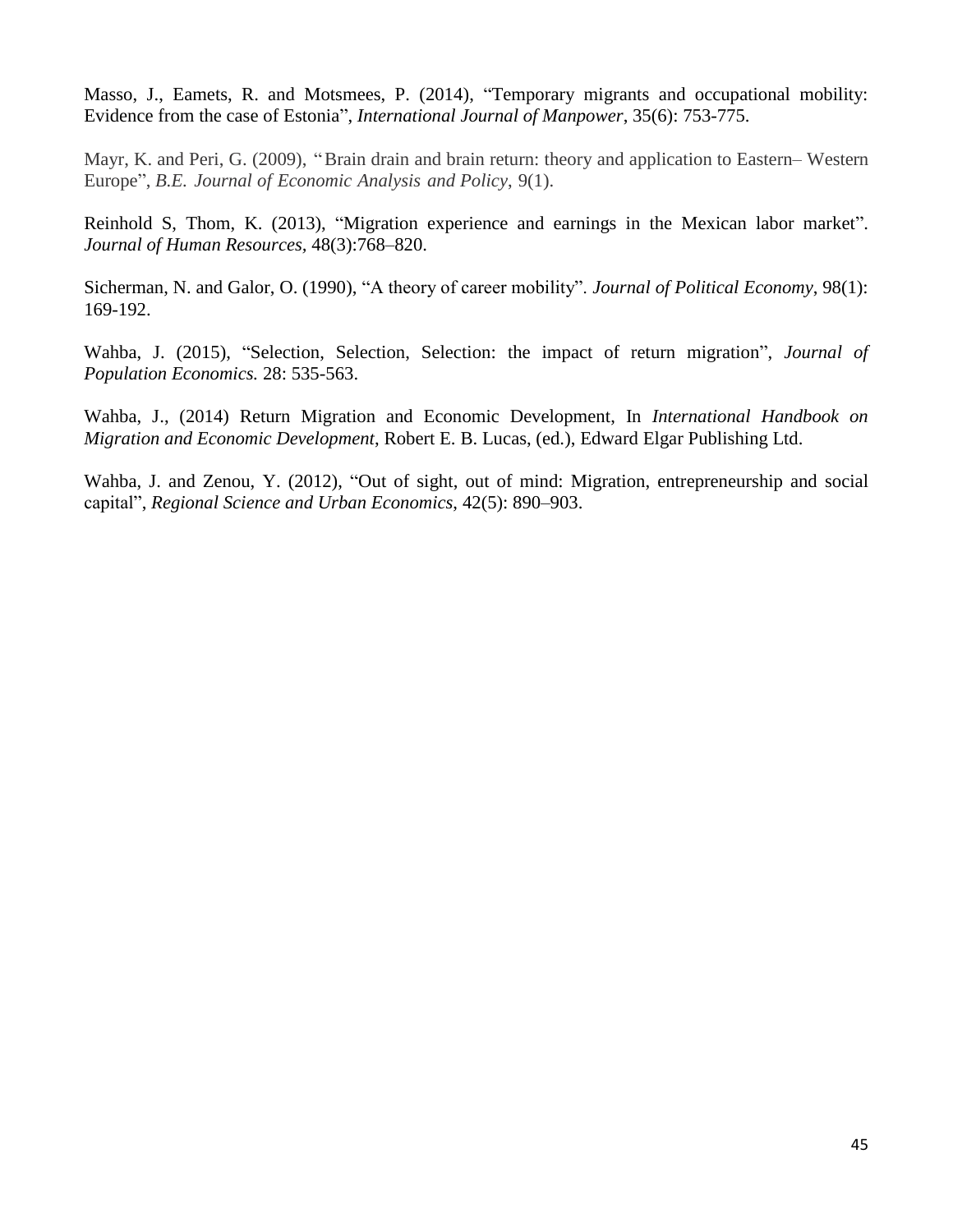Masso, J., Eamets, R. and Motsmees, P. (2014), "Temporary migrants and occupational mobility: Evidence from the case of Estonia", *International Journal of Manpower*, 35(6): 753-775.

Mayr, K. and Peri, G. (2009), "Brain drain and brain return: theory and application to Eastern– Western Europe", *B.E. Journal of Economic Analysis and Policy*, 9(1).

Reinhold S, Thom, K. (2013), "Migration experience and earnings in the Mexican labor market". *Journal of Human Resources*, 48(3):768–820.

Sicherman, N. and Galor, O. (1990), "A theory of career mobility". *Journal of Political Economy*, 98(1): 169-192.

Wahba, J. (2015), "Selection, Selection, Selection: the impact of return migration", *Journal of Population Economics.* 28: 535-563.

Wahba, J., (2014) Return Migration and Economic Development, In *International Handbook on Migration and Economic Development*, Robert E. B. Lucas, (ed.), Edward Elgar Publishing Ltd.

Wahba, J. and Zenou, Y. (2012), "Out of sight, out of mind: Migration, entrepreneurship and social capital", *Regional Science and Urban Economics*, 42(5): 890–903.